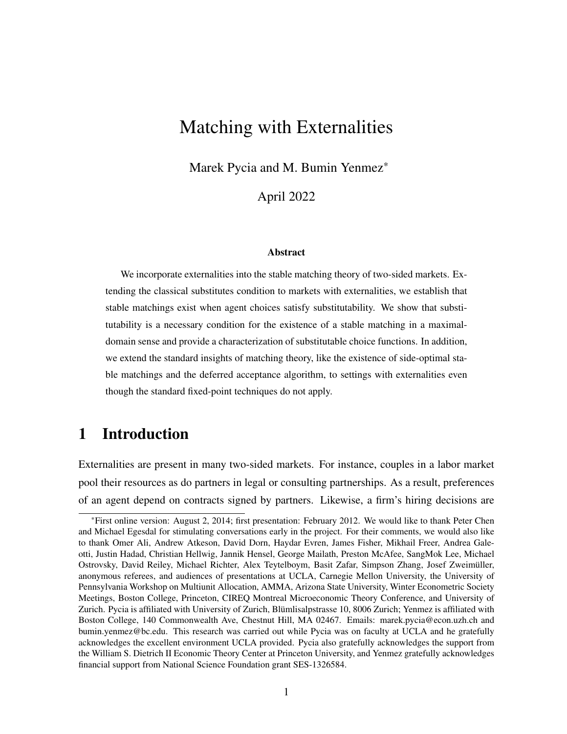# Matching with Externalities

Marek Pycia and M. Bumin Yenmez*

April 2022

#### Abstract

We incorporate externalities into the stable matching theory of two-sided markets. Extending the classical substitutes condition to markets with externalities, we establish that stable matchings exist when agent choices satisfy substitutability. We show that substitutability is a necessary condition for the existence of a stable matching in a maximal-domain sense and provide a characterization of substitutable choice functions. In addition, we extend the standard insights of matching theory, like the existence of side-optimal stable matchings and the deferred acceptance algorithm, to settings with externalities even though the standard fixed-point techniques do not apply.

## 1 Introduction

Externalities are present in many two-sided markets. For instance, couples in a labor market pool their resources as do partners in legal or consulting partnerships. As a result, preferences of an agent depend on contracts signed by partners. Likewise, a firm's hiring decisions are

---

*First online version: August 2, 2014; first presentation: February 2012. We would like to thank Peter Chen and Michael Egesdal for stimulating conversations early in the project. For their comments, we would also like to thank Omer Ali, Andrew Atkeson, David Dorn, Haydar Evren, James Fisher, Mikhail Freer, Andrea Galeotti, Justin Hadad, Christian Hellwig, Jannik Hensel, George Mailath, Preston McAfee, SangMok Lee, Michael Ostrovsky, David Reiley, Michael Richter, Alex Teytelboym, Basit Zafar, Simpson Zhang, Josef Zweimüller, anonymous referees, and audiences of presentations at UCLA, Carnegie Mellon University, the University of Pennsylvania Workshop on Multiunit Allocation, AMMA, Arizona State University, Winter Econometric Society Meetings, Boston College, Princeton, CIREQ Montreal Microeconomic Theory Conference, and University of Zurich. Pycia is affiliated with University of Zurich, Blümlisalpstrasse 10, 8006 Zurich; Yenmez is affiliated with Boston College, 140 Commonwealth Ave, Chestnut Hill, MA 02467. Emails: marek.pycia@econ.uzh.ch and bumin.yenmez@bc.edu. This research was carried out while Pycia was on faculty at UCLA and he gratefully acknowledges the excellent environment UCLA provided. Pycia also gratefully acknowledges the support from the William S. Dietrich II Economic Theory Center at Princeton University, and Yenmez gratefully acknowledges financial support from National Science Foundation grant SES-1326584.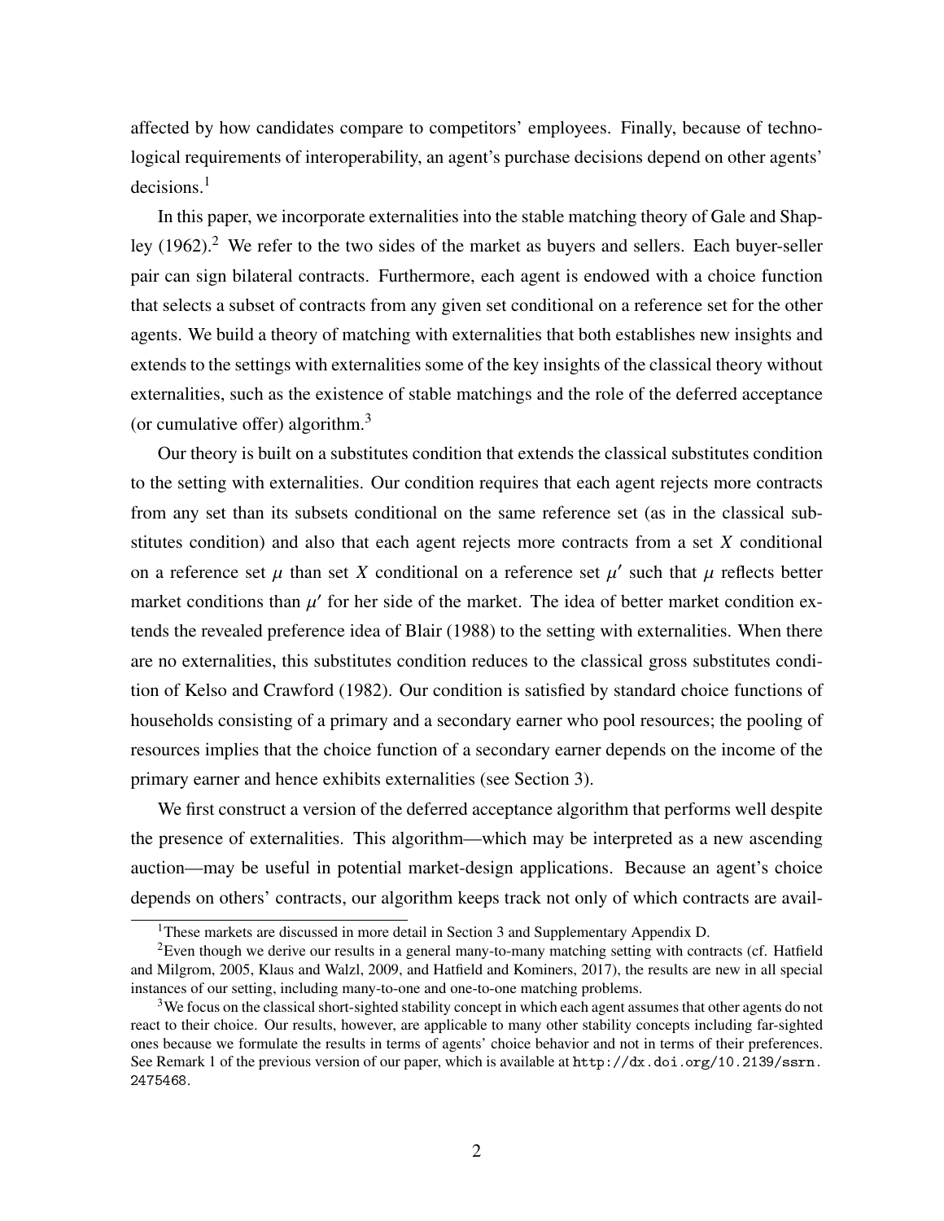affected by how candidates compare to competitors' employees. Finally, because of technological requirements of interoperability, an agent's purchase decisions depend on other agents' decisions.[1]

In this paper, we incorporate externalities into the stable matching theory of Gale and Shapley (1962).[2] We refer to the two sides of the market as buyers and sellers. Each buyer-seller pair can sign bilateral contracts. Furthermore, each agent is endowed with a choice function that selects a subset of contracts from any given set conditional on a reference set for the other agents. We build a theory of matching with externalities that both establishes new insights and extends to the settings with externalities some of the key insights of the classical theory without externalities, such as the existence of stable matchings and the role of the deferred acceptance (or cumulative offer) algorithm.[3]

Our theory is built on a substitutes condition that extends the classical substitutes condition to the setting with externalities. Our condition requires that each agent rejects more contracts from any set than its subsets conditional on the same reference set (as in the classical substitutes condition) and also that each agent rejects more contracts from a set $X$ conditional on a reference set $\mu$ than set $X$ conditional on a reference set $\mu'$ such that $\mu$ reflects better market conditions than $\mu'$ for her side of the market. The idea of better market condition extends the revealed preference idea of Blair (1988) to the setting with externalities. When there are no externalities, this substitutes condition reduces to the classical gross substitutes condition of Kelso and Crawford (1982). Our condition is satisfied by standard choice functions of households consisting of a primary and a secondary earner who pool resources; the pooling of resources implies that the choice function of a secondary earner depends on the income of the primary earner and hence exhibits externalities (see Section 3).

We first construct a version of the deferred acceptance algorithm that performs well despite the presence of externalities. This algorithm—which may be interpreted as a new ascending auction—may be useful in potential market-design applications. Because an agent's choice depends on others' contracts, our algorithm keeps track not only of which contracts are avail-

[1] These markets are discussed in more detail in Section 3 and Supplementary Appendix D.

[2] Even though we derive our results in a general many-to-many matching setting with contracts (cf. Hatfield and Milgrom, 2005, Klaus and Walzl, 2009, and Hatfield and Kominers, 2017), the results are new in all special instances of our setting, including many-to-one and one-to-one matching problems.

[3] We focus on the classical short-sighted stability concept in which each agent assumes that other agents do not react to their choice. Our results, however, are applicable to many other stability concepts including far-sighted ones because we formulate the results in terms of agents' choice behavior and not in terms of their preferences. See Remark 1 of the previous version of our paper, which is available at `http://dx.doi.org/10.2139/ssrn.2475468`.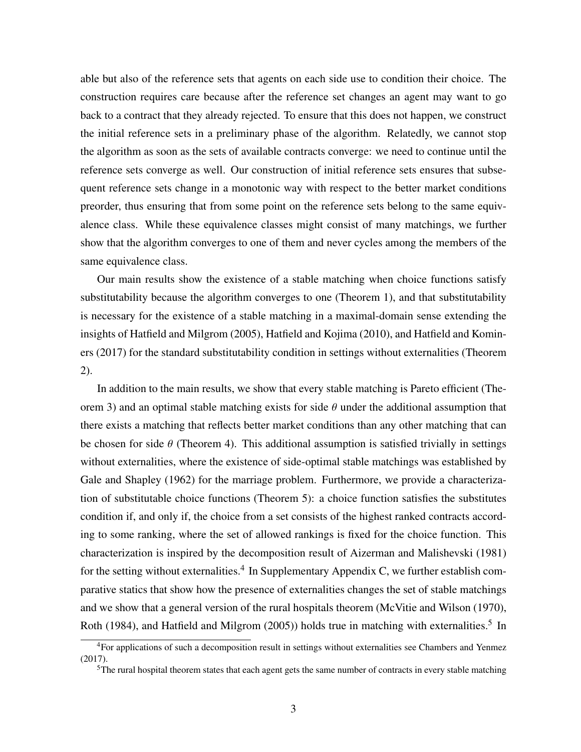able but also of the reference sets that agents on each side use to condition their choice. The construction requires care because after the reference set changes an agent may want to go back to a contract that they already rejected. To ensure that this does not happen, we construct the initial reference sets in a preliminary phase of the algorithm. Relatedly, we cannot stop the algorithm as soon as the sets of available contracts converge: we need to continue until the reference sets converge as well. Our construction of initial reference sets ensures that subsequent reference sets change in a monotonic way with respect to the better market conditions preorder, thus ensuring that from some point on the reference sets belong to the same equivalence class. While these equivalence classes might consist of many matchings, we further show that the algorithm converges to one of them and never cycles among the members of the same equivalence class.

Our main results show the existence of a stable matching when choice functions satisfy substitutability because the algorithm converges to one (Theorem 1), and that substitutability is necessary for the existence of a stable matching in a maximal-domain sense extending the insights of Hatfield and Milgrom (2005), Hatfield and Kojima (2010), and Hatfield and Kominers (2017) for the standard substitutability condition in settings without externalities (Theorem 2).

In addition to the main results, we show that every stable matching is Pareto efficient (Theorem 3) and an optimal stable matching exists for side $\theta$ under the additional assumption that there exists a matching that reflects better market conditions than any other matching that can be chosen for side $\theta$ (Theorem 4). This additional assumption is satisfied trivially in settings without externalities, where the existence of side-optimal stable matchings was established by Gale and Shapley (1962) for the marriage problem. Furthermore, we provide a characterization of substitutable choice functions (Theorem 5): a choice function satisfies the substitutes condition if, and only if, the choice from a set consists of the highest ranked contracts according to some ranking, where the set of allowed rankings is fixed for the choice function. This characterization is inspired by the decomposition result of Aizerman and Malishevski (1981) for the setting without externalities.[4] In Supplementary Appendix C, we further establish comparative statics that show how the presence of externalities changes the set of stable matchings and we show that a general version of the rural hospitals theorem (McVitie and Wilson (1970), Roth (1984), and Hatfield and Milgrom (2005)) holds true in matching with externalities.[5] In

[4]For applications of such a decomposition result in settings without externalities see Chambers and Yenmez (2017).

[5]The rural hospital theorem states that each agent gets the same number of contracts in every stable matching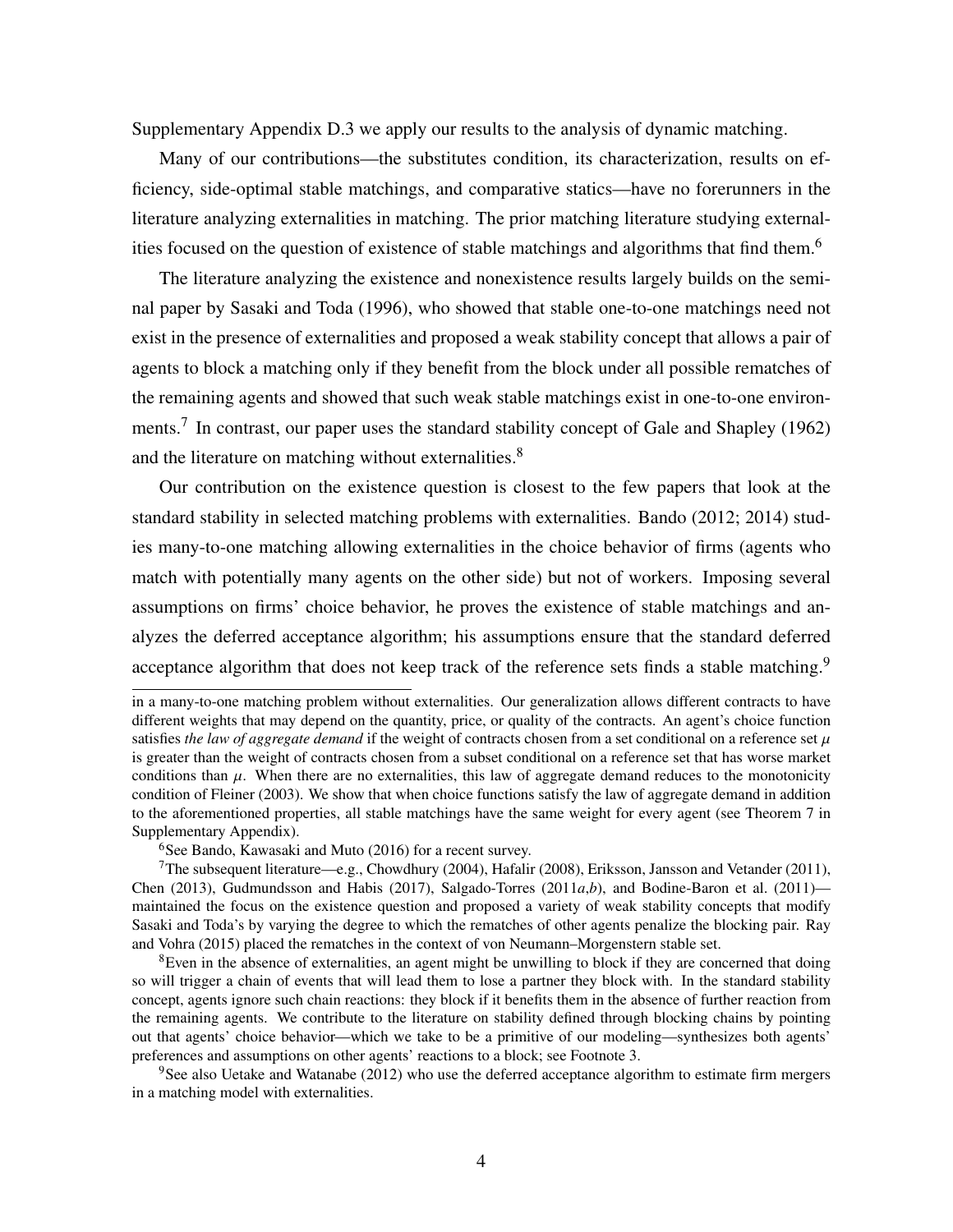Supplementary Appendix D.3 we apply our results to the analysis of dynamic matching.

Many of our contributions—the substitutes condition, its characterization, results on efficiency, side-optimal stable matchings, and comparative statics—have no forerunners in the literature analyzing externalities in matching. The prior matching literature studying externalities focused on the question of existence of stable matchings and algorithms that find them.[6]

The literature analyzing the existence and nonexistence results largely builds on the seminal paper by Sasaki and Toda (1996), who showed that stable one-to-one matchings need not exist in the presence of externalities and proposed a weak stability concept that allows a pair of agents to block a matching only if they benefit from the block under all possible rematches of the remaining agents and showed that such weak stable matchings exist in one-to-one environments.[7] In contrast, our paper uses the standard stability concept of Gale and Shapley (1962) and the literature on matching without externalities.[8]

Our contribution on the existence question is closest to the few papers that look at the standard stability in selected matching problems with externalities. Bando (2012; 2014) studies many-to-one matching allowing externalities in the choice behavior of firms (agents who match with potentially many agents on the other side) but not of workers. Imposing several assumptions on firms' choice behavior, he proves the existence of stable matchings and analyzes the deferred acceptance algorithm; his assumptions ensure that the standard deferred acceptance algorithm that does not keep track of the reference sets finds a stable matching.[9]

---

in a many-to-one matching problem without externalities. Our generalization allows different contracts to have different weights that may depend on the quantity, price, or quality of the contracts. An agent's choice function satisfies *the law of aggregate demand* if the weight of contracts chosen from a set conditional on a reference set $\mu$ is greater than the weight of contracts chosen from a subset conditional on a reference set that has worse market conditions than $\mu$. When there are no externalities, this law of aggregate demand reduces to the monotonicity condition of Fleiner (2003). We show that when choice functions satisfy the law of aggregate demand in addition to the aforementioned properties, all stable matchings have the same weight for every agent (see Theorem 7 in Supplementary Appendix).

[6] See Bando, Kawasaki and Muto (2016) for a recent survey.

[7] The subsequent literature—e.g., Chowdhury (2004), Hafalir (2008), Eriksson, Jansson and Vetander (2011), Chen (2013), Gudmundsson and Habis (2017), Salgado-Torres (2011*a*,*b*), and Bodine-Baron et al. (2011)—maintained the focus on the existence question and proposed a variety of weak stability concepts that modify Sasaki and Toda's by varying the degree to which the rematches of other agents penalize the blocking pair. Ray and Vohra (2015) placed the rematches in the context of von Neumann–Morgenstern stable set.

[8] Even in the absence of externalities, an agent might be unwilling to block if they are concerned that doing so will trigger a chain of events that will lead them to lose a partner they block with. In the standard stability concept, agents ignore such chain reactions: they block if it benefits them in the absence of further reaction from the remaining agents. We contribute to the literature on stability defined through blocking chains by pointing out that agents' choice behavior—which we take to be a primitive of our modeling—synthesizes both agents' preferences and assumptions on other agents' reactions to a block; see Footnote 3.

[9] See also Uetake and Watanabe (2012) who use the deferred acceptance algorithm to estimate firm mergers in a matching model with externalities.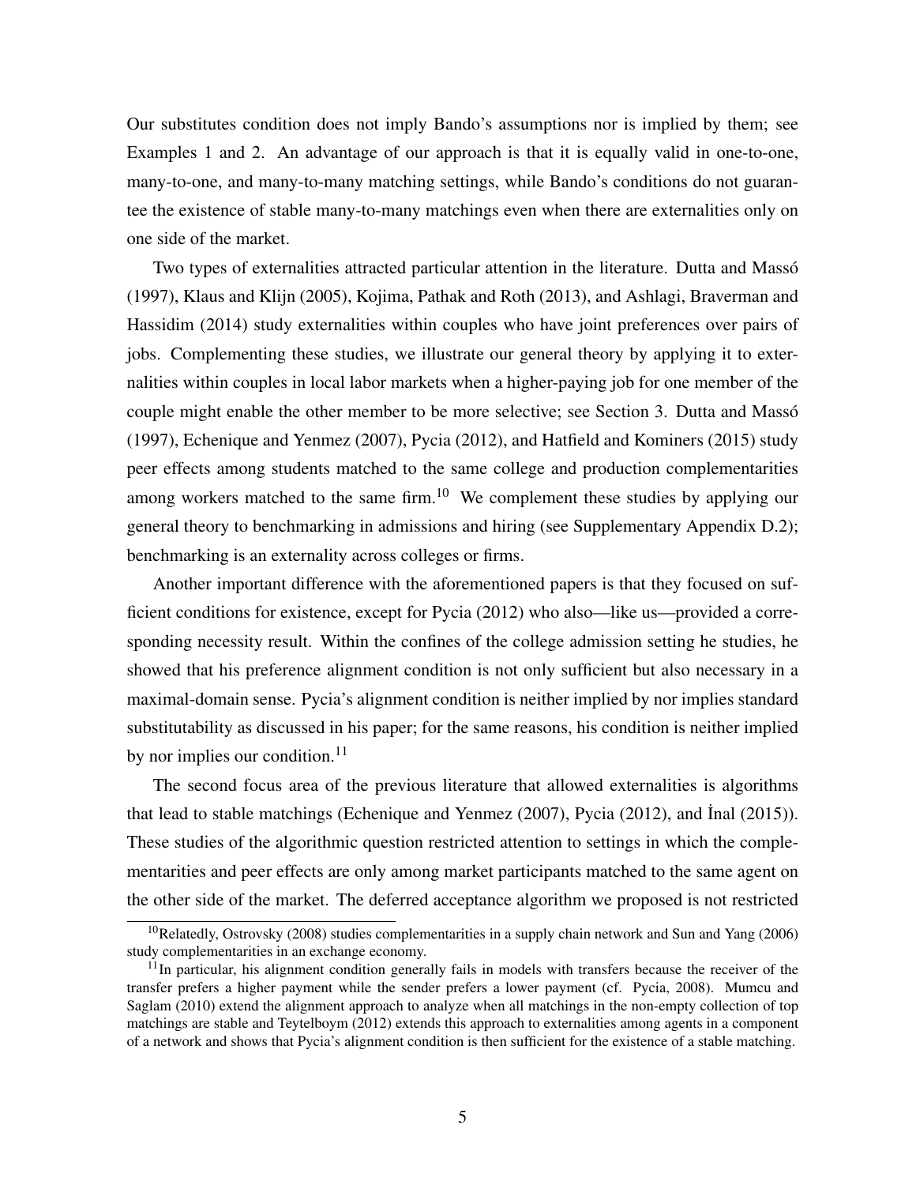Our substitutes condition does not imply Bando's assumptions nor is implied by them; see Examples 1 and 2. An advantage of our approach is that it is equally valid in one-to-one, many-to-one, and many-to-many matching settings, while Bando's conditions do not guarantee the existence of stable many-to-many matchings even when there are externalities only on one side of the market.

Two types of externalities attracted particular attention in the literature. Dutta and Massó (1997), Klaus and Klijn (2005), Kojima, Pathak and Roth (2013), and Ashlagi, Braverman and Hassidim (2014) study externalities within couples who have joint preferences over pairs of jobs. Complementing these studies, we illustrate our general theory by applying it to externalities within couples in local labor markets when a higher-paying job for one member of the couple might enable the other member to be more selective; see Section 3. Dutta and Massó (1997), Echenique and Yenmez (2007), Pycia (2012), and Hatfield and Kominers (2015) study peer effects among students matched to the same college and production complementarities among workers matched to the same firm.[10] We complement these studies by applying our general theory to benchmarking in admissions and hiring (see Supplementary Appendix D.2); benchmarking is an externality across colleges or firms.

Another important difference with the aforementioned papers is that they focused on sufficient conditions for existence, except for Pycia (2012) who also—like us—provided a corresponding necessity result. Within the confines of the college admission setting he studies, he showed that his preference alignment condition is not only sufficient but also necessary in a maximal-domain sense. Pycia's alignment condition is neither implied by nor implies standard substitutability as discussed in his paper; for the same reasons, his condition is neither implied by nor implies our condition.[11]

The second focus area of the previous literature that allowed externalities is algorithms that lead to stable matchings (Echenique and Yenmez (2007), Pycia (2012), and İnal (2015)). These studies of the algorithmic question restricted attention to settings in which the complementarities and peer effects are only among market participants matched to the same agent on the other side of the market. The deferred acceptance algorithm we proposed is not restricted

[10] Relatedly, Ostrovsky (2008) studies complementarities in a supply chain network and Sun and Yang (2006) study complementarities in an exchange economy.

[11] In particular, his alignment condition generally fails in models with transfers because the receiver of the transfer prefers a higher payment while the sender prefers a lower payment (cf. Pycia, 2008). Mumcu and Saglam (2010) extend the alignment approach to analyze when all matchings in the non-empty collection of top matchings are stable and Teytelboym (2012) extends this approach to externalities among agents in a component of a network and shows that Pycia's alignment condition is then sufficient for the existence of a stable matching.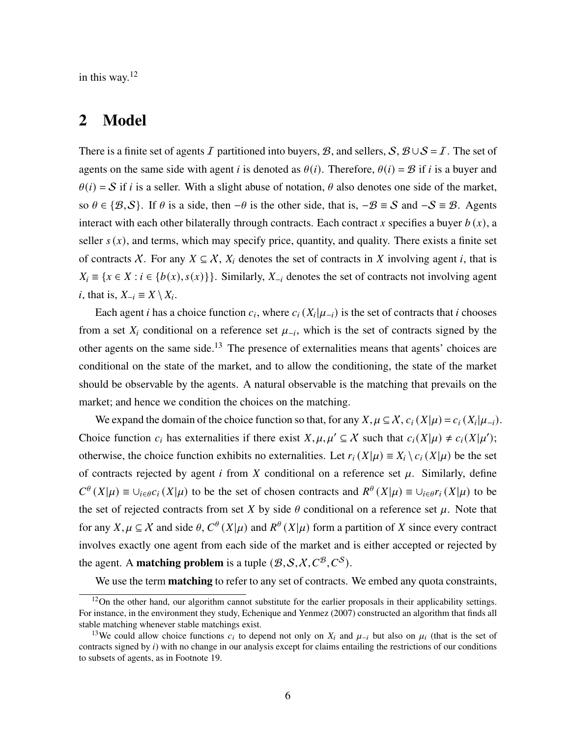in this way.[12]

## 2 Model

There is a finite set of agents $\mathcal{I}$ partitioned into buyers, $\mathcal{B}$, and sellers, $\mathcal{S}$, $\mathcal{B} \cup \mathcal{S} = \mathcal{I}$. The set of agents on the same side with agent $i$ is denoted as $\theta(i)$. Therefore, $\theta(i) = \mathcal{B}$ if $i$ is a buyer and $\theta(i) = \mathcal{S}$ if $i$ is a seller. With a slight abuse of notation, $\theta$ also denotes one side of the market, so $\theta \in \{\mathcal{B}, \mathcal{S}\}$. If $\theta$ is a side, then $-\theta$ is the other side, that is, $-\mathcal{B} \equiv \mathcal{S}$ and $-\mathcal{S} \equiv \mathcal{B}$. Agents interact with each other bilaterally through contracts. Each contract $x$ specifies a buyer $b(x)$, a seller $s(x)$, and terms, which may specify price, quantity, and quality. There exists a finite set of contracts $\mathcal{X}$. For any $X \subseteq \mathcal{X}$, $X_i$ denotes the set of contracts in $X$ involving agent $i$, that is $X_i \equiv \{x \in X : i \in \{b(x), s(x)\}\}$. Similarly, $X_{-i}$ denotes the set of contracts not involving agent $i$, that is, $X_{-i} \equiv X \setminus X_i$.

Each agent $i$ has a choice function $c_i$, where $c_i(X_i|\mu_{-i})$ is the set of contracts that $i$ chooses from a set $X_i$ conditional on a reference set $\mu_{-i}$, which is the set of contracts signed by the other agents on the same side.[13] The presence of externalities means that agents' choices are conditional on the state of the market, and to allow the conditioning, the state of the market should be observable by the agents. A natural observable is the matching that prevails on the market; and hence we condition the choices on the matching.

We expand the domain of the choice function so that, for any $X, \mu \subseteq \mathcal{X}$, $c_i(X|\mu) = c_i(X_i|\mu_{-i})$. Choice function $c_i$ has externalities if there exist $X, \mu, \mu' \subseteq \mathcal{X}$ such that $c_i(X|\mu) \neq c_i(X|\mu')$; otherwise, the choice function exhibits no externalities. Let $r_i(X|\mu) \equiv X_i \setminus c_i(X|\mu)$ be the set of contracts rejected by agent $i$ from $X$ conditional on a reference set $\mu$. Similarly, define $C^{\theta}(X|\mu) \equiv \cup_{i \in \theta} c_i(X|\mu)$ to be the set of chosen contracts and $R^{\theta}(X|\mu) \equiv \cup_{i \in \theta} r_i(X|\mu)$ to be the set of rejected contracts from set $X$ by side $\theta$ conditional on a reference set $\mu$. Note that for any $X, \mu \subseteq \mathcal{X}$ and side $\theta$, $C^{\theta}(X|\mu)$ and $R^{\theta}(X|\mu)$ form a partition of $X$ since every contract involves exactly one agent from each side of the market and is either accepted or rejected by the agent. A **matching problem** is a tuple $(\mathcal{B}, \mathcal{S}, \mathcal{X}, C^{\mathcal{B}}, C^{\mathcal{S}})$.

We use the term **matching** to refer to any set of contracts. We embed any quota constraints,

[12] On the other hand, our algorithm cannot substitute for the earlier proposals in their applicability settings. For instance, in the environment they study, Echenique and Yenmez (2007) constructed an algorithm that finds all stable matching whenever stable matchings exist.

[13] We could allow choice functions $c_i$ to depend not only on $X_i$ and $\mu_{-i}$ but also on $\mu_i$ (that is the set of contracts signed by $i$) with no change in our analysis except for claims entailing the restrictions of our conditions to subsets of agents, as in Footnote 19.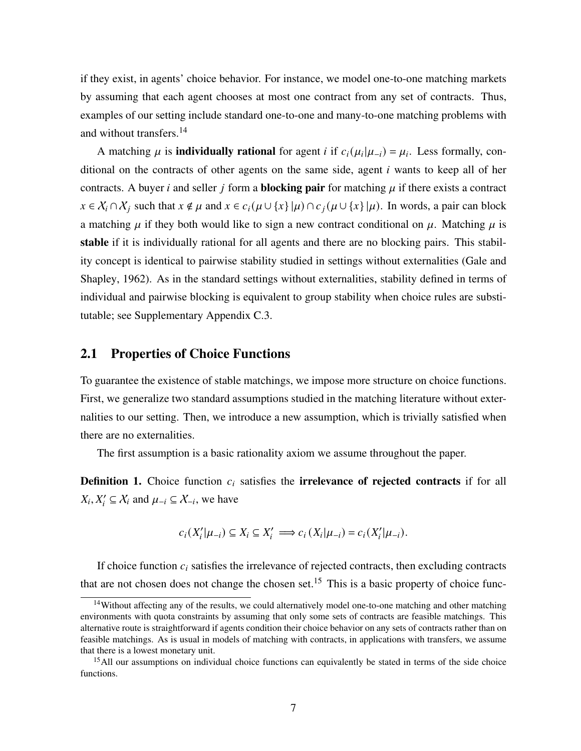if they exist, in agents' choice behavior. For instance, we model one-to-one matching markets by assuming that each agent chooses at most one contract from any set of contracts. Thus, examples of our setting include standard one-to-one and many-to-one matching problems with and without transfers.[14]

A matching $\mu$ is **individually rational** for agent $i$ if $c_i(\mu_i|\mu_{-i}) = \mu_i$. Less formally, conditional on the contracts of other agents on the same side, agent $i$ wants to keep all of her contracts. A buyer $i$ and seller $j$ form a **blocking pair** for matching $\mu$ if there exists a contract $x \in \mathcal{X}_i \cap \mathcal{X}_j$ such that $x \notin \mu$ and $x \in c_i(\mu \cup \{x\}|\mu) \cap c_j(\mu \cup \{x\}|\mu)$. In words, a pair can block a matching $\mu$ if they both would like to sign a new contract conditional on $\mu$. Matching $\mu$ is **stable** if it is individually rational for all agents and there are no blocking pairs. This stability concept is identical to pairwise stability studied in settings without externalities (Gale and Shapley, 1962). As in the standard settings without externalities, stability defined in terms of individual and pairwise blocking is equivalent to group stability when choice rules are substitutable; see Supplementary Appendix C.3.

## 2.1 Properties of Choice Functions

To guarantee the existence of stable matchings, we impose more structure on choice functions. First, we generalize two standard assumptions studied in the matching literature without externalities to our setting. Then, we introduce a new assumption, which is trivially satisfied when there are no externalities.

The first assumption is a basic rationality axiom we assume throughout the paper.

**Definition 1.** Choice function $c_i$ satisfies the **irrelevance of rejected contracts** if for all $X_i, X_i' \subseteq \mathcal{X}_i$ and $\mu_{-i} \subseteq \mathcal{X}_{-i}$, we have

$$c_i(X_i'|\mu_{-i}) \subseteq X_i \subseteq X_i' \implies c_i(X_i|\mu_{-i}) = c_i(X_i'|\mu_{-i}).$$

If choice function $c_i$ satisfies the irrelevance of rejected contracts, then excluding contracts that are not chosen does not change the chosen set.[15] This is a basic property of choice func-

[14] Without affecting any of the results, we could alternatively model one-to-one matching and other matching environments with quota constraints by assuming that only some sets of contracts are feasible matchings. This alternative route is straightforward if agents condition their choice behavior on any sets of contracts rather than on feasible matchings. As is usual in models of matching with contracts, in applications with transfers, we assume that there is a lowest monetary unit.

[15] All our assumptions on individual choice functions can equivalently be stated in terms of the side choice functions.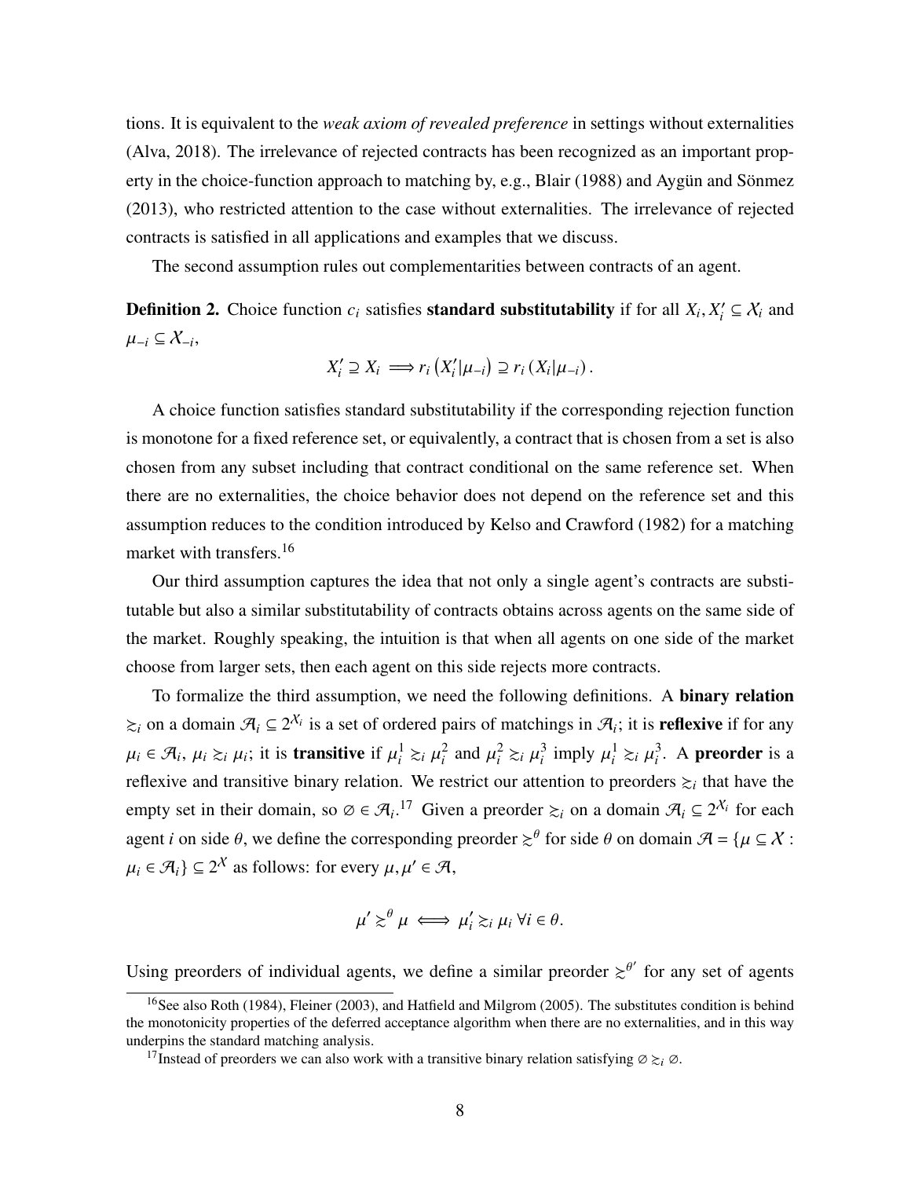tions. It is equivalent to the *weak axiom of revealed preference* in settings without externalities (Alva, 2018). The irrelevance of rejected contracts has been recognized as an important property in the choice-function approach to matching by, e.g., Blair (1988) and Aygün and Sönmez (2013), who restricted attention to the case without externalities. The irrelevance of rejected contracts is satisfied in all applications and examples that we discuss.

The second assumption rules out complementarities between contracts of an agent.

**Definition 2.** Choice function $c_i$ satisfies **standard substitutability** if for all $X_i, X_i' \subseteq \mathcal{X}_i$ and $\mu_{-i} \subseteq \mathcal{X}_{-i}$,

$$X_i' \supseteq X_i \implies r_i\left(X_i'|\mu_{-i}\right) \supseteq r_i\left(X_i|\mu_{-i}\right).$$

A choice function satisfies standard substitutability if the corresponding rejection function is monotone for a fixed reference set, or equivalently, a contract that is chosen from a set is also chosen from any subset including that contract conditional on the same reference set. When there are no externalities, the choice behavior does not depend on the reference set and this assumption reduces to the condition introduced by Kelso and Crawford (1982) for a matching market with transfers.[16]

Our third assumption captures the idea that not only a single agent's contracts are substitutable but also a similar substitutability of contracts obtains across agents on the same side of the market. Roughly speaking, the intuition is that when all agents on one side of the market choose from larger sets, then each agent on this side rejects more contracts.

To formalize the third assumption, we need the following definitions. A **binary relation** $\succsim_i$ on a domain $\mathcal{A}_i \subseteq 2^{\mathcal{X}_i}$ is a set of ordered pairs of matchings in $\mathcal{A}_i$; it is **reflexive** if for any $\mu_i \in \mathcal{A}_i$, $\mu_i \succsim_i \mu_i$; it is **transitive** if $\mu_i^1 \succsim_i \mu_i^2$ and $\mu_i^2 \succsim_i \mu_i^3$ imply $\mu_i^1 \succsim_i \mu_i^3$. A **preorder** is a reflexive and transitive binary relation. We restrict our attention to preorders $\succsim_i$ that have the empty set in their domain, so $\varnothing \in \mathcal{A}_i$.[17] Given a preorder $\succsim_i$ on a domain $\mathcal{A}_i \subseteq 2^{\mathcal{X}_i}$ for each agent $i$ on side $\theta$, we define the corresponding preorder $\succsim^\theta$ for side $\theta$ on domain $\mathcal{A} = \{\mu \subseteq \mathcal{X} : \mu_i \in \mathcal{A}_i\} \subseteq 2^{\mathcal{X}}$ as follows: for every $\mu, \mu' \in \mathcal{A}$,

$$\mu' \succsim^\theta \mu \iff \mu_i' \succsim_i \mu_i \; \forall i \in \theta.$$

Using preorders of individual agents, we define a similar preorder $\succsim^{\theta'}$ for any set of agents

[16] See also Roth (1984), Fleiner (2003), and Hatfield and Milgrom (2005). The substitutes condition is behind the monotonicity properties of the deferred acceptance algorithm when there are no externalities, and in this way underpins the standard matching analysis.

[17] Instead of preorders we can also work with a transitive binary relation satisfying $\varnothing \succsim_i \varnothing$.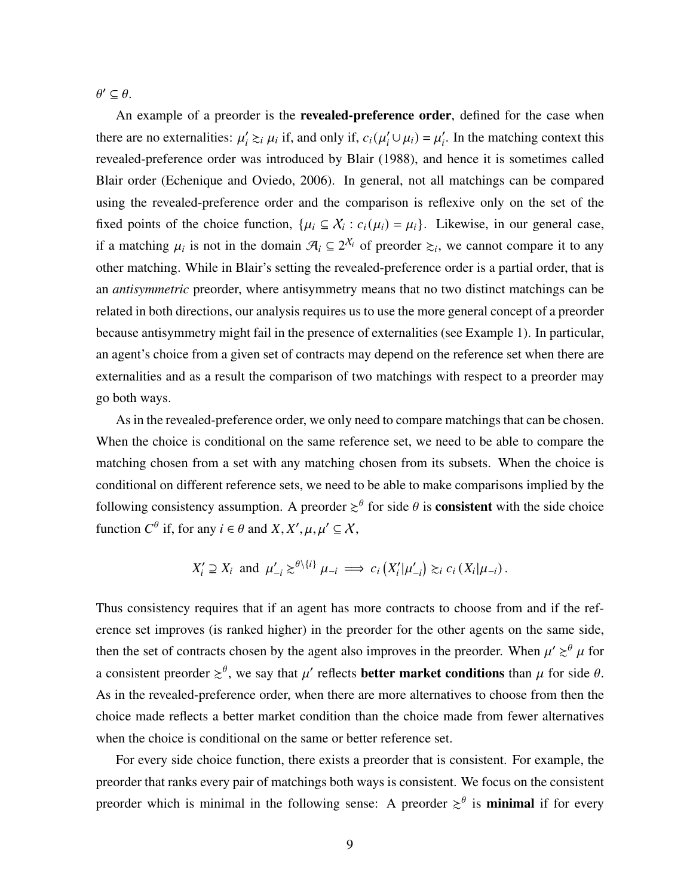$\theta' \subseteq \theta$.

An example of a preorder is the **revealed-preference order**, defined for the case when there are no externalities: $\mu_i' \succsim_i \mu_i$ if, and only if, $c_i(\mu_i' \cup \mu_i) = \mu_i'$. In the matching context this revealed-preference order was introduced by Blair (1988), and hence it is sometimes called Blair order (Echenique and Oviedo, 2006). In general, not all matchings can be compared using the revealed-preference order and the comparison is reflexive only on the set of the fixed points of the choice function, $\{\mu_i \subseteq \mathcal{X}_i : c_i(\mu_i) = \mu_i\}$. Likewise, in our general case, if a matching $\mu_i$ is not in the domain $\mathcal{A}_i \subseteq 2^{\mathcal{X}_i}$ of preorder $\succsim_i$, we cannot compare it to any other matching. While in Blair's setting the revealed-preference order is a partial order, that is an *antisymmetric* preorder, where antisymmetry means that no two distinct matchings can be related in both directions, our analysis requires us to use the more general concept of a preorder because antisymmetry might fail in the presence of externalities (see Example 1). In particular, an agent's choice from a given set of contracts may depend on the reference set when there are externalities and as a result the comparison of two matchings with respect to a preorder may go both ways.

As in the revealed-preference order, we only need to compare matchings that can be chosen. When the choice is conditional on the same reference set, we need to be able to compare the matching chosen from a set with any matching chosen from its subsets. When the choice is conditional on different reference sets, we need to be able to make comparisons implied by the following consistency assumption. A preorder $\succsim^\theta$ for side $\theta$ is **consistent** with the side choice function $C^\theta$ if, for any $i \in \theta$ and $X, X', \mu, \mu' \subseteq \mathcal{X}$,

$$X_i' \supseteq X_i \text{ and } \mu_{-i}' \succsim^{\theta \setminus \{i\}} \mu_{-i} \implies c_i\left(X_i' | \mu_{-i}'\right) \succsim_i c_i\left(X_i | \mu_{-i}\right).$$

Thus consistency requires that if an agent has more contracts to choose from and if the reference set improves (is ranked higher) in the preorder for the other agents on the same side, then the set of contracts chosen by the agent also improves in the preorder. When $\mu' \succsim^\theta \mu$ for a consistent preorder $\succsim^\theta$, we say that $\mu'$ reflects **better market conditions** than $\mu$ for side $\theta$. As in the revealed-preference order, when there are more alternatives to choose from then the choice made reflects a better market condition than the choice made from fewer alternatives when the choice is conditional on the same or better reference set.

For every side choice function, there exists a preorder that is consistent. For example, the preorder that ranks every pair of matchings both ways is consistent. We focus on the consistent preorder which is minimal in the following sense: A preorder $\succsim^\theta$ is **minimal** if for every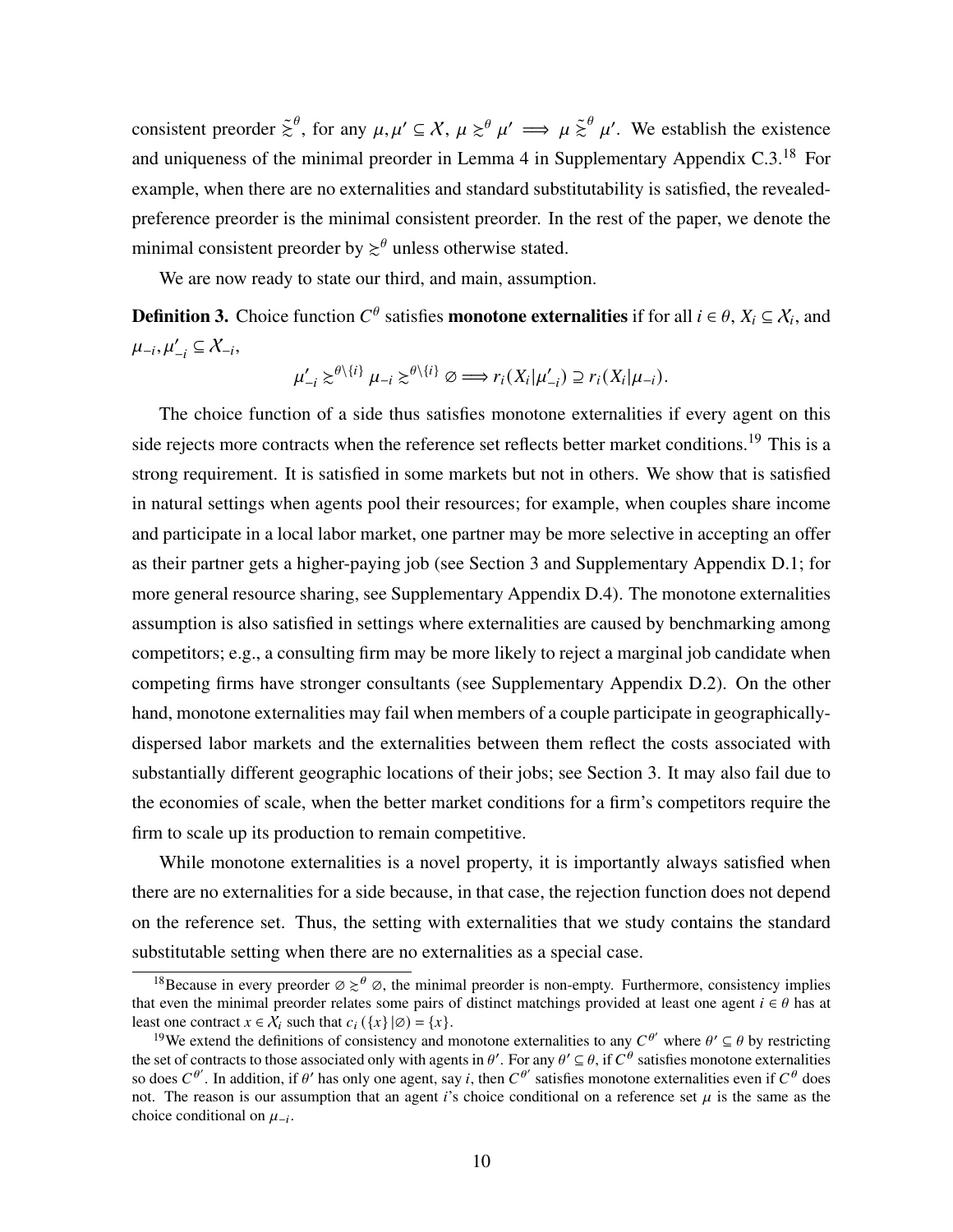consistent preorder $\tilde{\gtrsim}^{\theta}$, for any $\mu, \mu' \subseteq \mathcal{X}$, $\mu \gtrsim^{\theta} \mu' \implies \mu \tilde{\gtrsim}^{\theta} \mu'$. We establish the existence and uniqueness of the minimal preorder in Lemma 4 in Supplementary Appendix C.3.[18] For example, when there are no externalities and standard substitutability is satisfied, the revealed-preference preorder is the minimal consistent preorder. In the rest of the paper, we denote the minimal consistent preorder by $\gtrsim^{\theta}$ unless otherwise stated.

We are now ready to state our third, and main, assumption.

**Definition 3.** Choice function $C^{\theta}$ satisfies **monotone externalities** if for all $i \in \theta$, $X_i \subseteq \mathcal{X}_i$, and $\mu_{-i}, \mu'_{-i} \subseteq \mathcal{X}_{-i}$,

$$\mu'_{-i} \gtrsim^{\theta \setminus \{i\}} \mu_{-i} \gtrsim^{\theta \setminus \{i\}} \varnothing \Longrightarrow r_i(X_i|\mu'_{-i}) \supseteq r_i(X_i|\mu_{-i}).$$

The choice function of a side thus satisfies monotone externalities if every agent on this side rejects more contracts when the reference set reflects better market conditions.[19] This is a strong requirement. It is satisfied in some markets but not in others. We show that is satisfied in natural settings when agents pool their resources; for example, when couples share income and participate in a local labor market, one partner may be more selective in accepting an offer as their partner gets a higher-paying job (see Section 3 and Supplementary Appendix D.1; for more general resource sharing, see Supplementary Appendix D.4). The monotone externalities assumption is also satisfied in settings where externalities are caused by benchmarking among competitors; e.g., a consulting firm may be more likely to reject a marginal job candidate when competing firms have stronger consultants (see Supplementary Appendix D.2). On the other hand, monotone externalities may fail when members of a couple participate in geographically-dispersed labor markets and the externalities between them reflect the costs associated with substantially different geographic locations of their jobs; see Section 3. It may also fail due to the economies of scale, when the better market conditions for a firm's competitors require the firm to scale up its production to remain competitive.

While monotone externalities is a novel property, it is importantly always satisfied when there are no externalities for a side because, in that case, the rejection function does not depend on the reference set. Thus, the setting with externalities that we study contains the standard substitutable setting when there are no externalities as a special case.

[18] Because in every preorder $\varnothing \gtrsim^{\theta} \varnothing$, the minimal preorder is non-empty. Furthermore, consistency implies that even the minimal preorder relates some pairs of distinct matchings provided at least one agent $i \in \theta$ has at least one contract $x \in \mathcal{X}_i$ such that $c_i(\{x\}|\varnothing) = \{x\}$.

[19] We extend the definitions of consistency and monotone externalities to any $C^{\theta'}$ where $\theta' \subseteq \theta$ by restricting the set of contracts to those associated only with agents in $\theta'$. For any $\theta' \subseteq \theta$, if $C^{\theta}$ satisfies monotone externalities so does $C^{\theta'}$. In addition, if $\theta'$ has only one agent, say $i$, then $C^{\theta'}$ satisfies monotone externalities even if $C^{\theta}$ does not. The reason is our assumption that an agent $i$'s choice conditional on a reference set $\mu$ is the same as the choice conditional on $\mu_{-i}$.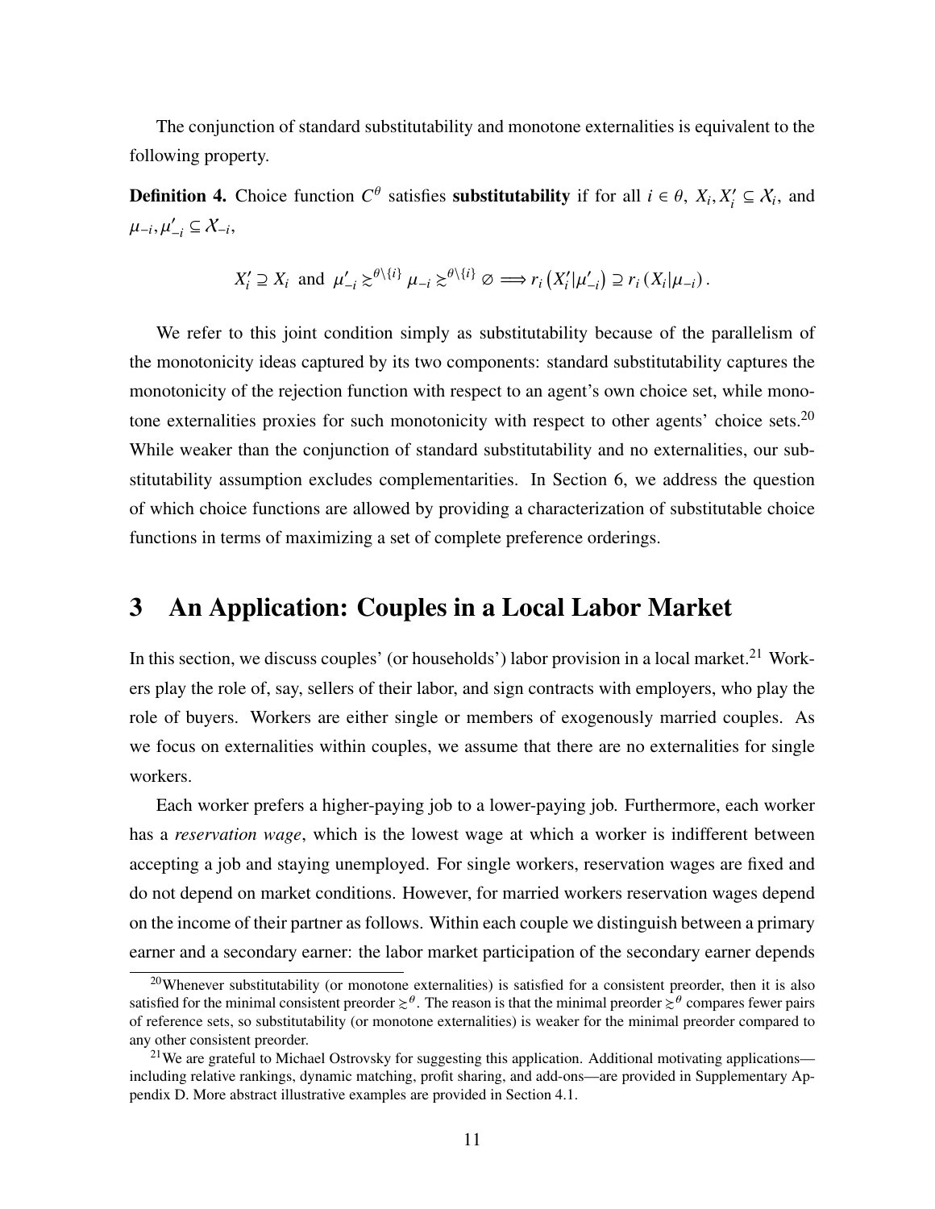The conjunction of standard substitutability and monotone externalities is equivalent to the following property.

**Definition 4.** Choice function $C^\theta$ satisfies **substitutability** if for all $i \in \theta$, $X_i, X_i' \subseteq \mathcal{X}_i$, and $\mu_{-i}, \mu_{-i}' \subseteq \mathcal{X}_{-i}$,

$$X_i' \supseteq X_i \text{ and } \mu_{-i}' \succsim^{\theta \setminus \{i\}} \mu_{-i} \succsim^{\theta \setminus \{i\}} \varnothing \Longrightarrow r_i\left(X_i' | \mu_{-i}'\right) \supseteq r_i\left(X_i | \mu_{-i}\right).$$

We refer to this joint condition simply as substitutability because of the parallelism of the monotonicity ideas captured by its two components: standard substitutability captures the monotonicity of the rejection function with respect to an agent's own choice set, while monotone externalities proxies for such monotonicity with respect to other agents' choice sets.[20] While weaker than the conjunction of standard substitutability and no externalities, our substitutability assumption excludes complementarities. In Section 6, we address the question of which choice functions are allowed by providing a characterization of substitutable choice functions in terms of maximizing a set of complete preference orderings.

# 3 An Application: Couples in a Local Labor Market

In this section, we discuss couples' (or households') labor provision in a local market.[21] Workers play the role of, say, sellers of their labor, and sign contracts with employers, who play the role of buyers. Workers are either single or members of exogenously married couples. As we focus on externalities within couples, we assume that there are no externalities for single workers.

Each worker prefers a higher-paying job to a lower-paying job. Furthermore, each worker has a *reservation wage*, which is the lowest wage at which a worker is indifferent between accepting a job and staying unemployed. For single workers, reservation wages are fixed and do not depend on market conditions. However, for married workers reservation wages depend on the income of their partner as follows. Within each couple we distinguish between a primary earner and a secondary earner: the labor market participation of the secondary earner depends

[20] Whenever substitutability (or monotone externalities) is satisfied for a consistent preorder, then it is also satisfied for the minimal consistent preorder $\succsim^\theta$. The reason is that the minimal preorder $\succsim^\theta$ compares fewer pairs of reference sets, so substitutability (or monotone externalities) is weaker for the minimal preorder compared to any other consistent preorder.

[21] We are grateful to Michael Ostrovsky for suggesting this application. Additional motivating applications—including relative rankings, dynamic matching, profit sharing, and add-ons—are provided in Supplementary Appendix D. More abstract illustrative examples are provided in Section 4.1.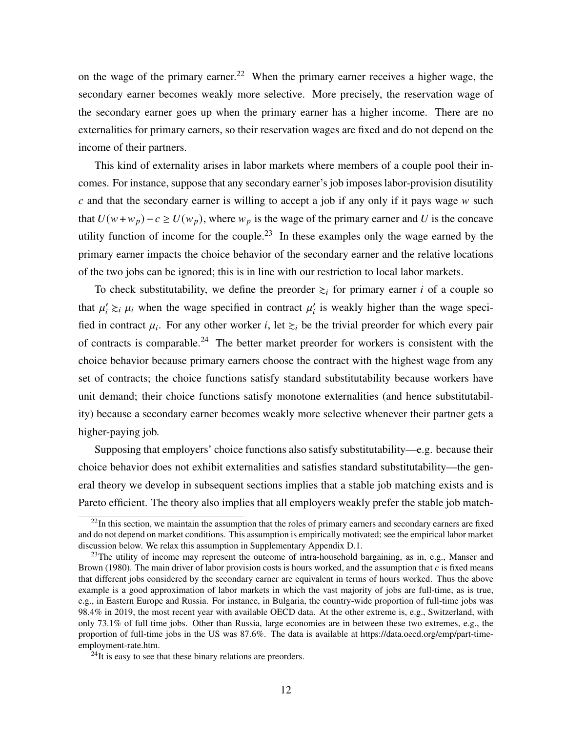on the wage of the primary earner.[22] When the primary earner receives a higher wage, the secondary earner becomes weakly more selective. More precisely, the reservation wage of the secondary earner goes up when the primary earner has a higher income. There are no externalities for primary earners, so their reservation wages are fixed and do not depend on the income of their partners.

This kind of externality arises in labor markets where members of a couple pool their incomes. For instance, suppose that any secondary earner's job imposes labor-provision disutility $c$ and that the secondary earner is willing to accept a job if any only if it pays wage $w$ such that $U(w + w_p) - c \geq U(w_p)$, where $w_p$ is the wage of the primary earner and $U$ is the concave utility function of income for the couple.[23] In these examples only the wage earned by the primary earner impacts the choice behavior of the secondary earner and the relative locations of the two jobs can be ignored; this is in line with our restriction to local labor markets.

To check substitutability, we define the preorder $\gtrsim_i$ for primary earner $i$ of a couple so that $\mu_i' \gtrsim_i \mu_i$ when the wage specified in contract $\mu_i'$ is weakly higher than the wage specified in contract $\mu_i$. For any other worker $i$, let $\gtrsim_i$ be the trivial preorder for which every pair of contracts is comparable.[24] The better market preorder for workers is consistent with the choice behavior because primary earners choose the contract with the highest wage from any set of contracts; the choice functions satisfy standard substitutability because workers have unit demand; their choice functions satisfy monotone externalities (and hence substitutability) because a secondary earner becomes weakly more selective whenever their partner gets a higher-paying job.

Supposing that employers' choice functions also satisfy substitutability—e.g. because their choice behavior does not exhibit externalities and satisfies standard substitutability—the general theory we develop in subsequent sections implies that a stable job matching exists and is Pareto efficient. The theory also implies that all employers weakly prefer the stable job match-

---

[22] In this section, we maintain the assumption that the roles of primary earners and secondary earners are fixed and do not depend on market conditions. This assumption is empirically motivated; see the empirical labor market discussion below. We relax this assumption in Supplementary Appendix D.1.

[23] The utility of income may represent the outcome of intra-household bargaining, as in, e.g., Manser and Brown (1980). The main driver of labor provision costs is hours worked, and the assumption that $c$ is fixed means that different jobs considered by the secondary earner are equivalent in terms of hours worked. Thus the above example is a good approximation of labor markets in which the vast majority of jobs are full-time, as is true, e.g., in Eastern Europe and Russia. For instance, in Bulgaria, the country-wide proportion of full-time jobs was 98.4% in 2019, the most recent year with available OECD data. At the other extreme is, e.g., Switzerland, with only 73.1% of full time jobs. Other than Russia, large economies are in between these two extremes, e.g., the proportion of full-time jobs in the US was 87.6%. The data is available at https://data.oecd.org/emp/part-time-employment-rate.htm.

[24] It is easy to see that these binary relations are preorders.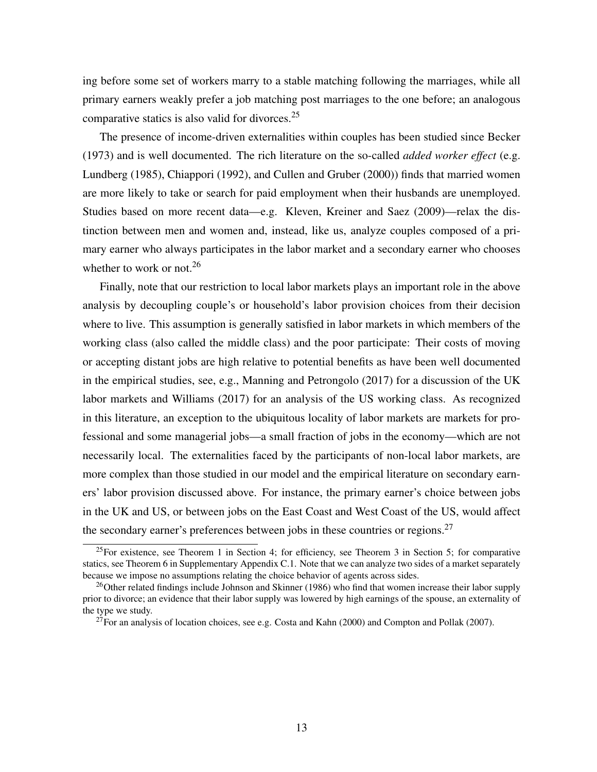ing before some set of workers marry to a stable matching following the marriages, while all primary earners weakly prefer a job matching post marriages to the one before; an analogous comparative statics is also valid for divorces.[25]

The presence of income-driven externalities within couples has been studied since Becker (1973) and is well documented. The rich literature on the so-called *added worker effect* (e.g. Lundberg (1985), Chiappori (1992), and Cullen and Gruber (2000)) finds that married women are more likely to take or search for paid employment when their husbands are unemployed. Studies based on more recent data—e.g. Kleven, Kreiner and Saez (2009)—relax the distinction between men and women and, instead, like us, analyze couples composed of a primary earner who always participates in the labor market and a secondary earner who chooses whether to work or not.[26]

Finally, note that our restriction to local labor markets plays an important role in the above analysis by decoupling couple's or household's labor provision choices from their decision where to live. This assumption is generally satisfied in labor markets in which members of the working class (also called the middle class) and the poor participate: Their costs of moving or accepting distant jobs are high relative to potential benefits as have been well documented in the empirical studies, see, e.g., Manning and Petrongolo (2017) for a discussion of the UK labor markets and Williams (2017) for an analysis of the US working class. As recognized in this literature, an exception to the ubiquitous locality of labor markets are markets for professional and some managerial jobs—a small fraction of jobs in the economy—which are not necessarily local. The externalities faced by the participants of non-local labor markets, are more complex than those studied in our model and the empirical literature on secondary earners' labor provision discussed above. For instance, the primary earner's choice between jobs in the UK and US, or between jobs on the East Coast and West Coast of the US, would affect the secondary earner's preferences between jobs in these countries or regions.[27]

---

[25] For existence, see Theorem 1 in Section 4; for efficiency, see Theorem 3 in Section 5; for comparative statics, see Theorem 6 in Supplementary Appendix C.1. Note that we can analyze two sides of a market separately because we impose no assumptions relating the choice behavior of agents across sides.

[26] Other related findings include Johnson and Skinner (1986) who find that women increase their labor supply prior to divorce; an evidence that their labor supply was lowered by high earnings of the spouse, an externality of the type we study.

[27] For an analysis of location choices, see e.g. Costa and Kahn (2000) and Compton and Pollak (2007).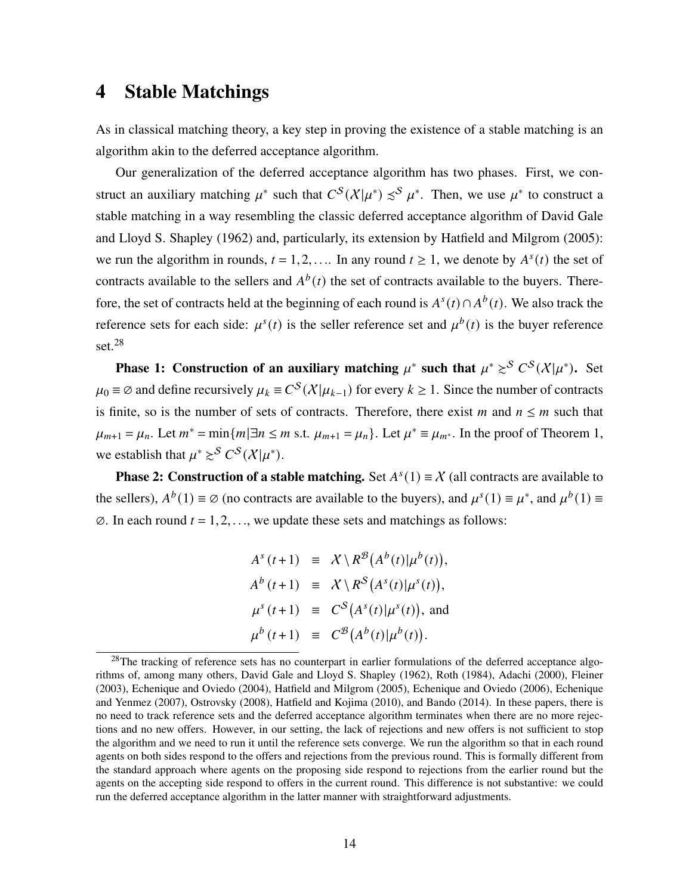# 4 Stable Matchings

As in classical matching theory, a key step in proving the existence of a stable matching is an algorithm akin to the deferred acceptance algorithm.

Our generalization of the deferred acceptance algorithm has two phases. First, we construct an auxiliary matching $\mu^*$ such that $C^{\mathcal{S}}(\mathcal{X}|\mu^*) \precsim^{\mathcal{S}} \mu^*$. Then, we use $\mu^*$ to construct a stable matching in a way resembling the classic deferred acceptance algorithm of David Gale and Lloyd S. Shapley (1962) and, particularly, its extension by Hatfield and Milgrom (2005): we run the algorithm in rounds, $t = 1, 2, \ldots$. In any round $t \geq 1$, we denote by $A^s(t)$ the set of contracts available to the sellers and $A^b(t)$ the set of contracts available to the buyers. Therefore, the set of contracts held at the beginning of each round is $A^s(t) \cap A^b(t)$. We also track the reference sets for each side: $\mu^s(t)$ is the seller reference set and $\mu^b(t)$ is the buyer reference set.[28]

**Phase 1: Construction of an auxiliary matching $\mu^*$ such that $\mu^* \succsim^{\mathcal{S}} C^{\mathcal{S}}(\mathcal{X}|\mu^*)$.** Set $\mu_0 \equiv \varnothing$ and define recursively $\mu_k \equiv C^{\mathcal{S}}(\mathcal{X}|\mu_{k-1})$ for every $k \geq 1$. Since the number of contracts is finite, so is the number of sets of contracts. Therefore, there exist $m$ and $n \leq m$ such that $\mu_{m+1} = \mu_n$. Let $m^* = \min\{m | \exists n \leq m \text{ s.t. } \mu_{m+1} = \mu_n\}$. Let $\mu^* \equiv \mu_{m^*}$. In the proof of Theorem 1, we establish that $\mu^* \succsim^{\mathcal{S}} C^{\mathcal{S}}(\mathcal{X}|\mu^*)$.

**Phase 2: Construction of a stable matching.** Set $A^s(1) \equiv \mathcal{X}$ (all contracts are available to the sellers), $A^b(1) \equiv \varnothing$ (no contracts are available to the buyers), and $\mu^s(1) \equiv \mu^*$, and $\mu^b(1) \equiv \varnothing$. In each round $t = 1, 2, \ldots$, we update these sets and matchings as follows:

$$
\begin{aligned}
A^s(t+1) &\equiv \mathcal{X} \setminus R^{\mathcal{B}}\big(A^b(t)|\mu^b(t)\big), \\
A^b(t+1) &\equiv \mathcal{X} \setminus R^{\mathcal{S}}\big(A^s(t)|\mu^s(t)\big), \\
\mu^s(t+1) &\equiv C^{\mathcal{S}}\big(A^s(t)|\mu^s(t)\big), \text{ and} \\
\mu^b(t+1) &\equiv C^{\mathcal{B}}\big(A^b(t)|\mu^b(t)\big).
\end{aligned}
$$

---

[28] The tracking of reference sets has no counterpart in earlier formulations of the deferred acceptance algorithms of, among many others, David Gale and Lloyd S. Shapley (1962), Roth (1984), Adachi (2000), Fleiner (2003), Echenique and Oviedo (2004), Hatfield and Milgrom (2005), Echenique and Oviedo (2006), Echenique and Yenmez (2007), Ostrovsky (2008), Hatfield and Kojima (2010), and Bando (2014). In these papers, there is no need to track reference sets and the deferred acceptance algorithm terminates when there are no more rejections and no new offers. However, in our setting, the lack of rejections and new offers is not sufficient to stop the algorithm and we need to run it until the reference sets converge. We run the algorithm so that in each round agents on both sides respond to the offers and rejections from the previous round. This is formally different from the standard approach where agents on the proposing side respond to rejections from the earlier round but the agents on the accepting side respond to offers in the current round. This difference is not substantive: we could run the deferred acceptance algorithm in the latter manner with straightforward adjustments.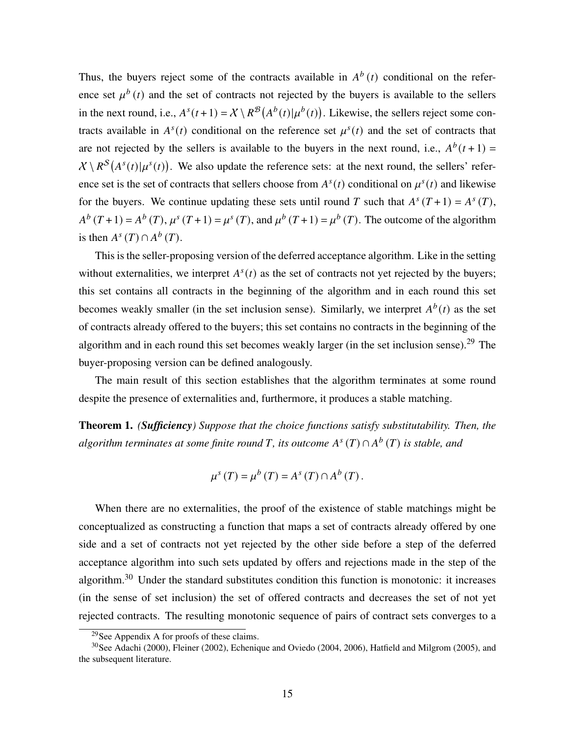Thus, the buyers reject some of the contracts available in $A^b(t)$ conditional on the reference set $\mu^b(t)$ and the set of contracts not rejected by the buyers is available to the sellers in the next round, i.e., $A^s(t+1) = \mathcal{X} \setminus R^{\mathcal{B}}(A^b(t)|\mu^b(t))$. Likewise, the sellers reject some contracts available in $A^s(t)$ conditional on the reference set $\mu^s(t)$ and the set of contracts that are not rejected by the sellers is available to the buyers in the next round, i.e., $A^b(t+1) = \mathcal{X} \setminus R^{\mathcal{S}}(A^s(t)|\mu^s(t))$. We also update the reference sets: at the next round, the sellers' reference set is the set of contracts that sellers choose from $A^s(t)$ conditional on $\mu^s(t)$ and likewise for the buyers. We continue updating these sets until round $T$ such that $A^s(T+1) = A^s(T)$, $A^b(T+1) = A^b(T)$, $\mu^s(T+1) = \mu^s(T)$, and $\mu^b(T+1) = \mu^b(T)$. The outcome of the algorithm is then $A^s(T) \cap A^b(T)$.

This is the seller-proposing version of the deferred acceptance algorithm. Like in the setting without externalities, we interpret $A^s(t)$ as the set of contracts not yet rejected by the buyers; this set contains all contracts in the beginning of the algorithm and in each round this set becomes weakly smaller (in the set inclusion sense). Similarly, we interpret $A^b(t)$ as the set of contracts already offered to the buyers; this set contains no contracts in the beginning of the algorithm and in each round this set becomes weakly larger (in the set inclusion sense).[29] The buyer-proposing version can be defined analogously.

The main result of this section establishes that the algorithm terminates at some round despite the presence of externalities and, furthermore, it produces a stable matching.

**Theorem 1.** *(**Sufficiency**) Suppose that the choice functions satisfy substitutability. Then, the algorithm terminates at some finite round $T$, its outcome $A^s(T) \cap A^b(T)$ is stable, and*

$$\mu^s(T) = \mu^b(T) = A^s(T) \cap A^b(T).$$

When there are no externalities, the proof of the existence of stable matchings might be conceptualized as constructing a function that maps a set of contracts already offered by one side and a set of contracts not yet rejected by the other side before a step of the deferred acceptance algorithm into such sets updated by offers and rejections made in the step of the algorithm.[30] Under the standard substitutes condition this function is monotonic: it increases (in the sense of set inclusion) the set of offered contracts and decreases the set of not yet rejected contracts. The resulting monotonic sequence of pairs of contract sets converges to a

[29] See Appendix A for proofs of these claims.

[30] See Adachi (2000), Fleiner (2002), Echenique and Oviedo (2004, 2006), Hatfield and Milgrom (2005), and the subsequent literature.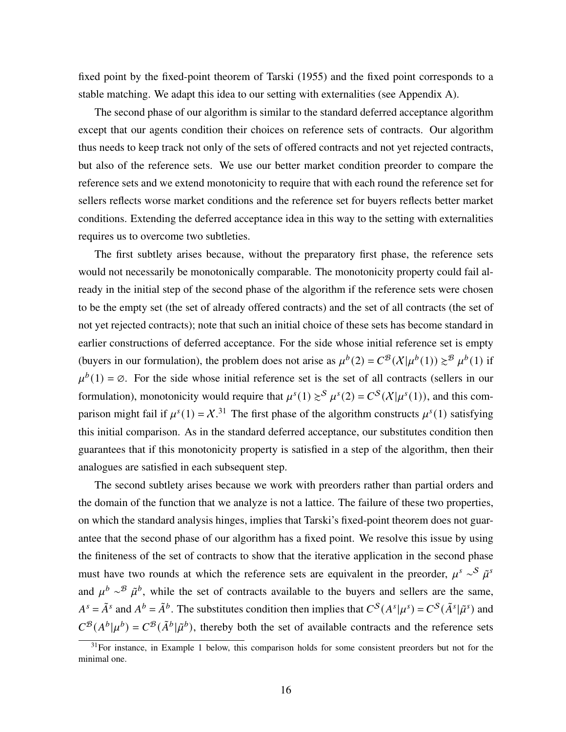fixed point by the fixed-point theorem of Tarski (1955) and the fixed point corresponds to a stable matching. We adapt this idea to our setting with externalities (see Appendix A).

The second phase of our algorithm is similar to the standard deferred acceptance algorithm except that our agents condition their choices on reference sets of contracts. Our algorithm thus needs to keep track not only of the sets of offered contracts and not yet rejected contracts, but also of the reference sets. We use our better market condition preorder to compare the reference sets and we extend monotonicity to require that with each round the reference set for sellers reflects worse market conditions and the reference set for buyers reflects better market conditions. Extending the deferred acceptance idea in this way to the setting with externalities requires us to overcome two subtleties.

The first subtlety arises because, without the preparatory first phase, the reference sets would not necessarily be monotonically comparable. The monotonicity property could fail already in the initial step of the second phase of the algorithm if the reference sets were chosen to be the empty set (the set of already offered contracts) and the set of all contracts (the set of not yet rejected contracts); note that such an initial choice of these sets has become standard in earlier constructions of deferred acceptance. For the side whose initial reference set is empty (buyers in our formulation), the problem does not arise as $\mu^b(2) = C^{\mathcal{B}}(\mathcal{X}|\mu^b(1)) \succsim^{\mathcal{B}} \mu^b(1)$ if $\mu^b(1) = \varnothing$. For the side whose initial reference set is the set of all contracts (sellers in our formulation), monotonicity would require that $\mu^s(1) \succsim^{\mathcal{S}} \mu^s(2) = C^{\mathcal{S}}(\mathcal{X}|\mu^s(1))$, and this comparison might fail if $\mu^s(1) = \mathcal{X}$.[31] The first phase of the algorithm constructs $\mu^s(1)$ satisfying this initial comparison. As in the standard deferred acceptance, our substitutes condition then guarantees that if this monotonicity property is satisfied in a step of the algorithm, then their analogues are satisfied in each subsequent step.

The second subtlety arises because we work with preorders rather than partial orders and the domain of the function that we analyze is not a lattice. The failure of these two properties, on which the standard analysis hinges, implies that Tarski's fixed-point theorem does not guarantee that the second phase of our algorithm has a fixed point. We resolve this issue by using the finiteness of the set of contracts to show that the iterative application in the second phase must have two rounds at which the reference sets are equivalent in the preorder, $\mu^s \sim^{\mathcal{S}} \tilde{\mu}^s$ and $\mu^b \sim^{\mathcal{B}} \tilde{\mu}^b$, while the set of contracts available to the buyers and sellers are the same, $A^s = \tilde{A}^s$ and $A^b = \tilde{A}^b$. The substitutes condition then implies that $C^{\mathcal{S}}(A^s|\mu^s) = C^{\mathcal{S}}(\tilde{A}^s|\tilde{\mu}^s)$ and $C^{\mathcal{B}}(A^b|\mu^b) = C^{\mathcal{B}}(\tilde{A}^b|\tilde{\mu}^b)$, thereby both the set of available contracts and the reference sets

[31] For instance, in Example 1 below, this comparison holds for some consistent preorders but not for the minimal one.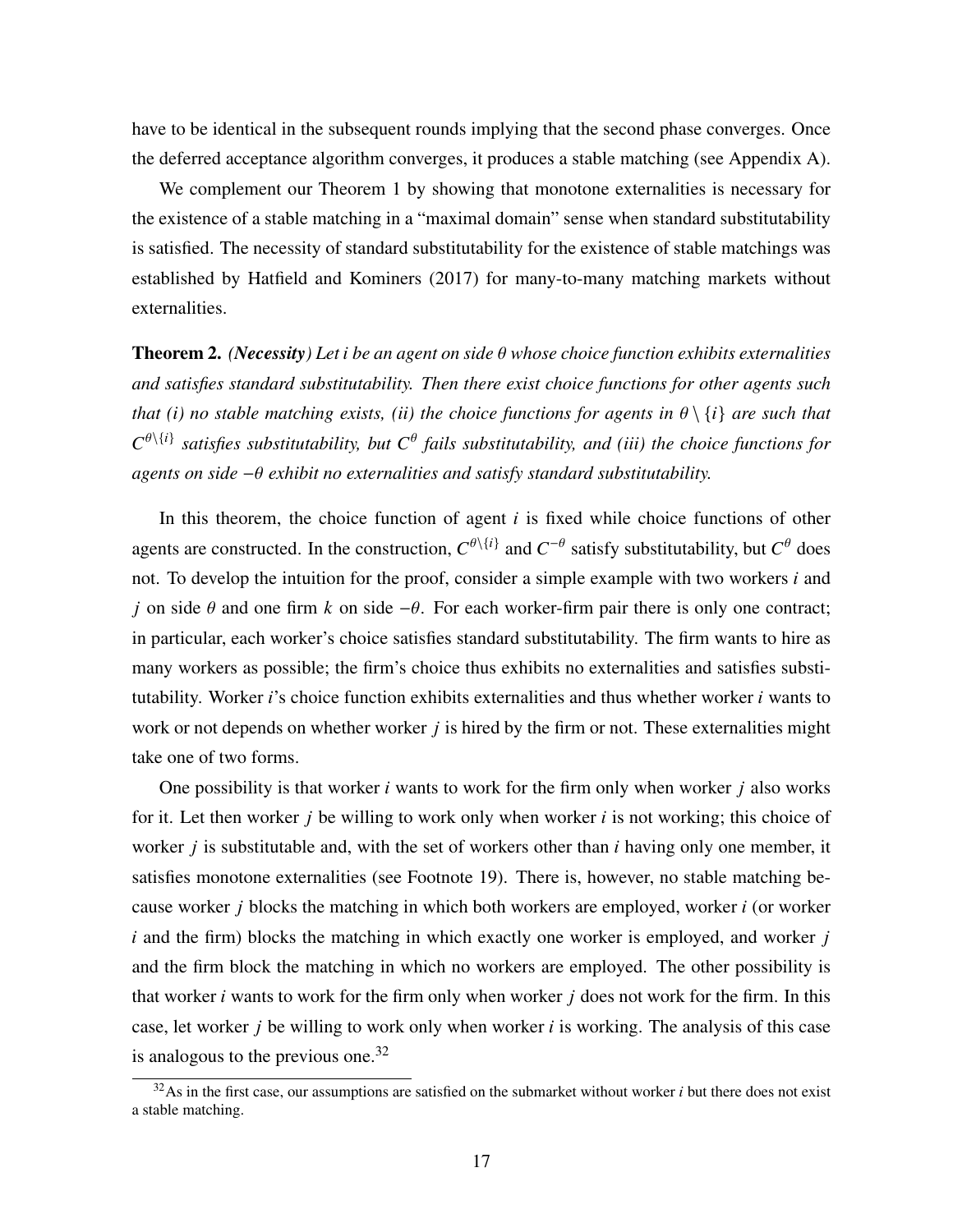have to be identical in the subsequent rounds implying that the second phase converges. Once the deferred acceptance algorithm converges, it produces a stable matching (see Appendix A).

We complement our Theorem 1 by showing that monotone externalities is necessary for the existence of a stable matching in a "maximal domain" sense when standard substitutability is satisfied. The necessity of standard substitutability for the existence of stable matchings was established by Hatfield and Kominers (2017) for many-to-many matching markets without externalities.

**Theorem 2.** ***(Necessity)*** *Let $i$ be an agent on side $\theta$ whose choice function exhibits externalities and satisfies standard substitutability. Then there exist choice functions for other agents such that (i) no stable matching exists, (ii) the choice functions for agents in $\theta \setminus \{i\}$ are such that $C^{\theta\setminus\{i\}}$ satisfies substitutability, but $C^{\theta}$ fails substitutability, and (iii) the choice functions for agents on side $-\theta$ exhibit no externalities and satisfy standard substitutability.*

In this theorem, the choice function of agent $i$ is fixed while choice functions of other agents are constructed. In the construction, $C^{\theta\setminus\{i\}}$ and $C^{-\theta}$ satisfy substitutability, but $C^{\theta}$ does not. To develop the intuition for the proof, consider a simple example with two workers $i$ and $j$ on side $\theta$ and one firm $k$ on side $-\theta$. For each worker-firm pair there is only one contract; in particular, each worker's choice satisfies standard substitutability. The firm wants to hire as many workers as possible; the firm's choice thus exhibits no externalities and satisfies substitutability. Worker $i$'s choice function exhibits externalities and thus whether worker $i$ wants to work or not depends on whether worker $j$ is hired by the firm or not. These externalities might take one of two forms.

One possibility is that worker $i$ wants to work for the firm only when worker $j$ also works for it. Let then worker $j$ be willing to work only when worker $i$ is not working; this choice of worker $j$ is substitutable and, with the set of workers other than $i$ having only one member, it satisfies monotone externalities (see Footnote 19). There is, however, no stable matching because worker $j$ blocks the matching in which both workers are employed, worker $i$ (or worker $i$ and the firm) blocks the matching in which exactly one worker is employed, and worker $j$ and the firm block the matching in which no workers are employed. The other possibility is that worker $i$ wants to work for the firm only when worker $j$ does not work for the firm. In this case, let worker $j$ be willing to work only when worker $i$ is working. The analysis of this case is analogous to the previous one.[32]

[32] As in the first case, our assumptions are satisfied on the submarket without worker $i$ but there does not exist a stable matching.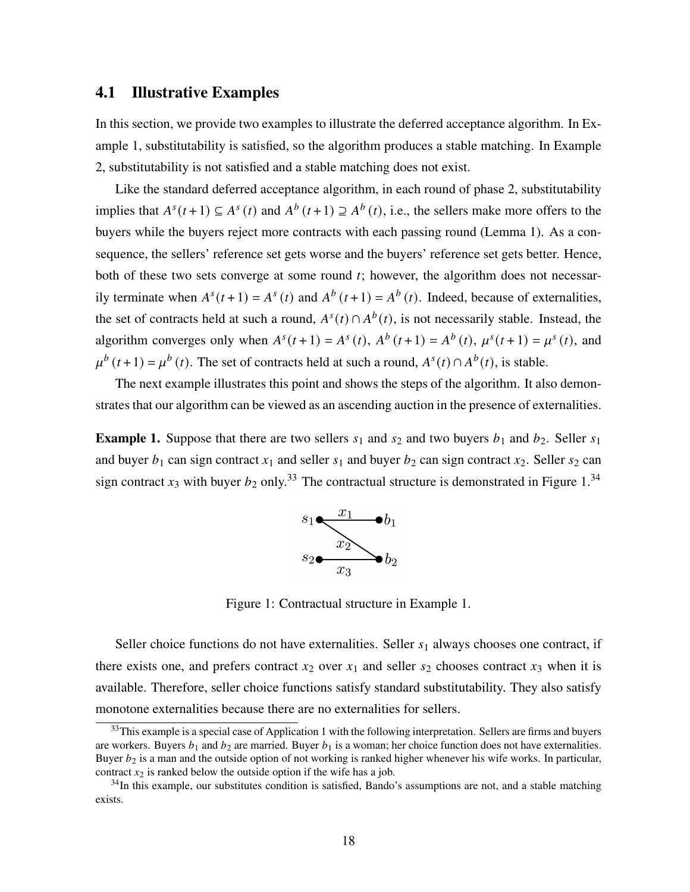## 4.1 Illustrative Examples

In this section, we provide two examples to illustrate the deferred acceptance algorithm. In Example 1, substitutability is satisfied, so the algorithm produces a stable matching. In Example 2, substitutability is not satisfied and a stable matching does not exist.

Like the standard deferred acceptance algorithm, in each round of phase 2, substitutability implies that $A^s(t+1) \subseteq A^s(t)$ and $A^b(t+1) \supseteq A^b(t)$, i.e., the sellers make more offers to the buyers while the buyers reject more contracts with each passing round (Lemma 1). As a consequence, the sellers' reference set gets worse and the buyers' reference set gets better. Hence, both of these two sets converge at some round $t$; however, the algorithm does not necessarily terminate when $A^s(t+1) = A^s(t)$ and $A^b(t+1) = A^b(t)$. Indeed, because of externalities, the set of contracts held at such a round, $A^s(t) \cap A^b(t)$, is not necessarily stable. Instead, the algorithm converges only when $A^s(t+1) = A^s(t)$, $A^b(t+1) = A^b(t)$, $\mu^s(t+1) = \mu^s(t)$, and $\mu^b(t+1) = \mu^b(t)$. The set of contracts held at such a round, $A^s(t) \cap A^b(t)$, is stable.

The next example illustrates this point and shows the steps of the algorithm. It also demonstrates that our algorithm can be viewed as an ascending auction in the presence of externalities.

**Example 1.** Suppose that there are two sellers $s_1$ and $s_2$ and two buyers $b_1$ and $b_2$. Seller $s_1$ and buyer $b_1$ can sign contract $x_1$ and seller $s_1$ and buyer $b_2$ can sign contract $x_2$. Seller $s_2$ can sign contract $x_3$ with buyer $b_2$ only.[33] The contractual structure is demonstrated in Figure 1.[34]

Figure 1: Contractual structure in Example 1.

Seller choice functions do not have externalities. Seller $s_1$ always chooses one contract, if there exists one, and prefers contract $x_2$ over $x_1$ and seller $s_2$ chooses contract $x_3$ when it is available. Therefore, seller choice functions satisfy standard substitutability. They also satisfy monotone externalities because there are no externalities for sellers.

[33] This example is a special case of Application 1 with the following interpretation. Sellers are firms and buyers are workers. Buyers $b_1$ and $b_2$ are married. Buyer $b_1$ is a woman; her choice function does not have externalities. Buyer $b_2$ is a man and the outside option of not working is ranked higher whenever his wife works. In particular, contract $x_2$ is ranked below the outside option if the wife has a job.

[34] In this example, our substitutes condition is satisfied, Bando's assumptions are not, and a stable matching exists.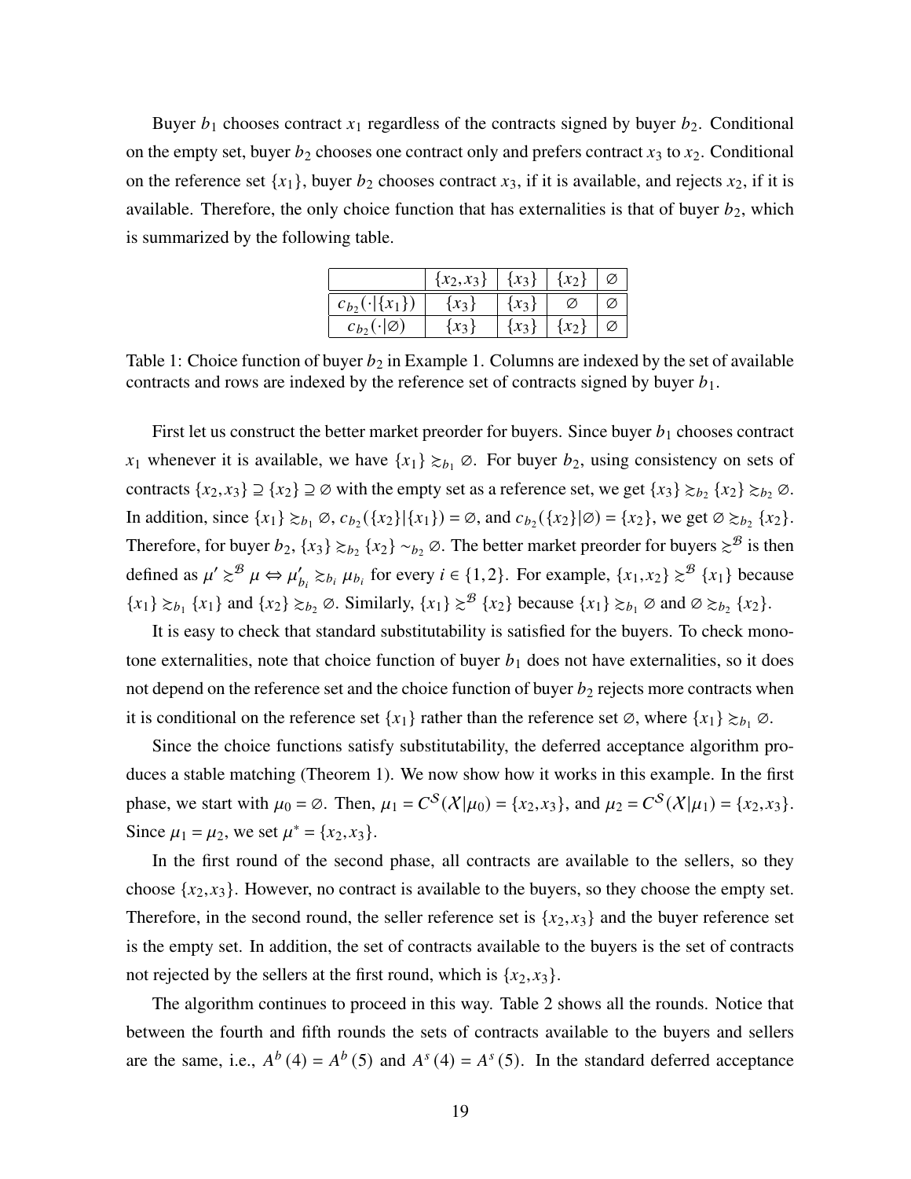Buyer $b_1$ chooses contract $x_1$ regardless of the contracts signed by buyer $b_2$. Conditional on the empty set, buyer $b_2$ chooses one contract only and prefers contract $x_3$ to $x_2$. Conditional on the reference set $\{x_1\}$, buyer $b_2$ chooses contract $x_3$, if it is available, and rejects $x_2$, if it is available. Therefore, the only choice function that has externalities is that of buyer $b_2$, which is summarized by the following table.

| | $\{x_2, x_3\}$ | $\{x_3\}$ | $\{x_2\}$ | $\varnothing$ |
|---|---|---|---|---|
| $c_{b_2}(\cdot\vert\{x_1\})$ | $\{x_3\}$ | $\{x_3\}$ | $\varnothing$ | $\varnothing$ |
| $c_{b_2}(\cdot\vert\varnothing)$ | $\{x_3\}$ | $\{x_3\}$ | $\{x_2\}$ | $\varnothing$ |

Table 1: Choice function of buyer $b_2$ in Example 1. Columns are indexed by the set of available contracts and rows are indexed by the reference set of contracts signed by buyer $b_1$.

First let us construct the better market preorder for buyers. Since buyer $b_1$ chooses contract $x_1$ whenever it is available, we have $\{x_1\} \succsim_{b_1} \varnothing$. For buyer $b_2$, using consistency on sets of contracts $\{x_2, x_3\} \supseteq \{x_2\} \supseteq \varnothing$ with the empty set as a reference set, we get $\{x_3\} \succsim_{b_2} \{x_2\} \succsim_{b_2} \varnothing$. In addition, since $\{x_1\} \succsim_{b_1} \varnothing$, $c_{b_2}(\{x_2\}|\{x_1\}) = \varnothing$, and $c_{b_2}(\{x_2\}|\varnothing) = \{x_2\}$, we get $\varnothing \succsim_{b_2} \{x_2\}$. Therefore, for buyer $b_2$, $\{x_3\} \succsim_{b_2} \{x_2\} \sim_{b_2} \varnothing$. The better market preorder for buyers $\succsim^{\mathcal{B}}$ is then defined as $\mu' \succsim^{\mathcal{B}} \mu \Leftrightarrow \mu'_{b_i} \succsim_{b_i} \mu_{b_i}$ for every $i \in \{1, 2\}$. For example, $\{x_1, x_2\} \succsim^{\mathcal{B}} \{x_1\}$ because $\{x_1\} \succsim_{b_1} \{x_1\}$ and $\{x_2\} \succsim_{b_2} \varnothing$. Similarly, $\{x_1\} \succsim^{\mathcal{B}} \{x_2\}$ because $\{x_1\} \succsim_{b_1} \varnothing$ and $\varnothing \succsim_{b_2} \{x_2\}$.

It is easy to check that standard substitutability is satisfied for the buyers. To check monotone externalities, note that choice function of buyer $b_1$ does not have externalities, so it does not depend on the reference set and the choice function of buyer $b_2$ rejects more contracts when it is conditional on the reference set $\{x_1\}$ rather than the reference set $\varnothing$, where $\{x_1\} \succsim_{b_1} \varnothing$.

Since the choice functions satisfy substitutability, the deferred acceptance algorithm produces a stable matching (Theorem 1). We now show how it works in this example. In the first phase, we start with $\mu_0 = \varnothing$. Then, $\mu_1 = C^{\mathcal{S}}(\mathcal{X}|\mu_0) = \{x_2, x_3\}$, and $\mu_2 = C^{\mathcal{S}}(\mathcal{X}|\mu_1) = \{x_2, x_3\}$. Since $\mu_1 = \mu_2$, we set $\mu^* = \{x_2, x_3\}$.

In the first round of the second phase, all contracts are available to the sellers, so they choose $\{x_2, x_3\}$. However, no contract is available to the buyers, so they choose the empty set. Therefore, in the second round, the seller reference set is $\{x_2, x_3\}$ and the buyer reference set is the empty set. In addition, the set of contracts available to the buyers is the set of contracts not rejected by the sellers at the first round, which is $\{x_2, x_3\}$.

The algorithm continues to proceed in this way. Table 2 shows all the rounds. Notice that between the fourth and fifth rounds the sets of contracts available to the buyers and sellers are the same, i.e., $A^b(4) = A^b(5)$ and $A^s(4) = A^s(5)$. In the standard deferred acceptance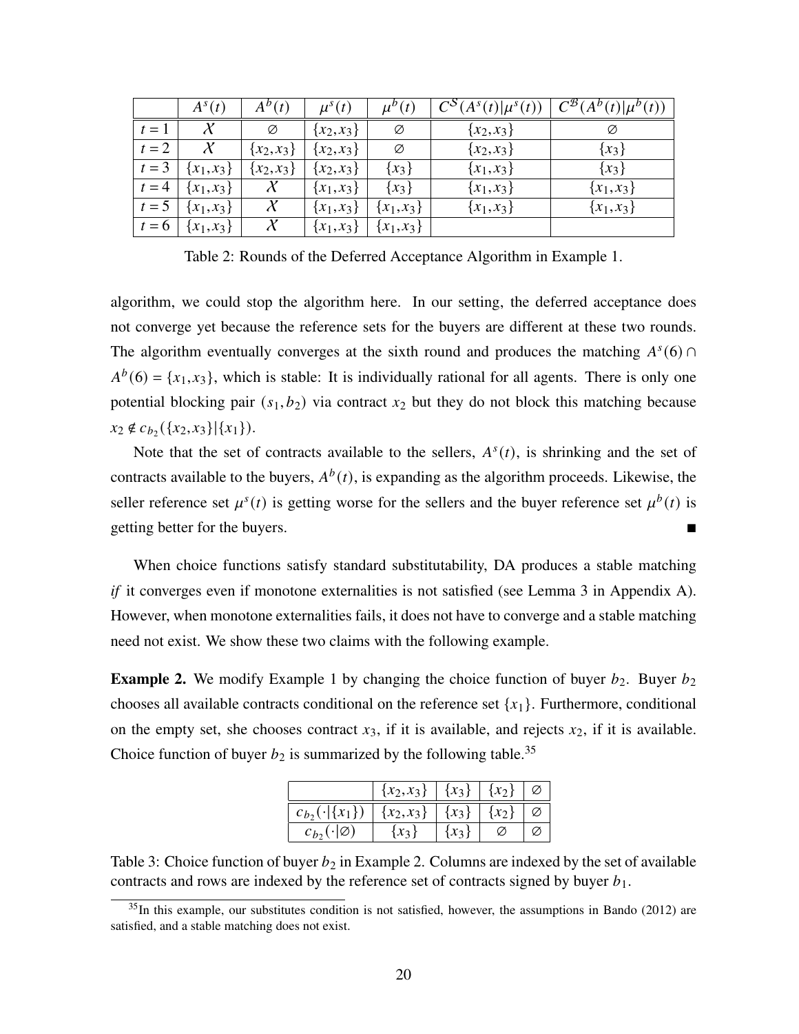|  | $A^s(t)$ | $A^b(t)$ | $\mu^s(t)$ | $\mu^b(t)$ | $C^{\mathcal{S}}(A^s(t)\|\mu^s(t))$ | $C^{\mathcal{B}}(A^b(t)\|\mu^b(t))$ |
|---|---|---|---|---|---|---|
| $t=1$ | $\mathcal{X}$ | $\varnothing$ | $\{x_2,x_3\}$ | $\varnothing$ | $\{x_2,x_3\}$ | $\varnothing$ |
| $t=2$ | $\mathcal{X}$ | $\{x_2,x_3\}$ | $\{x_2,x_3\}$ | $\varnothing$ | $\{x_2,x_3\}$ | $\{x_3\}$ |
| $t=3$ | $\{x_1,x_3\}$ | $\{x_2,x_3\}$ | $\{x_2,x_3\}$ | $\{x_3\}$ | $\{x_1,x_3\}$ | $\{x_3\}$ |
| $t=4$ | $\{x_1,x_3\}$ | $\mathcal{X}$ | $\{x_1,x_3\}$ | $\{x_3\}$ | $\{x_1,x_3\}$ | $\{x_1,x_3\}$ |
| $t=5$ | $\{x_1,x_3\}$ | $\mathcal{X}$ | $\{x_1,x_3\}$ | $\{x_1,x_3\}$ | $\{x_1,x_3\}$ | $\{x_1,x_3\}$ |
| $t=6$ | $\{x_1,x_3\}$ | $\mathcal{X}$ | $\{x_1,x_3\}$ | $\{x_1,x_3\}$ |  |  |

Table 2: Rounds of the Deferred Acceptance Algorithm in Example 1.

algorithm, we could stop the algorithm here. In our setting, the deferred acceptance does not converge yet because the reference sets for the buyers are different at these two rounds. The algorithm eventually converges at the sixth round and produces the matching $A^s(6) \cap A^b(6) = \{x_1,x_3\}$, which is stable: It is individually rational for all agents. There is only one potential blocking pair $(s_1,b_2)$ via contract $x_2$ but they do not block this matching because $x_2 \notin c_{b_2}(\{x_2,x_3\}|\{x_1\})$.

Note that the set of contracts available to the sellers, $A^s(t)$, is shrinking and the set of contracts available to the buyers, $A^b(t)$, is expanding as the algorithm proceeds. Likewise, the seller reference set $\mu^s(t)$ is getting worse for the sellers and the buyer reference set $\mu^b(t)$ is getting better for the buyers. ■

When choice functions satisfy standard substitutability, DA produces a stable matching *if* it converges even if monotone externalities is not satisfied (see Lemma 3 in Appendix A). However, when monotone externalities fails, it does not have to converge and a stable matching need not exist. We show these two claims with the following example.

**Example 2.** We modify Example 1 by changing the choice function of buyer $b_2$. Buyer $b_2$ chooses all available contracts conditional on the reference set $\{x_1\}$. Furthermore, conditional on the empty set, she chooses contract $x_3$, if it is available, and rejects $x_2$, if it is available. Choice function of buyer $b_2$ is summarized by the following table.[35]

|  | $\{x_2,x_3\}$ | $\{x_3\}$ | $\{x_2\}$ | $\varnothing$ |
|---|---|---|---|---|
| $c_{b_2}(\cdot\|\{x_1\})$ | $\{x_2,x_3\}$ | $\{x_3\}$ | $\{x_2\}$ | $\varnothing$ |
| $c_{b_2}(\cdot\|\varnothing)$ | $\{x_3\}$ | $\{x_3\}$ | $\varnothing$ | $\varnothing$ |

Table 3: Choice function of buyer $b_2$ in Example 2. Columns are indexed by the set of available contracts and rows are indexed by the reference set of contracts signed by buyer $b_1$.

[35] In this example, our substitutes condition is not satisfied, however, the assumptions in Bando (2012) are satisfied, and a stable matching does not exist.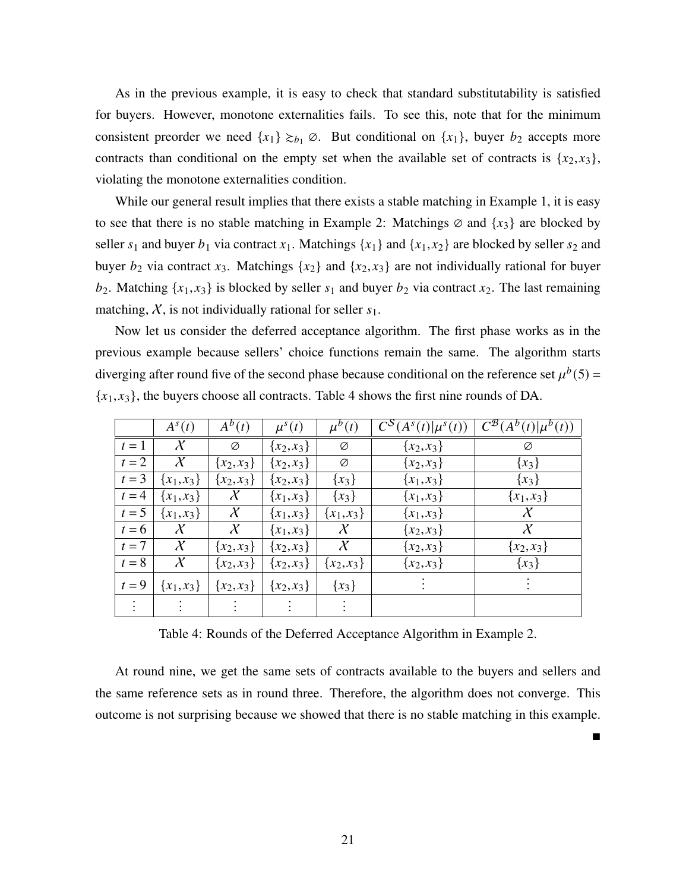As in the previous example, it is easy to check that standard substitutability is satisfied for buyers. However, monotone externalities fails. To see this, note that for the minimum consistent preorder we need $\{x_1\} \gtrsim_{b_1} \varnothing$. But conditional on $\{x_1\}$, buyer $b_2$ accepts more contracts than conditional on the empty set when the available set of contracts is $\{x_2, x_3\}$, violating the monotone externalities condition.

While our general result implies that there exists a stable matching in Example 1, it is easy to see that there is no stable matching in Example 2: Matchings $\varnothing$ and $\{x_3\}$ are blocked by seller $s_1$ and buyer $b_1$ via contract $x_1$. Matchings $\{x_1\}$ and $\{x_1, x_2\}$ are blocked by seller $s_2$ and buyer $b_2$ via contract $x_3$. Matchings $\{x_2\}$ and $\{x_2, x_3\}$ are not individually rational for buyer $b_2$. Matching $\{x_1, x_3\}$ is blocked by seller $s_1$ and buyer $b_2$ via contract $x_2$. The last remaining matching, $\mathcal{X}$, is not individually rational for seller $s_1$.

Now let us consider the deferred acceptance algorithm. The first phase works as in the previous example because sellers' choice functions remain the same. The algorithm starts diverging after round five of the second phase because conditional on the reference set $\mu^b(5) = \{x_1, x_3\}$, the buyers choose all contracts. Table 4 shows the first nine rounds of DA.

| | $A^s(t)$ | $A^b(t)$ | $\mu^s(t)$ | $\mu^b(t)$ | $C^{\mathcal{S}}(A^s(t)\|\mu^s(t))$ | $C^{\mathcal{B}}(A^b(t)\|\mu^b(t))$ |
|---|---|---|---|---|---|---|
| $t=1$ | $\mathcal{X}$ | $\varnothing$ | $\{x_2, x_3\}$ | $\varnothing$ | $\{x_2, x_3\}$ | $\varnothing$ |
| $t=2$ | $\mathcal{X}$ | $\{x_2, x_3\}$ | $\{x_2, x_3\}$ | $\varnothing$ | $\{x_2, x_3\}$ | $\{x_3\}$ |
| $t=3$ | $\{x_1, x_3\}$ | $\{x_2, x_3\}$ | $\{x_2, x_3\}$ | $\{x_3\}$ | $\{x_1, x_3\}$ | $\{x_3\}$ |
| $t=4$ | $\{x_1, x_3\}$ | $\mathcal{X}$ | $\{x_1, x_3\}$ | $\{x_3\}$ | $\{x_1, x_3\}$ | $\{x_1, x_3\}$ |
| $t=5$ | $\{x_1, x_3\}$ | $\mathcal{X}$ | $\{x_1, x_3\}$ | $\{x_1, x_3\}$ | $\{x_1, x_3\}$ | $\mathcal{X}$ |
| $t=6$ | $\mathcal{X}$ | $\mathcal{X}$ | $\{x_1, x_3\}$ | $\mathcal{X}$ | $\{x_2, x_3\}$ | $\mathcal{X}$ |
| $t=7$ | $\mathcal{X}$ | $\{x_2, x_3\}$ | $\{x_2, x_3\}$ | $\mathcal{X}$ | $\{x_2, x_3\}$ | $\{x_2, x_3\}$ |
| $t=8$ | $\mathcal{X}$ | $\{x_2, x_3\}$ | $\{x_2, x_3\}$ | $\{x_2, x_3\}$ | $\{x_2, x_3\}$ | $\{x_3\}$ |
| $t=9$ | $\{x_1, x_3\}$ | $\{x_2, x_3\}$ | $\{x_2, x_3\}$ | $\{x_3\}$ | $\vdots$ | $\vdots$ |
| $\vdots$ | $\vdots$ | $\vdots$ | $\vdots$ | $\vdots$ | | |

Table 4: Rounds of the Deferred Acceptance Algorithm in Example 2.

At round nine, we get the same sets of contracts available to the buyers and sellers and the same reference sets as in round three. Therefore, the algorithm does not converge. This outcome is not surprising because we showed that there is no stable matching in this example.

■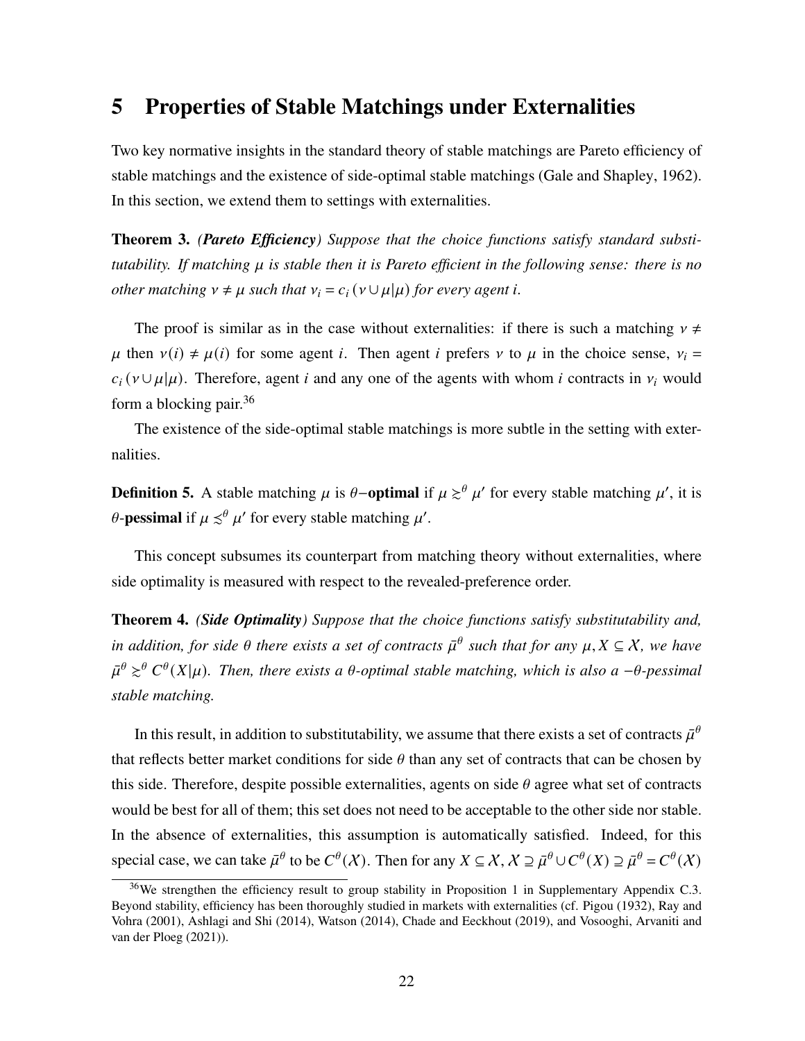# 5 Properties of Stable Matchings under Externalities

Two key normative insights in the standard theory of stable matchings are Pareto efficiency of stable matchings and the existence of side-optimal stable matchings (Gale and Shapley, 1962). In this section, we extend them to settings with externalities.

**Theorem 3.** ***(Pareto Efficiency)*** *Suppose that the choice functions satisfy standard substitutability. If matching $\mu$ is stable then it is Pareto efficient in the following sense: there is no other matching $\nu \neq \mu$ such that $\nu_i = c_i(\nu \cup \mu | \mu)$ for every agent $i$.*

The proof is similar as in the case without externalities: if there is such a matching $\nu \neq \mu$ then $\nu(i) \neq \mu(i)$ for some agent $i$. Then agent $i$ prefers $\nu$ to $\mu$ in the choice sense, $\nu_i = c_i(\nu \cup \mu | \mu)$. Therefore, agent $i$ and any one of the agents with whom $i$ contracts in $\nu_i$ would form a blocking pair.[36]

The existence of the side-optimal stable matchings is more subtle in the setting with externalities.

**Definition 5.** A stable matching $\mu$ is $\theta-$**optimal** if $\mu \succsim^{\theta} \mu'$ for every stable matching $\mu'$, it is $\theta$-**pessimal** if $\mu \precsim^{\theta} \mu'$ for every stable matching $\mu'$.

This concept subsumes its counterpart from matching theory without externalities, where side optimality is measured with respect to the revealed-preference order.

**Theorem 4.** ***(Side Optimality)*** *Suppose that the choice functions satisfy substitutability and, in addition, for side $\theta$ there exists a set of contracts $\bar{\mu}^{\theta}$ such that for any $\mu, X \subseteq \mathcal{X}$, we have $\bar{\mu}^{\theta} \succsim^{\theta} C^{\theta}(X|\mu)$. Then, there exists a $\theta$-optimal stable matching, which is also a $-\theta$-pessimal stable matching.*

In this result, in addition to substitutability, we assume that there exists a set of contracts $\bar{\mu}^{\theta}$ that reflects better market conditions for side $\theta$ than any set of contracts that can be chosen by this side. Therefore, despite possible externalities, agents on side $\theta$ agree what set of contracts would be best for all of them; this set does not need to be acceptable to the other side nor stable. In the absence of externalities, this assumption is automatically satisfied. Indeed, for this special case, we can take $\bar{\mu}^{\theta}$ to be $C^{\theta}(\mathcal{X})$. Then for any $X \subseteq \mathcal{X}$, $\mathcal{X} \supseteq \bar{\mu}^{\theta} \cup C^{\theta}(X) \supseteq \bar{\mu}^{\theta} = C^{\theta}(\mathcal{X})$

[36] We strengthen the efficiency result to group stability in Proposition 1 in Supplementary Appendix C.3. Beyond stability, efficiency has been thoroughly studied in markets with externalities (cf. Pigou (1932), Ray and Vohra (2001), Ashlagi and Shi (2014), Watson (2014), Chade and Eeckhout (2019), and Vosooghi, Arvaniti and van der Ploeg (2021)).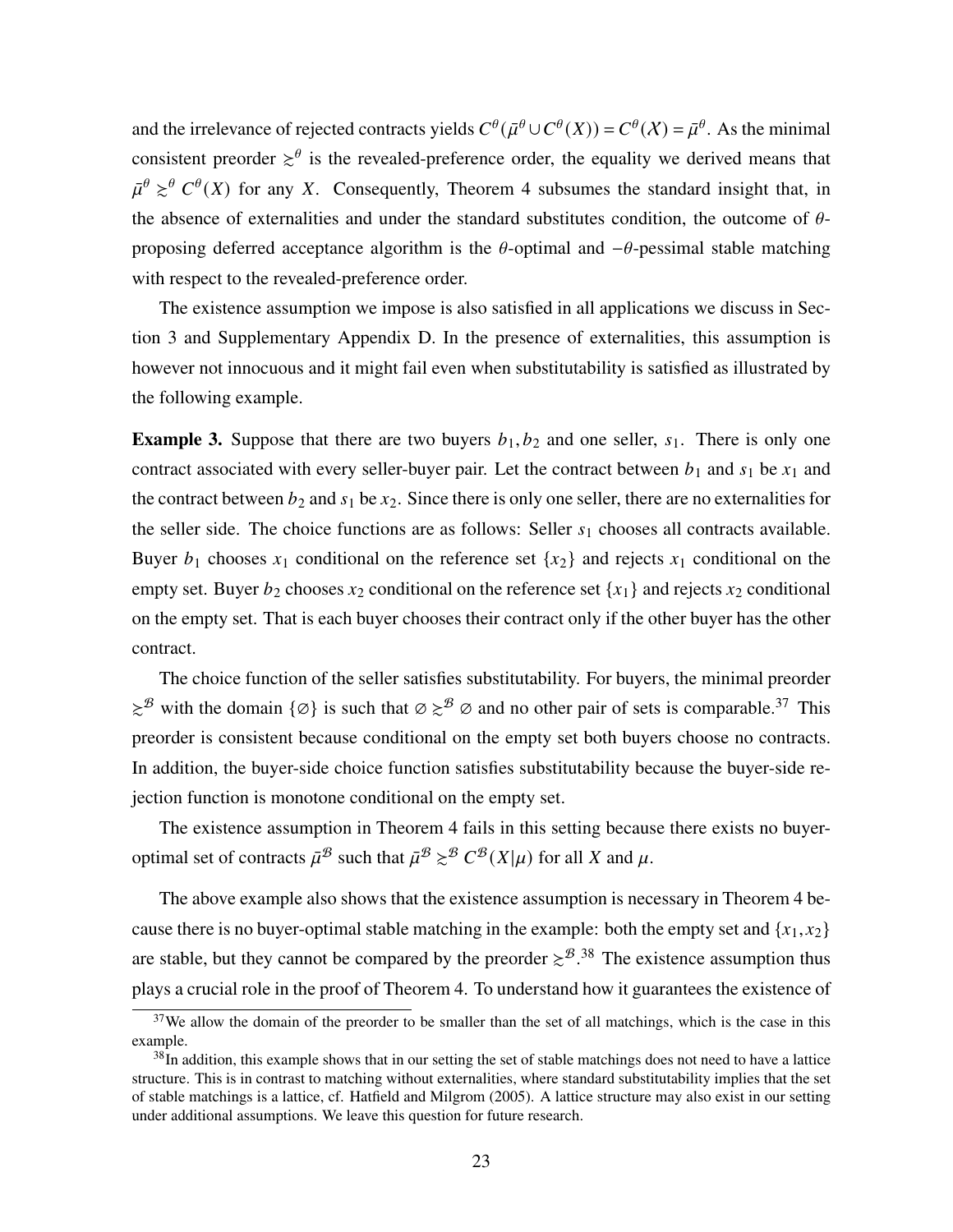and the irrelevance of rejected contracts yields $C^\theta(\bar{\mu}^\theta \cup C^\theta(X)) = C^\theta(\mathcal{X}) = \bar{\mu}^\theta$. As the minimal consistent preorder $\gtrsim^\theta$ is the revealed-preference order, the equality we derived means that $\bar{\mu}^\theta \gtrsim^\theta C^\theta(X)$ for any $X$. Consequently, Theorem 4 subsumes the standard insight that, in the absence of externalities and under the standard substitutes condition, the outcome of $\theta$-proposing deferred acceptance algorithm is the $\theta$-optimal and $-\theta$-pessimal stable matching with respect to the revealed-preference order.

The existence assumption we impose is also satisfied in all applications we discuss in Section 3 and Supplementary Appendix D. In the presence of externalities, this assumption is however not innocuous and it might fail even when substitutability is satisfied as illustrated by the following example.

**Example 3.** Suppose that there are two buyers $b_1, b_2$ and one seller, $s_1$. There is only one contract associated with every seller-buyer pair. Let the contract between $b_1$ and $s_1$ be $x_1$ and the contract between $b_2$ and $s_1$ be $x_2$. Since there is only one seller, there are no externalities for the seller side. The choice functions are as follows: Seller $s_1$ chooses all contracts available. Buyer $b_1$ chooses $x_1$ conditional on the reference set $\{x_2\}$ and rejects $x_1$ conditional on the empty set. Buyer $b_2$ chooses $x_2$ conditional on the reference set $\{x_1\}$ and rejects $x_2$ conditional on the empty set. That is each buyer chooses their contract only if the other buyer has the other contract.

The choice function of the seller satisfies substitutability. For buyers, the minimal preorder $\gtrsim^{\mathcal{B}}$ with the domain $\{\varnothing\}$ is such that $\varnothing \gtrsim^{\mathcal{B}} \varnothing$ and no other pair of sets is comparable.[37] This preorder is consistent because conditional on the empty set both buyers choose no contracts. In addition, the buyer-side choice function satisfies substitutability because the buyer-side rejection function is monotone conditional on the empty set.

The existence assumption in Theorem 4 fails in this setting because there exists no buyer-optimal set of contracts $\bar{\mu}^{\mathcal{B}}$ such that $\bar{\mu}^{\mathcal{B}} \gtrsim^{\mathcal{B}} C^{\mathcal{B}}(X|\mu)$ for all $X$ and $\mu$.

The above example also shows that the existence assumption is necessary in Theorem 4 because there is no buyer-optimal stable matching in the example: both the empty set and $\{x_1, x_2\}$ are stable, but they cannot be compared by the preorder $\gtrsim^{\mathcal{B}}$.[38] The existence assumption thus plays a crucial role in the proof of Theorem 4. To understand how it guarantees the existence of

[37] We allow the domain of the preorder to be smaller than the set of all matchings, which is the case in this example.

[38] In addition, this example shows that in our setting the set of stable matchings does not need to have a lattice structure. This is in contrast to matching without externalities, where standard substitutability implies that the set of stable matchings is a lattice, cf. Hatfield and Milgrom (2005). A lattice structure may also exist in our setting under additional assumptions. We leave this question for future research.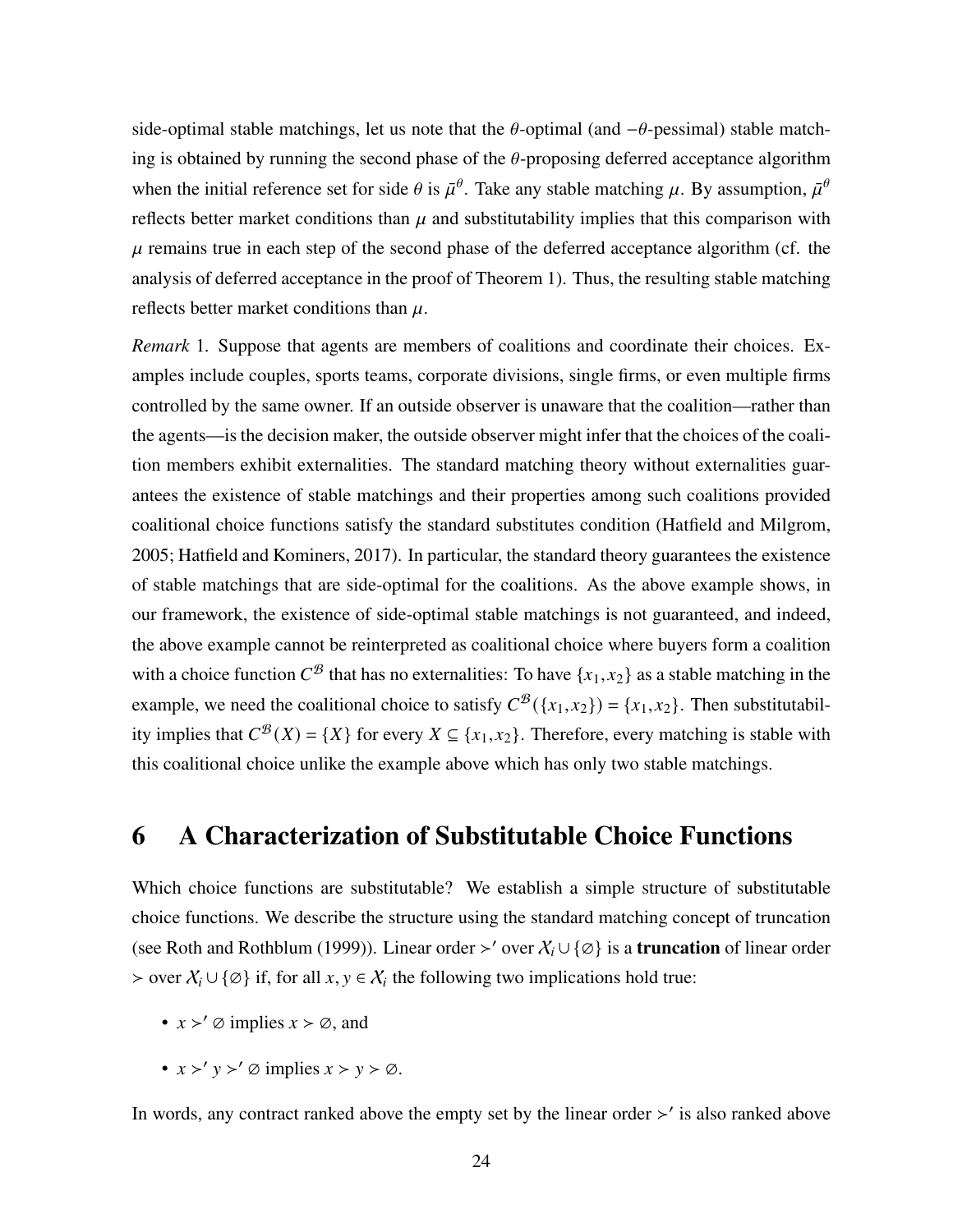side-optimal stable matchings, let us note that the $\theta$-optimal (and $-\theta$-pessimal) stable matching is obtained by running the second phase of the $\theta$-proposing deferred acceptance algorithm when the initial reference set for side $\theta$ is $\bar{\mu}^{\theta}$. Take any stable matching $\mu$. By assumption, $\bar{\mu}^{\theta}$ reflects better market conditions than $\mu$ and substitutability implies that this comparison with $\mu$ remains true in each step of the second phase of the deferred acceptance algorithm (cf. the analysis of deferred acceptance in the proof of Theorem 1). Thus, the resulting stable matching reflects better market conditions than $\mu$.

*Remark* 1. Suppose that agents are members of coalitions and coordinate their choices. Examples include couples, sports teams, corporate divisions, single firms, or even multiple firms controlled by the same owner. If an outside observer is unaware that the coalition—rather than the agents—is the decision maker, the outside observer might infer that the choices of the coalition members exhibit externalities. The standard matching theory without externalities guarantees the existence of stable matchings and their properties among such coalitions provided coalitional choice functions satisfy the standard substitutes condition (Hatfield and Milgrom, 2005; Hatfield and Kominers, 2017). In particular, the standard theory guarantees the existence of stable matchings that are side-optimal for the coalitions. As the above example shows, in our framework, the existence of side-optimal stable matchings is not guaranteed, and indeed, the above example cannot be reinterpreted as coalitional choice where buyers form a coalition with a choice function $C^{\mathcal{B}}$ that has no externalities: To have $\{x_1, x_2\}$ as a stable matching in the example, we need the coalitional choice to satisfy $C^{\mathcal{B}}(\{x_1, x_2\}) = \{x_1, x_2\}$. Then substitutability implies that $C^{\mathcal{B}}(X) = \{X\}$ for every $X \subseteq \{x_1, x_2\}$. Therefore, every matching is stable with this coalitional choice unlike the example above which has only two stable matchings.

# 6 A Characterization of Substitutable Choice Functions

Which choice functions are substitutable? We establish a simple structure of substitutable choice functions. We describe the structure using the standard matching concept of truncation (see Roth and Rothblum (1999)). Linear order $\succ'$ over $\mathcal{X}_i \cup \{\varnothing\}$ is a **truncation** of linear order $\succ$ over $\mathcal{X}_i \cup \{\varnothing\}$ if, for all $x, y \in \mathcal{X}_i$ the following two implications hold true:

- $x \succ' \varnothing$ implies $x \succ \varnothing$, and
- $x \succ' y \succ' \varnothing$ implies $x \succ y \succ \varnothing$.

In words, any contract ranked above the empty set by the linear order $\succ'$ is also ranked above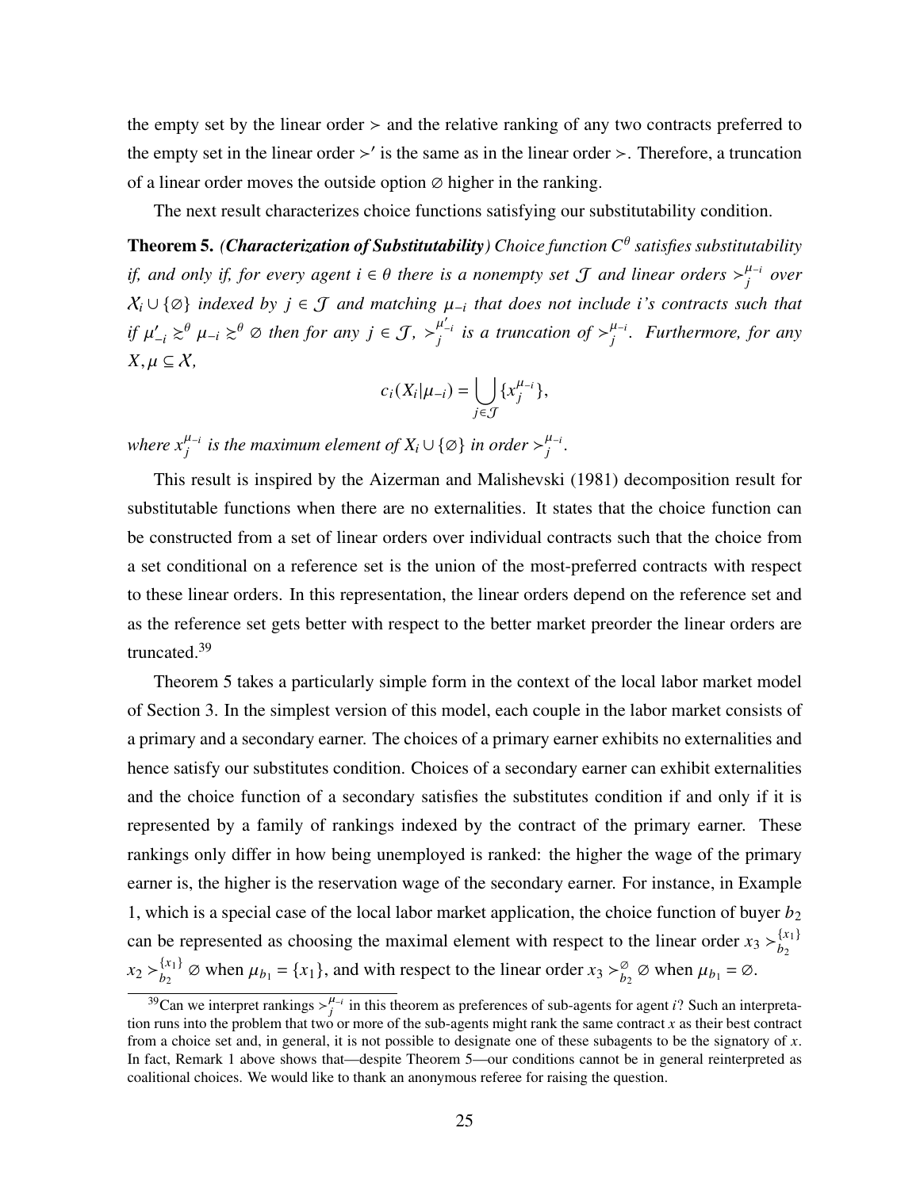the empty set by the linear order $\succ$ and the relative ranking of any two contracts preferred to the empty set in the linear order $\succ'$ is the same as in the linear order $\succ$. Therefore, a truncation of a linear order moves the outside option $\varnothing$ higher in the ranking.

The next result characterizes choice functions satisfying our substitutability condition.

**Theorem 5.** *(**Characterization of Substitutability**) Choice function $C^\theta$ satisfies substitutability if, and only if, for every agent $i \in \theta$ there is a nonempty set $\mathcal{J}$ and linear orders $\succ_j^{\mu_{-i}}$ over $\mathcal{X}_i \cup \{\varnothing\}$ indexed by $j \in \mathcal{J}$ and matching $\mu_{-i}$ that does not include $i$'s contracts such that if $\mu'_{-i} \succsim^\theta \mu_{-i} \succsim^\theta \varnothing$ then for any $j \in \mathcal{J}$, $\succ_j^{\mu'_{-i}}$ is a truncation of $\succ_j^{\mu_{-i}}$. Furthermore, for any $X, \mu \subseteq \mathcal{X}$,*

$$c_i(X_i|\mu_{-i}) = \bigcup_{j \in \mathcal{J}} \{x_j^{\mu_{-i}}\},$$

*where $x_j^{\mu_{-i}}$ is the maximum element of $X_i \cup \{\varnothing\}$ in order $\succ_j^{\mu_{-i}}$.*

This result is inspired by the Aizerman and Malishevski (1981) decomposition result for substitutable functions when there are no externalities. It states that the choice function can be constructed from a set of linear orders over individual contracts such that the choice from a set conditional on a reference set is the union of the most-preferred contracts with respect to these linear orders. In this representation, the linear orders depend on the reference set and as the reference set gets better with respect to the better market preorder the linear orders are truncated.[39]

Theorem 5 takes a particularly simple form in the context of the local labor market model of Section 3. In the simplest version of this model, each couple in the labor market consists of a primary and a secondary earner. The choices of a primary earner exhibits no externalities and hence satisfy our substitutes condition. Choices of a secondary earner can exhibit externalities and the choice function of a secondary satisfies the substitutes condition if and only if it is represented by a family of rankings indexed by the contract of the primary earner. These rankings only differ in how being unemployed is ranked: the higher the wage of the primary earner is, the higher is the reservation wage of the secondary earner. For instance, in Example 1, which is a special case of the local labor market application, the choice function of buyer $b_2$ can be represented as choosing the maximal element with respect to the linear order $x_3 \succ_{b_2}^{\{x_1\}} x_2 \succ_{b_2}^{\{x_1\}} \varnothing$ when $\mu_{b_1} = \{x_1\}$, and with respect to the linear order $x_3 \succ_{b_2}^{\varnothing} \varnothing$ when $\mu_{b_1} = \varnothing$.

[39]Can we interpret rankings $\succ_j^{\mu_{-i}}$ in this theorem as preferences of sub-agents for agent $i$? Such an interpretation runs into the problem that two or more of the sub-agents might rank the same contract $x$ as their best contract from a choice set and, in general, it is not possible to designate one of these subagents to be the signatory of $x$. In fact, Remark 1 above shows that—despite Theorem 5—our conditions cannot be in general reinterpreted as coalitional choices. We would like to thank an anonymous referee for raising the question.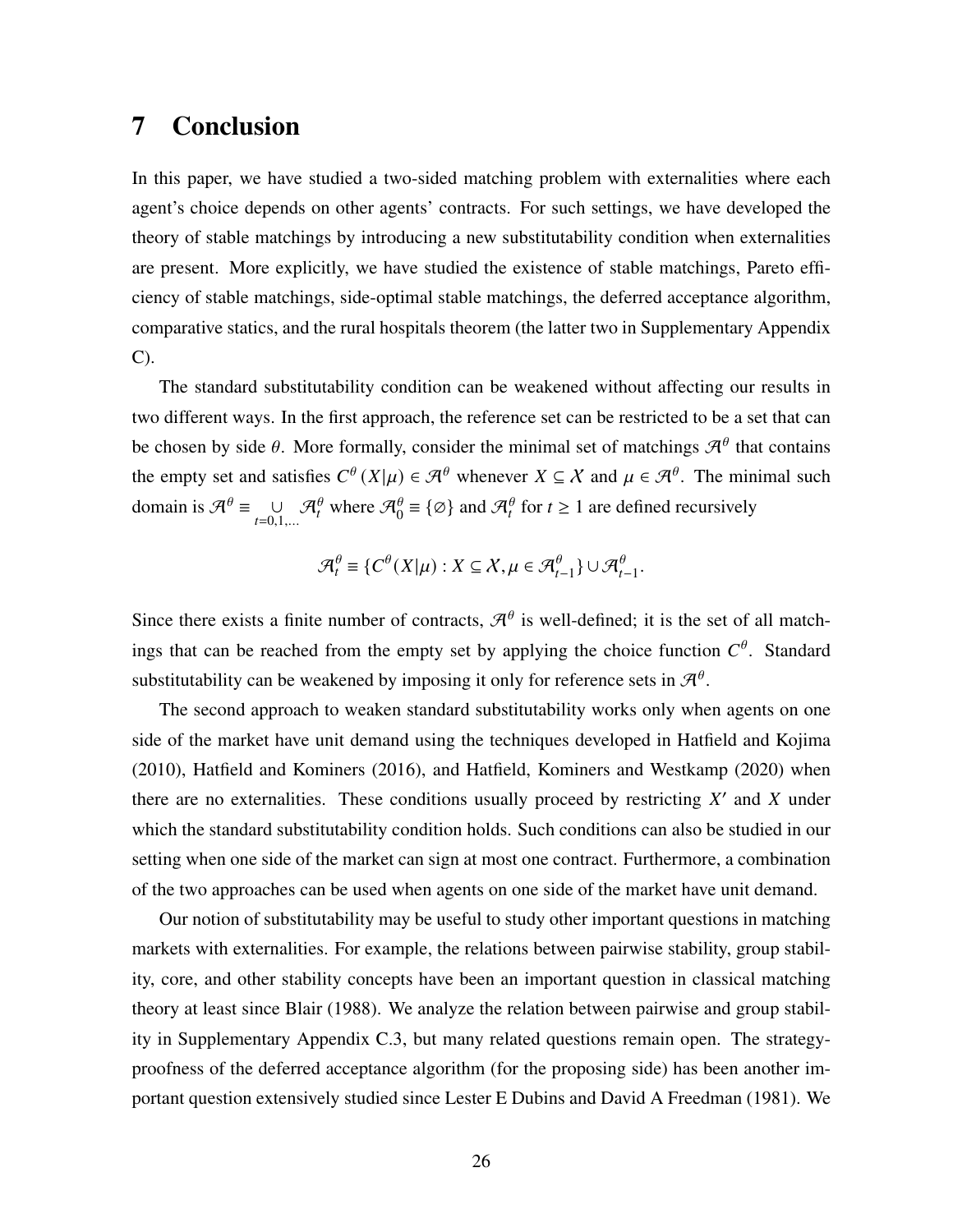# 7 Conclusion

In this paper, we have studied a two-sided matching problem with externalities where each agent's choice depends on other agents' contracts. For such settings, we have developed the theory of stable matchings by introducing a new substitutability condition when externalities are present. More explicitly, we have studied the existence of stable matchings, Pareto efficiency of stable matchings, side-optimal stable matchings, the deferred acceptance algorithm, comparative statics, and the rural hospitals theorem (the latter two in Supplementary Appendix C).

The standard substitutability condition can be weakened without affecting our results in two different ways. In the first approach, the reference set can be restricted to be a set that can be chosen by side $\theta$. More formally, consider the minimal set of matchings $\mathcal{A}^\theta$ that contains the empty set and satisfies $C^\theta(X|\mu) \in \mathcal{A}^\theta$ whenever $X \subseteq \mathcal{X}$ and $\mu \in \mathcal{A}^\theta$. The minimal such domain is $\mathcal{A}^\theta \equiv \underset{t=0,1,\ldots}{\cup} \mathcal{A}_t^\theta$ where $\mathcal{A}_0^\theta \equiv \{\varnothing\}$ and $\mathcal{A}_t^\theta$ for $t \geq 1$ are defined recursively

$$\mathcal{A}_t^\theta \equiv \{C^\theta(X|\mu) : X \subseteq \mathcal{X}, \mu \in \mathcal{A}_{t-1}^\theta\} \cup \mathcal{A}_{t-1}^\theta.$$

Since there exists a finite number of contracts, $\mathcal{A}^\theta$ is well-defined; it is the set of all matchings that can be reached from the empty set by applying the choice function $C^\theta$. Standard substitutability can be weakened by imposing it only for reference sets in $\mathcal{A}^\theta$.

The second approach to weaken standard substitutability works only when agents on one side of the market have unit demand using the techniques developed in Hatfield and Kojima (2010), Hatfield and Kominers (2016), and Hatfield, Kominers and Westkamp (2020) when there are no externalities. These conditions usually proceed by restricting $X'$ and $X$ under which the standard substitutability condition holds. Such conditions can also be studied in our setting when one side of the market can sign at most one contract. Furthermore, a combination of the two approaches can be used when agents on one side of the market have unit demand.

Our notion of substitutability may be useful to study other important questions in matching markets with externalities. For example, the relations between pairwise stability, group stability, core, and other stability concepts have been an important question in classical matching theory at least since Blair (1988). We analyze the relation between pairwise and group stability in Supplementary Appendix C.3, but many related questions remain open. The strategy-proofness of the deferred acceptance algorithm (for the proposing side) has been another important question extensively studied since Lester E Dubins and David A Freedman (1981). We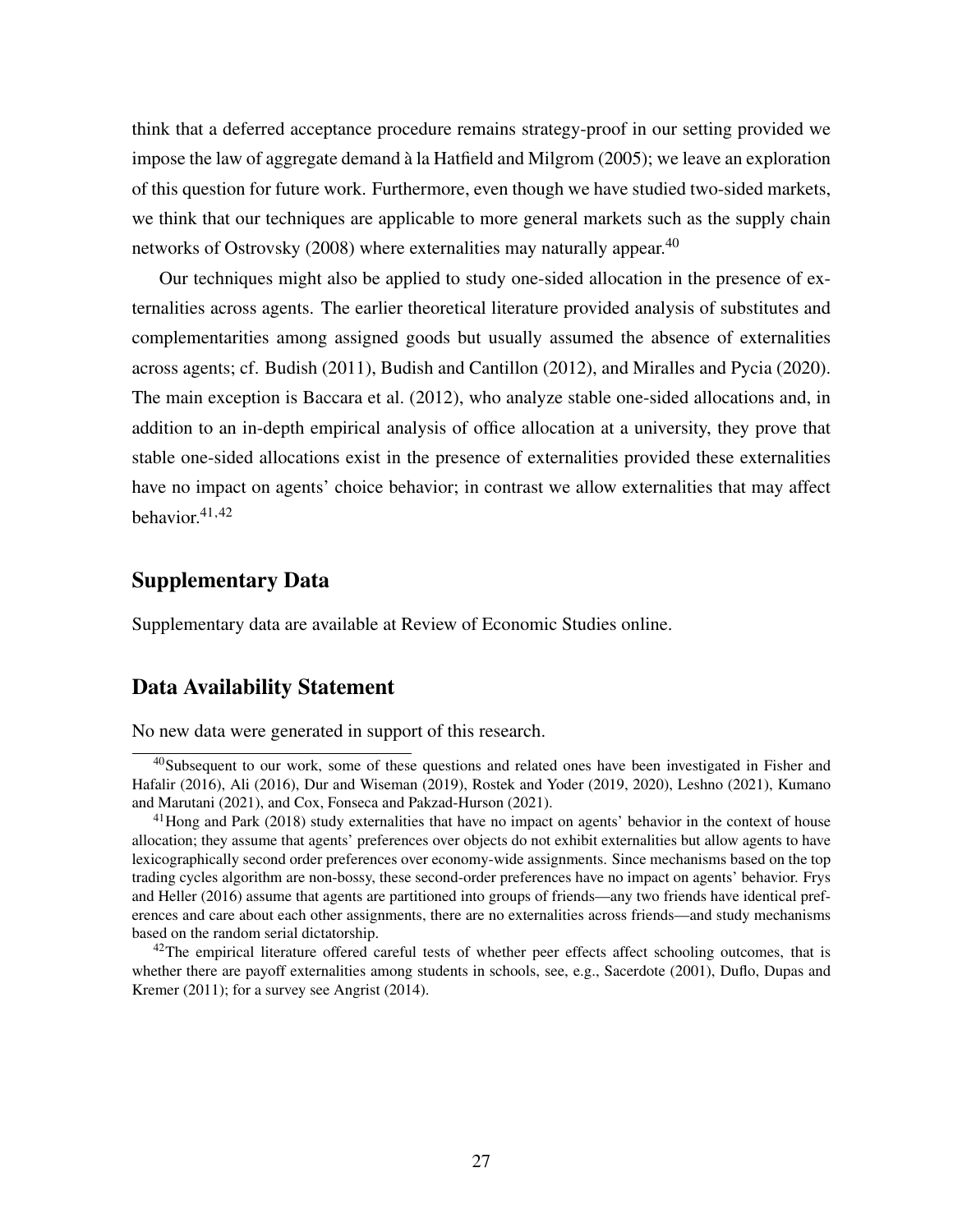think that a deferred acceptance procedure remains strategy-proof in our setting provided we impose the law of aggregate demand à la Hatfield and Milgrom (2005); we leave an exploration of this question for future work. Furthermore, even though we have studied two-sided markets, we think that our techniques are applicable to more general markets such as the supply chain networks of Ostrovsky (2008) where externalities may naturally appear.[40]

Our techniques might also be applied to study one-sided allocation in the presence of externalities across agents. The earlier theoretical literature provided analysis of substitutes and complementarities among assigned goods but usually assumed the absence of externalities across agents; cf. Budish (2011), Budish and Cantillon (2012), and Miralles and Pycia (2020). The main exception is Baccara et al. (2012), who analyze stable one-sided allocations and, in addition to an in-depth empirical analysis of office allocation at a university, they prove that stable one-sided allocations exist in the presence of externalities provided these externalities have no impact on agents' choice behavior; in contrast we allow externalities that may affect behavior.[41,42]

## Supplementary Data

Supplementary data are available at Review of Economic Studies online.

## Data Availability Statement

No new data were generated in support of this research.

[40] Subsequent to our work, some of these questions and related ones have been investigated in Fisher and Hafalir (2016), Ali (2016), Dur and Wiseman (2019), Rostek and Yoder (2019, 2020), Leshno (2021), Kumano and Marutani (2021), and Cox, Fonseca and Pakzad-Hurson (2021).

[41] Hong and Park (2018) study externalities that have no impact on agents' behavior in the context of house allocation; they assume that agents' preferences over objects do not exhibit externalities but allow agents to have lexicographically second order preferences over economy-wide assignments. Since mechanisms based on the top trading cycles algorithm are non-bossy, these second-order preferences have no impact on agents' behavior. Frys and Heller (2016) assume that agents are partitioned into groups of friends—any two friends have identical preferences and care about each other assignments, there are no externalities across friends—and study mechanisms based on the random serial dictatorship.

[42] The empirical literature offered careful tests of whether peer effects affect schooling outcomes, that is whether there are payoff externalities among students in schools, see, e.g., Sacerdote (2001), Duflo, Dupas and Kremer (2011); for a survey see Angrist (2014).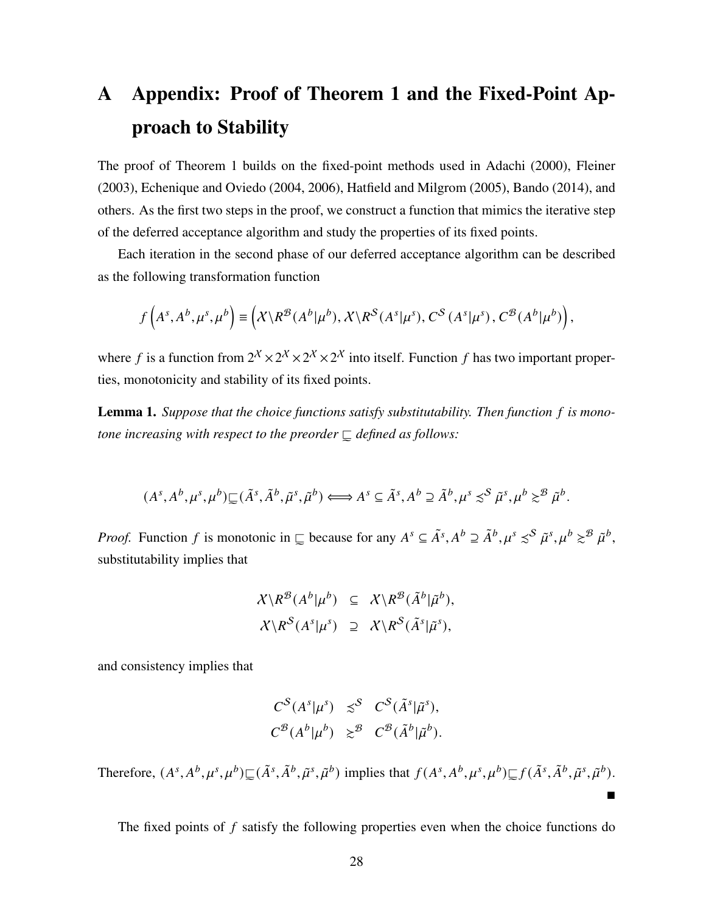# A Appendix: Proof of Theorem 1 and the Fixed-Point Approach to Stability

The proof of Theorem 1 builds on the fixed-point methods used in Adachi (2000), Fleiner (2003), Echenique and Oviedo (2004, 2006), Hatfield and Milgrom (2005), Bando (2014), and others. As the first two steps in the proof, we construct a function that mimics the iterative step of the deferred acceptance algorithm and study the properties of its fixed points.

Each iteration in the second phase of our deferred acceptance algorithm can be described as the following transformation function

$$f\left(A^s, A^b, \mu^s, \mu^b\right) \equiv \left(\mathcal{X} \backslash R^{\mathcal{B}}(A^b|\mu^b), \mathcal{X} \backslash R^{\mathcal{S}}(A^s|\mu^s), C^{\mathcal{S}}\left(A^s|\mu^s\right), C^{\mathcal{B}}\left(A^b|\mu^b\right)\right),$$

where $f$ is a function from $2^{\mathcal{X}} \times 2^{\mathcal{X}} \times 2^{\mathcal{X}} \times 2^{\mathcal{X}}$ into itself. Function $f$ has two important properties, monotonicity and stability of its fixed points.

**Lemma 1.** *Suppose that the choice functions satisfy substitutability. Then function $f$ is monotone increasing with respect to the preorder $\sqsubseteq$ defined as follows:*

$$(A^s, A^b, \mu^s, \mu^b) \sqsubseteq (\tilde{A}^s, \tilde{A}^b, \tilde{\mu}^s, \tilde{\mu}^b) \Longleftrightarrow A^s \subseteq \tilde{A}^s, A^b \supseteq \tilde{A}^b, \mu^s \precsim^{\mathcal{S}} \tilde{\mu}^s, \mu^b \succsim^{\mathcal{B}} \tilde{\mu}^b.$$

*Proof.* Function $f$ is monotonic in $\sqsubseteq$ because for any $A^s \subseteq \tilde{A}^s, A^b \supseteq \tilde{A}^b, \mu^s \precsim^{\mathcal{S}} \tilde{\mu}^s, \mu^b \succsim^{\mathcal{B}} \tilde{\mu}^b$, substitutability implies that

$$\begin{aligned}
\mathcal{X} \backslash R^{\mathcal{B}}(A^b|\mu^b) &\subseteq \mathcal{X} \backslash R^{\mathcal{B}}(\tilde{A}^b|\tilde{\mu}^b), \\
\mathcal{X} \backslash R^{\mathcal{S}}(A^s|\mu^s) &\supseteq \mathcal{X} \backslash R^{\mathcal{S}}(\tilde{A}^s|\tilde{\mu}^s),
\end{aligned}$$

and consistency implies that

$$\begin{aligned}
C^{\mathcal{S}}(A^s|\mu^s) &\precsim^{\mathcal{S}} C^{\mathcal{S}}(\tilde{A}^s|\tilde{\mu}^s), \\
C^{\mathcal{B}}(A^b|\mu^b) &\succsim^{\mathcal{B}} C^{\mathcal{B}}(\tilde{A}^b|\tilde{\mu}^b).
\end{aligned}$$

Therefore, $(A^s, A^b, \mu^s, \mu^b) \sqsubseteq (\tilde{A}^s, \tilde{A}^b, \tilde{\mu}^s, \tilde{\mu}^b)$ implies that $f(A^s, A^b, \mu^s, \mu^b) \sqsubseteq f(\tilde{A}^s, \tilde{A}^b, \tilde{\mu}^s, \tilde{\mu}^b)$. ∎

The fixed points of $f$ satisfy the following properties even when the choice functions do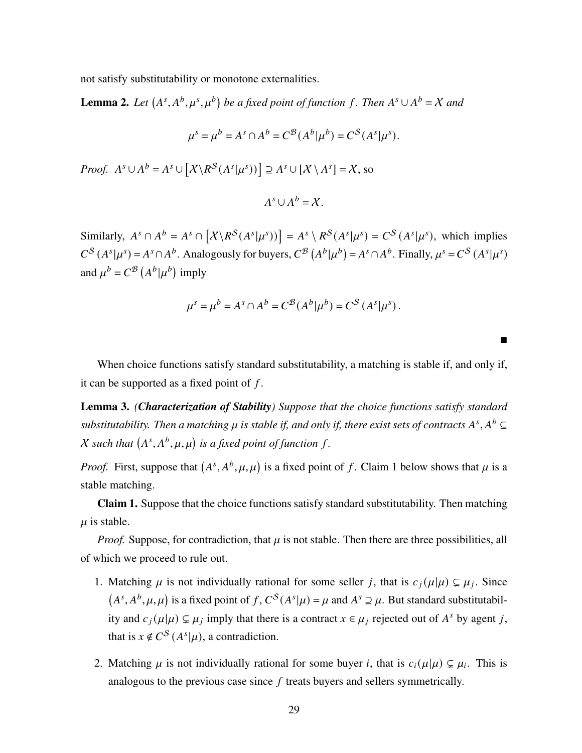not satisfy substitutability or monotone externalities.

**Lemma 2.** *Let $(A^s, A^b, \mu^s, \mu^b)$ be a fixed point of function $f$. Then $A^s \cup A^b = \mathcal{X}$ and*

$$\mu^s = \mu^b = A^s \cap A^b = C^{\mathcal{B}}(A^b|\mu^b) = C^{\mathcal{S}}(A^s|\mu^s).$$

*Proof.* $A^s \cup A^b = A^s \cup \left[\mathcal{X} \setminus R^{\mathcal{S}}(A^s|\mu^s)\right] \supseteq A^s \cup [\mathcal{X} \setminus A^s] = \mathcal{X}$, so

$$A^s \cup A^b = \mathcal{X}.$$

Similarly, $A^s \cap A^b = A^s \cap \left[\mathcal{X} \setminus R^{\mathcal{S}}(A^s|\mu^s)\right] = A^s \setminus R^{\mathcal{S}}(A^s|\mu^s) = C^{\mathcal{S}}(A^s|\mu^s)$, which implies $C^{\mathcal{S}}(A^s|\mu^s) = A^s \cap A^b$. Analogously for buyers, $C^{\mathcal{B}}\left(A^b|\mu^b\right) = A^s \cap A^b$. Finally, $\mu^s = C^{\mathcal{S}}(A^s|\mu^s)$ and $\mu^b = C^{\mathcal{B}}\left(A^b|\mu^b\right)$ imply

$$\mu^s = \mu^b = A^s \cap A^b = C^{\mathcal{B}}(A^b|\mu^b) = C^{\mathcal{S}}(A^s|\mu^s).$$

■

When choice functions satisfy standard substitutability, a matching is stable if, and only if, it can be supported as a fixed point of $f$.

**Lemma 3.** ***(Characterization of Stability)*** *Suppose that the choice functions satisfy standard substitutability. Then a matching $\mu$ is stable if, and only if, there exist sets of contracts $A^s, A^b \subseteq \mathcal{X}$ such that $(A^s, A^b, \mu, \mu)$ is a fixed point of function $f$.*

*Proof.* First, suppose that $(A^s, A^b, \mu, \mu)$ is a fixed point of $f$. Claim 1 below shows that $\mu$ is a stable matching.

**Claim 1.** Suppose that the choice functions satisfy standard substitutability. Then matching $\mu$ is stable.

*Proof.* Suppose, for contradiction, that $\mu$ is not stable. Then there are three possibilities, all of which we proceed to rule out.

1. Matching $\mu$ is not individually rational for some seller $j$, that is $c_j(\mu|\mu) \subsetneq \mu_j$. Since $(A^s, A^b, \mu, \mu)$ is a fixed point of $f$, $C^{\mathcal{S}}(A^s|\mu) = \mu$ and $A^s \supseteq \mu$. But standard substitutability and $c_j(\mu|\mu) \subsetneq \mu_j$ imply that there is a contract $x \in \mu_j$ rejected out of $A^s$ by agent $j$, that is $x \notin C^{\mathcal{S}}(A^s|\mu)$, a contradiction.

2. Matching $\mu$ is not individually rational for some buyer $i$, that is $c_i(\mu|\mu) \subsetneq \mu_i$. This is analogous to the previous case since $f$ treats buyers and sellers symmetrically.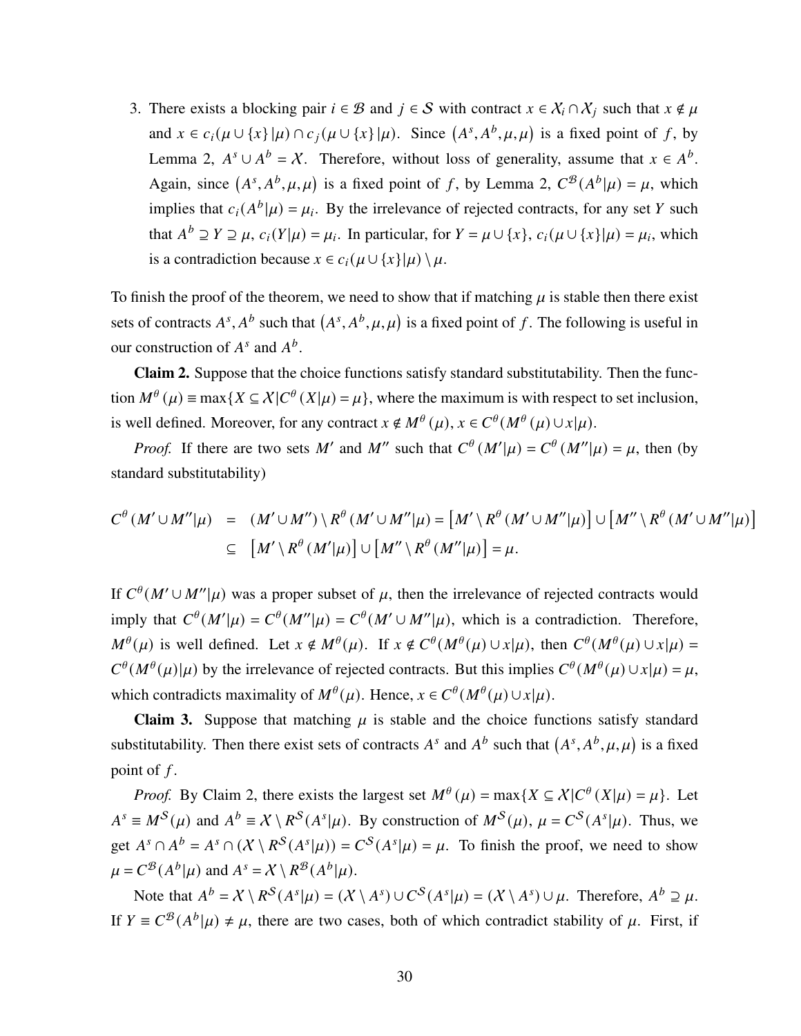3. There exists a blocking pair $i \in \mathcal{B}$ and $j \in \mathcal{S}$ with contract $x \in \mathcal{X}_i \cap \mathcal{X}_j$ such that $x \notin \mu$ and $x \in c_i(\mu \cup \{x\}|\mu) \cap c_j(\mu \cup \{x\}|\mu)$. Since $\left(A^s, A^b, \mu, \mu\right)$ is a fixed point of $f$, by Lemma 2, $A^s \cup A^b = \mathcal{X}$. Therefore, without loss of generality, assume that $x \in A^b$. Again, since $\left(A^s, A^b, \mu, \mu\right)$ is a fixed point of $f$, by Lemma 2, $C^{\mathcal{B}}(A^b|\mu) = \mu$, which implies that $c_i(A^b|\mu) = \mu_i$. By the irrelevance of rejected contracts, for any set $Y$ such that $A^b \supseteq Y \supseteq \mu$, $c_i(Y|\mu) = \mu_i$. In particular, for $Y = \mu \cup \{x\}$, $c_i(\mu \cup \{x\}|\mu) = \mu_i$, which is a contradiction because $x \in c_i(\mu \cup \{x\}|\mu) \setminus \mu$.

To finish the proof of the theorem, we need to show that if matching $\mu$ is stable then there exist sets of contracts $A^s, A^b$ such that $\left(A^s, A^b, \mu, \mu\right)$ is a fixed point of $f$. The following is useful in our construction of $A^s$ and $A^b$.

**Claim 2.** Suppose that the choice functions satisfy standard substitutability. Then the function $M^\theta(\mu) \equiv \max\{X \subseteq \mathcal{X} | C^\theta(X|\mu) = \mu\}$, where the maximum is with respect to set inclusion, is well defined. Moreover, for any contract $x \notin M^\theta(\mu)$, $x \in C^\theta(M^\theta(\mu) \cup x|\mu)$.

*Proof.* If there are two sets $M'$ and $M''$ such that $C^\theta(M'|\mu) = C^\theta(M''|\mu) = \mu$, then (by standard substitutability)

$$
\begin{aligned}
C^\theta(M' \cup M''|\mu) &= (M' \cup M'') \setminus R^\theta(M' \cup M''|\mu) = \left[M' \setminus R^\theta(M' \cup M''|\mu)\right] \cup \left[M'' \setminus R^\theta(M' \cup M''|\mu)\right] \\
&\subseteq \left[M' \setminus R^\theta(M'|\mu)\right] \cup \left[M'' \setminus R^\theta(M''|\mu)\right] = \mu.
\end{aligned}
$$

If $C^\theta(M' \cup M''|\mu)$ was a proper subset of $\mu$, then the irrelevance of rejected contracts would imply that $C^\theta(M'|\mu) = C^\theta(M''|\mu) = C^\theta(M' \cup M''|\mu)$, which is a contradiction. Therefore, $M^\theta(\mu)$ is well defined. Let $x \notin M^\theta(\mu)$. If $x \notin C^\theta(M^\theta(\mu) \cup x|\mu)$, then $C^\theta(M^\theta(\mu) \cup x|\mu) = C^\theta(M^\theta(\mu)|\mu)$ by the irrelevance of rejected contracts. But this implies $C^\theta(M^\theta(\mu) \cup x|\mu) = \mu$, which contradicts maximality of $M^\theta(\mu)$. Hence, $x \in C^\theta(M^\theta(\mu) \cup x|\mu)$.

**Claim 3.** Suppose that matching $\mu$ is stable and the choice functions satisfy standard substitutability. Then there exist sets of contracts $A^s$ and $A^b$ such that $\left(A^s, A^b, \mu, \mu\right)$ is a fixed point of $f$.

*Proof.* By Claim 2, there exists the largest set $M^\theta(\mu) = \max\{X \subseteq \mathcal{X} | C^\theta(X|\mu) = \mu\}$. Let $A^s \equiv M^{\mathcal{S}}(\mu)$ and $A^b \equiv \mathcal{X} \setminus R^{\mathcal{S}}(A^s|\mu)$. By construction of $M^{\mathcal{S}}(\mu)$, $\mu = C^{\mathcal{S}}(A^s|\mu)$. Thus, we get $A^s \cap A^b = A^s \cap (\mathcal{X} \setminus R^{\mathcal{S}}(A^s|\mu)) = C^{\mathcal{S}}(A^s|\mu) = \mu$. To finish the proof, we need to show $\mu = C^{\mathcal{B}}(A^b|\mu)$ and $A^s = \mathcal{X} \setminus R^{\mathcal{B}}(A^b|\mu)$.

Note that $A^b = \mathcal{X} \setminus R^{\mathcal{S}}(A^s|\mu) = (\mathcal{X} \setminus A^s) \cup C^{\mathcal{S}}(A^s|\mu) = (\mathcal{X} \setminus A^s) \cup \mu$. Therefore, $A^b \supseteq \mu$. If $Y \equiv C^{\mathcal{B}}(A^b|\mu) \neq \mu$, there are two cases, both of which contradict stability of $\mu$. First, if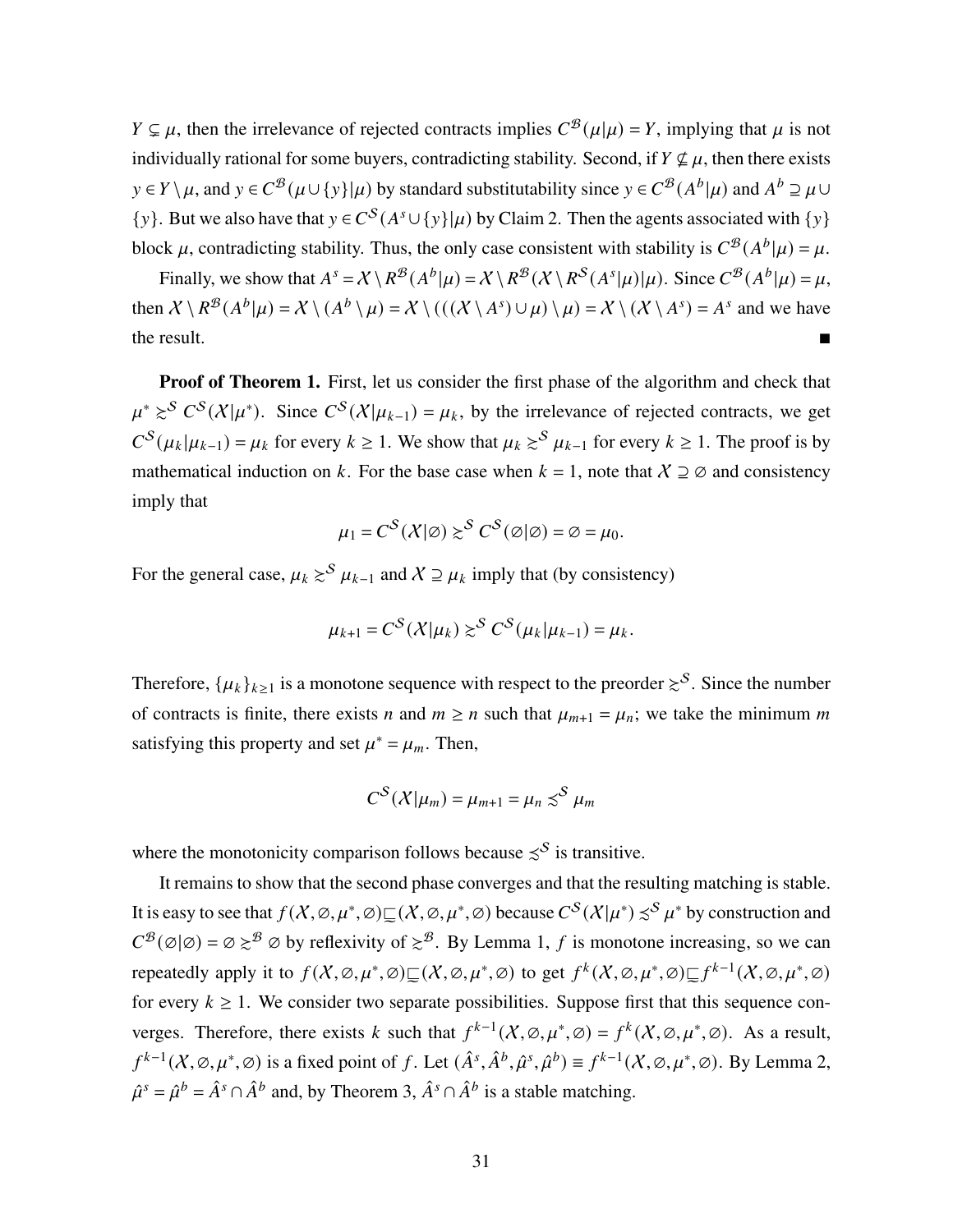$Y \subsetneq \mu$, then the irrelevance of rejected contracts implies $C^{\mathcal{B}}(\mu|\mu) = Y$, implying that $\mu$ is not individually rational for some buyers, contradicting stability. Second, if $Y \not\subseteq \mu$, then there exists $y \in Y \setminus \mu$, and $y \in C^{\mathcal{B}}(\mu \cup \{y\}|\mu)$ by standard substitutability since $y \in C^{\mathcal{B}}(A^b|\mu)$ and $A^b \supseteq \mu \cup \{y\}$. But we also have that $y \in C^{\mathcal{S}}(A^s \cup \{y\}|\mu)$ by Claim 2. Then the agents associated with $\{y\}$ block $\mu$, contradicting stability. Thus, the only case consistent with stability is $C^{\mathcal{B}}(A^b|\mu) = \mu$.

Finally, we show that $A^s = \mathcal{X} \setminus R^{\mathcal{B}}(A^b|\mu) = \mathcal{X} \setminus R^{\mathcal{B}}(\mathcal{X} \setminus R^{\mathcal{S}}(A^s|\mu)|\mu)$. Since $C^{\mathcal{B}}(A^b|\mu) = \mu$, then $\mathcal{X} \setminus R^{\mathcal{B}}(A^b|\mu) = \mathcal{X} \setminus (A^b \setminus \mu) = \mathcal{X} \setminus (((\mathcal{X} \setminus A^s) \cup \mu) \setminus \mu) = \mathcal{X} \setminus (\mathcal{X} \setminus A^s) = A^s$ and we have the result. ■

**Proof of Theorem 1.** First, let us consider the first phase of the algorithm and check that $\mu^* \succsim^{\mathcal{S}} C^{\mathcal{S}}(\mathcal{X}|\mu^*)$. Since $C^{\mathcal{S}}(\mathcal{X}|\mu_{k-1}) = \mu_k$, by the irrelevance of rejected contracts, we get $C^{\mathcal{S}}(\mu_k|\mu_{k-1}) = \mu_k$ for every $k \geq 1$. We show that $\mu_k \succsim^{\mathcal{S}} \mu_{k-1}$ for every $k \geq 1$. The proof is by mathematical induction on $k$. For the base case when $k = 1$, note that $\mathcal{X} \supseteq \varnothing$ and consistency imply that

$$\mu_1 = C^{\mathcal{S}}(\mathcal{X}|\varnothing) \succsim^{\mathcal{S}} C^{\mathcal{S}}(\varnothing|\varnothing) = \varnothing = \mu_0.$$

For the general case, $\mu_k \succsim^{\mathcal{S}} \mu_{k-1}$ and $\mathcal{X} \supseteq \mu_k$ imply that (by consistency)

$$\mu_{k+1} = C^{\mathcal{S}}(\mathcal{X}|\mu_k) \succsim^{\mathcal{S}} C^{\mathcal{S}}(\mu_k|\mu_{k-1}) = \mu_k.$$

Therefore, $\{\mu_k\}_{k\geq 1}$ is a monotone sequence with respect to the preorder $\succsim^{\mathcal{S}}$. Since the number of contracts is finite, there exists $n$ and $m \geq n$ such that $\mu_{m+1} = \mu_n$; we take the minimum $m$ satisfying this property and set $\mu^* = \mu_m$. Then,

$$C^{\mathcal{S}}(\mathcal{X}|\mu_m) = \mu_{m+1} = \mu_n \precsim^{\mathcal{S}} \mu_m$$

where the monotonicity comparison follows because $\precsim^{\mathcal{S}}$ is transitive.

It remains to show that the second phase converges and that the resulting matching is stable. It is easy to see that $f(\mathcal{X}, \varnothing, \mu^*, \varnothing) \sqsubseteq (\mathcal{X}, \varnothing, \mu^*, \varnothing)$ because $C^{\mathcal{S}}(\mathcal{X}|\mu^*) \precsim^{\mathcal{S}} \mu^*$ by construction and $C^{\mathcal{B}}(\varnothing|\varnothing) = \varnothing \succsim^{\mathcal{B}} \varnothing$ by reflexivity of $\succsim^{\mathcal{B}}$. By Lemma 1, $f$ is monotone increasing, so we can repeatedly apply it to $f(\mathcal{X}, \varnothing, \mu^*, \varnothing) \sqsubseteq (\mathcal{X}, \varnothing, \mu^*, \varnothing)$ to get $f^k(\mathcal{X}, \varnothing, \mu^*, \varnothing) \sqsubseteq f^{k-1}(\mathcal{X}, \varnothing, \mu^*, \varnothing)$ for every $k \geq 1$. We consider two separate possibilities. Suppose first that this sequence converges. Therefore, there exists $k$ such that $f^{k-1}(\mathcal{X}, \varnothing, \mu^*, \varnothing) = f^k(\mathcal{X}, \varnothing, \mu^*, \varnothing)$. As a result, $f^{k-1}(\mathcal{X}, \varnothing, \mu^*, \varnothing)$ is a fixed point of $f$. Let $(\hat{A}^s, \hat{A}^b, \hat{\mu}^s, \hat{\mu}^b) \equiv f^{k-1}(\mathcal{X}, \varnothing, \mu^*, \varnothing)$. By Lemma 2, $\hat{\mu}^s = \hat{\mu}^b = \hat{A}^s \cap \hat{A}^b$ and, by Theorem 3, $\hat{A}^s \cap \hat{A}^b$ is a stable matching.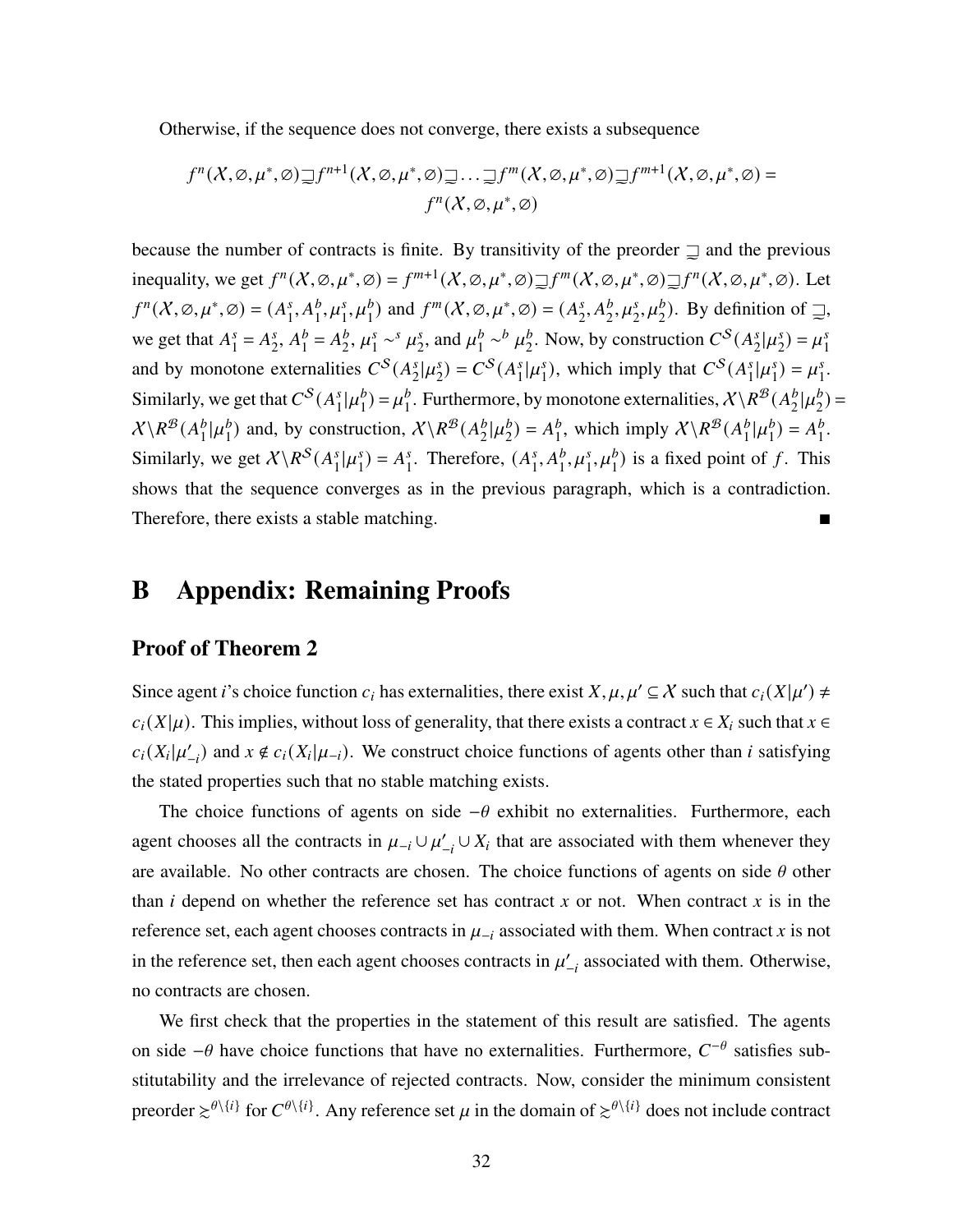Otherwise, if the sequence does not converge, there exists a subsequence

$$f^n(\mathcal{X},\varnothing,\mu^*,\varnothing) \sqsupseteq f^{n+1}(\mathcal{X},\varnothing,\mu^*,\varnothing) \sqsupseteq \ldots \sqsupseteq f^m(\mathcal{X},\varnothing,\mu^*,\varnothing) \sqsupseteq f^{m+1}(\mathcal{X},\varnothing,\mu^*,\varnothing) = f^n(\mathcal{X},\varnothing,\mu^*,\varnothing)$$

because the number of contracts is finite. By transitivity of the preorder $\sqsupseteq$ and the previous inequality, we get $f^n(\mathcal{X},\varnothing,\mu^*,\varnothing) = f^{m+1}(\mathcal{X},\varnothing,\mu^*,\varnothing) \sqsupseteq f^m(\mathcal{X},\varnothing,\mu^*,\varnothing) \sqsupseteq f^n(\mathcal{X},\varnothing,\mu^*,\varnothing)$. Let $f^n(\mathcal{X},\varnothing,\mu^*,\varnothing) = (A_1^s, A_1^b, \mu_1^s, \mu_1^b)$ and $f^m(\mathcal{X},\varnothing,\mu^*,\varnothing) = (A_2^s, A_2^b, \mu_2^s, \mu_2^b)$. By definition of $\sqsupseteq$, we get that $A_1^s = A_2^s$, $A_1^b = A_2^b$, $\mu_1^s \sim^s \mu_2^s$, and $\mu_1^b \sim^b \mu_2^b$. Now, by construction $C^{\mathcal{S}}(A_2^s|\mu_2^s) = \mu_1^s$ and by monotone externalities $C^{\mathcal{S}}(A_2^s|\mu_2^s) = C^{\mathcal{S}}(A_1^s|\mu_1^s)$, which imply that $C^{\mathcal{S}}(A_1^s|\mu_1^s) = \mu_1^s$. Similarly, we get that $C^{\mathcal{S}}(A_1^s|\mu_1^b) = \mu_1^b$. Furthermore, by monotone externalities, $\mathcal{X} \backslash R^{\mathcal{B}}(A_2^b|\mu_2^b) = \mathcal{X} \backslash R^{\mathcal{B}}(A_1^b|\mu_1^b)$ and, by construction, $\mathcal{X} \backslash R^{\mathcal{B}}(A_2^b|\mu_2^b) = A_1^b$, which imply $\mathcal{X} \backslash R^{\mathcal{B}}(A_1^b|\mu_1^b) = A_1^b$. Similarly, we get $\mathcal{X} \backslash R^{\mathcal{S}}(A_1^s|\mu_1^s) = A_1^s$. Therefore, $(A_1^s, A_1^b, \mu_1^s, \mu_1^b)$ is a fixed point of $f$. This shows that the sequence converges as in the previous paragraph, which is a contradiction. Therefore, there exists a stable matching. ■

# B Appendix: Remaining Proofs

## Proof of Theorem 2

Since agent $i$'s choice function $c_i$ has externalities, there exist $X, \mu, \mu' \subseteq \mathcal{X}$ such that $c_i(X|\mu') \neq c_i(X|\mu)$. This implies, without loss of generality, that there exists a contract $x \in X_i$ such that $x \in c_i(X_i|\mu'_{-i})$ and $x \notin c_i(X_i|\mu_{-i})$. We construct choice functions of agents other than $i$ satisfying the stated properties such that no stable matching exists.

The choice functions of agents on side $-\theta$ exhibit no externalities. Furthermore, each agent chooses all the contracts in $\mu_{-i} \cup \mu'_{-i} \cup X_i$ that are associated with them whenever they are available. No other contracts are chosen. The choice functions of agents on side $\theta$ other than $i$ depend on whether the reference set has contract $x$ or not. When contract $x$ is in the reference set, each agent chooses contracts in $\mu_{-i}$ associated with them. When contract $x$ is not in the reference set, then each agent chooses contracts in $\mu'_{-i}$ associated with them. Otherwise, no contracts are chosen.

We first check that the properties in the statement of this result are satisfied. The agents on side $-\theta$ have choice functions that have no externalities. Furthermore, $C^{-\theta}$ satisfies substitutability and the irrelevance of rejected contracts. Now, consider the minimum consistent preorder $\gtrsim^{\theta\backslash\{i\}}$ for $C^{\theta\backslash\{i\}}$. Any reference set $\mu$ in the domain of $\gtrsim^{\theta\backslash\{i\}}$ does not include contract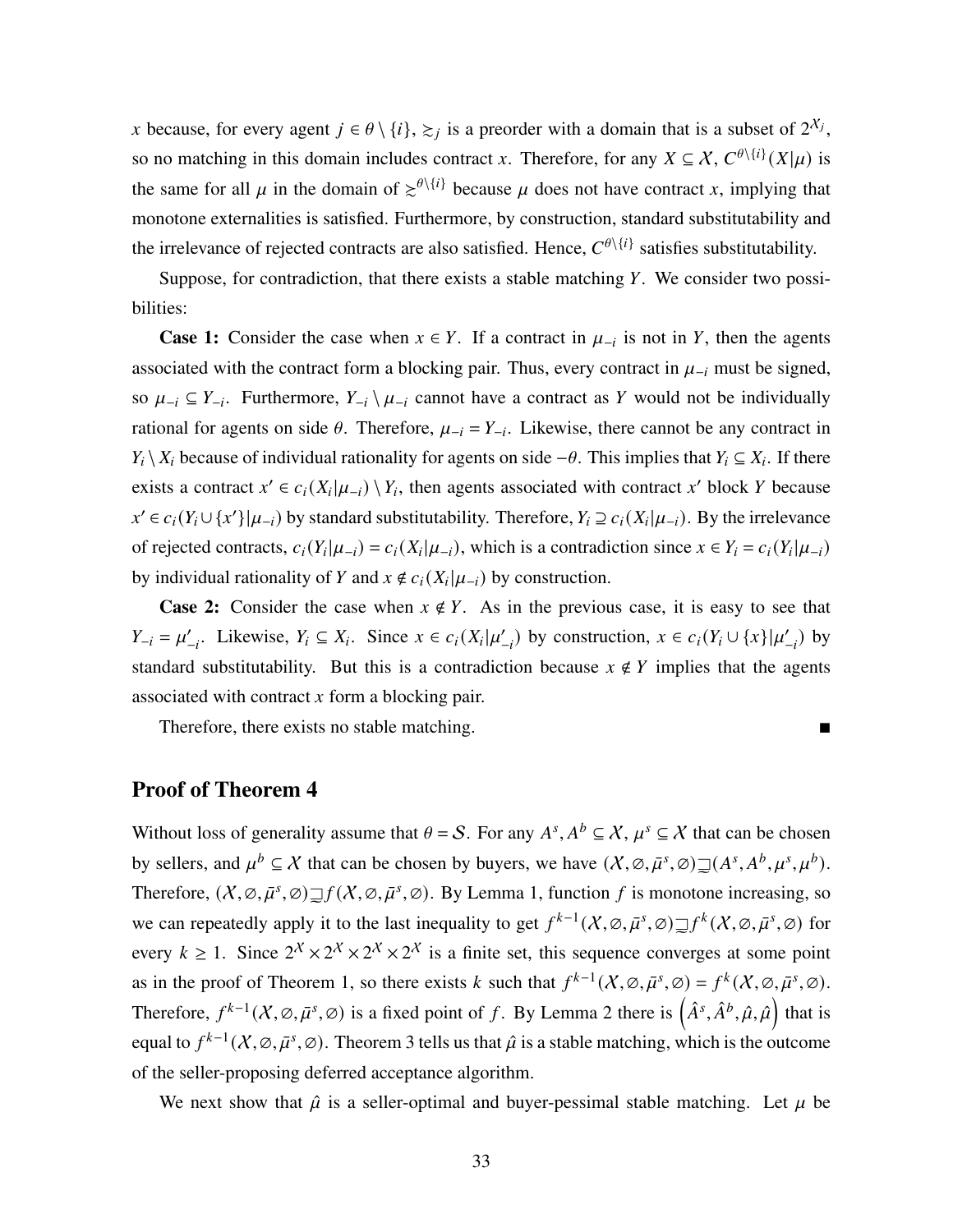$x$ because, for every agent $j \in \theta \setminus \{i\}$, $\succsim_j$ is a preorder with a domain that is a subset of $2^{\mathcal{X}_j}$, so no matching in this domain includes contract $x$. Therefore, for any $X \subseteq \mathcal{X}$, $C^{\theta\setminus\{i\}}(X|\mu)$ is the same for all $\mu$ in the domain of $\succsim^{\theta\setminus\{i\}}$ because $\mu$ does not have contract $x$, implying that monotone externalities is satisfied. Furthermore, by construction, standard substitutability and the irrelevance of rejected contracts are also satisfied. Hence, $C^{\theta\setminus\{i\}}$ satisfies substitutability.

Suppose, for contradiction, that there exists a stable matching $Y$. We consider two possibilities:

**Case 1:** Consider the case when $x \in Y$. If a contract in $\mu_{-i}$ is not in $Y$, then the agents associated with the contract form a blocking pair. Thus, every contract in $\mu_{-i}$ must be signed, so $\mu_{-i} \subseteq Y_{-i}$. Furthermore, $Y_{-i} \setminus \mu_{-i}$ cannot have a contract as $Y$ would not be individually rational for agents on side $\theta$. Therefore, $\mu_{-i} = Y_{-i}$. Likewise, there cannot be any contract in $Y_i \setminus X_i$ because of individual rationality for agents on side $-\theta$. This implies that $Y_i \subseteq X_i$. If there exists a contract $x' \in c_i(X_i|\mu_{-i}) \setminus Y_i$, then agents associated with contract $x'$ block $Y$ because $x' \in c_i(Y_i \cup \{x'\}|\mu_{-i})$ by standard substitutability. Therefore, $Y_i \supseteq c_i(X_i|\mu_{-i})$. By the irrelevance of rejected contracts, $c_i(Y_i|\mu_{-i}) = c_i(X_i|\mu_{-i})$, which is a contradiction since $x \in Y_i = c_i(Y_i|\mu_{-i})$ by individual rationality of $Y$ and $x \notin c_i(X_i|\mu_{-i})$ by construction.

**Case 2:** Consider the case when $x \notin Y$. As in the previous case, it is easy to see that $Y_{-i} = \mu'_{-i}$. Likewise, $Y_i \subseteq X_i$. Since $x \in c_i(X_i|\mu'_{-i})$ by construction, $x \in c_i(Y_i \cup \{x\}|\mu'_{-i})$ by standard substitutability. But this is a contradiction because $x \notin Y$ implies that the agents associated with contract $x$ form a blocking pair.

Therefore, there exists no stable matching. ∎

## Proof of Theorem 4

Without loss of generality assume that $\theta = \mathcal{S}$. For any $A^s, A^b \subseteq \mathcal{X}$, $\mu^s \subseteq \mathcal{X}$ that can be chosen by sellers, and $\mu^b \subseteq \mathcal{X}$ that can be chosen by buyers, we have $(\mathcal{X}, \varnothing, \bar{\mu}^s, \varnothing) \sqsupseteq (A^s, A^b, \mu^s, \mu^b)$. Therefore, $(\mathcal{X}, \varnothing, \bar{\mu}^s, \varnothing) \sqsupseteq f(\mathcal{X}, \varnothing, \bar{\mu}^s, \varnothing)$. By Lemma 1, function $f$ is monotone increasing, so we can repeatedly apply it to the last inequality to get $f^{k-1}(\mathcal{X}, \varnothing, \bar{\mu}^s, \varnothing) \sqsupseteq f^k(\mathcal{X}, \varnothing, \bar{\mu}^s, \varnothing)$ for every $k \geq 1$. Since $2^{\mathcal{X}} \times 2^{\mathcal{X}} \times 2^{\mathcal{X}} \times 2^{\mathcal{X}}$ is a finite set, this sequence converges at some point as in the proof of Theorem 1, so there exists $k$ such that $f^{k-1}(\mathcal{X}, \varnothing, \bar{\mu}^s, \varnothing) = f^k(\mathcal{X}, \varnothing, \bar{\mu}^s, \varnothing)$. Therefore, $f^{k-1}(\mathcal{X}, \varnothing, \bar{\mu}^s, \varnothing)$ is a fixed point of $f$. By Lemma 2 there is $\left(\hat{A}^s, \hat{A}^b, \hat{\mu}, \hat{\mu}\right)$ that is equal to $f^{k-1}(\mathcal{X}, \varnothing, \bar{\mu}^s, \varnothing)$. Theorem 3 tells us that $\hat{\mu}$ is a stable matching, which is the outcome of the seller-proposing deferred acceptance algorithm.

We next show that $\hat{\mu}$ is a seller-optimal and buyer-pessimal stable matching. Let $\mu$ be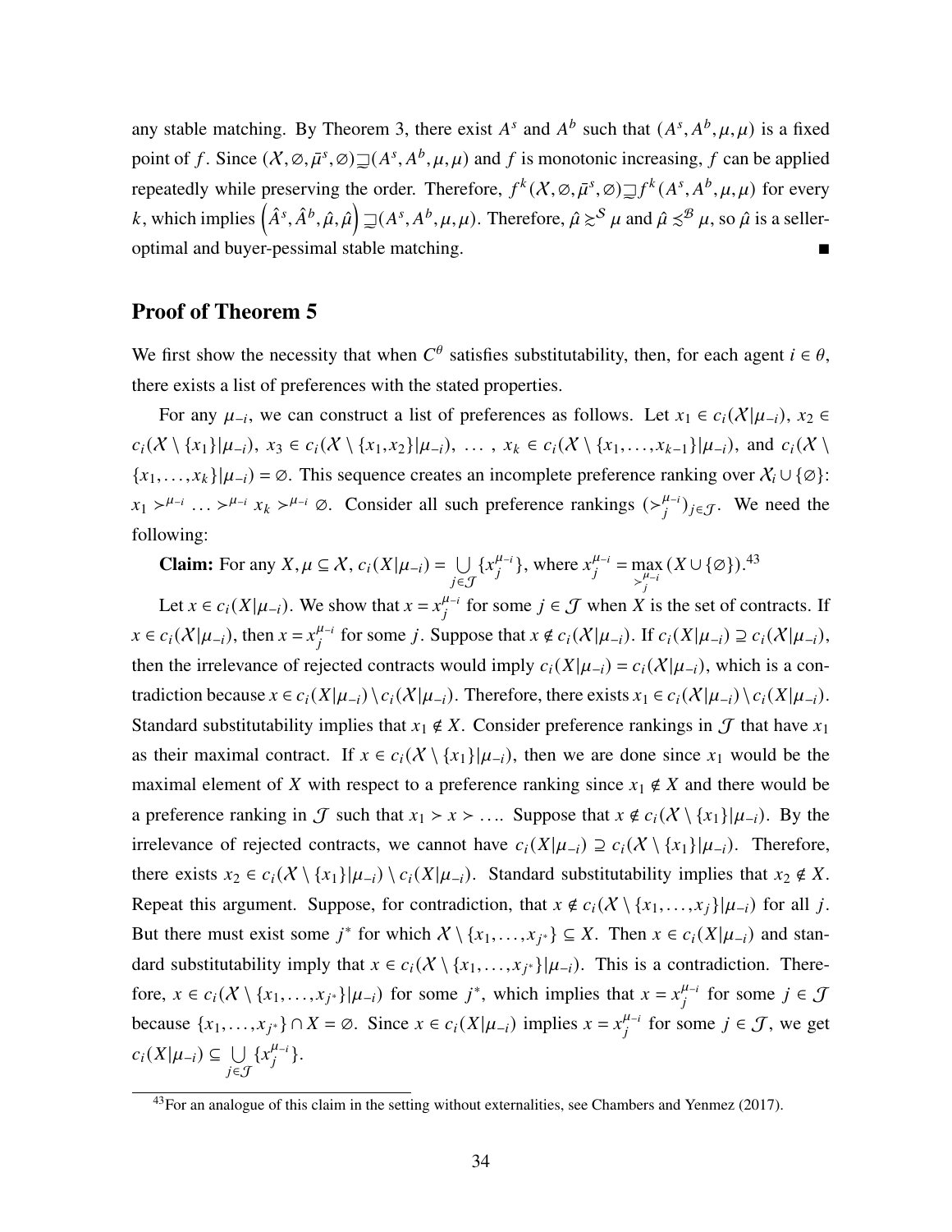any stable matching. By Theorem 3, there exist $A^s$ and $A^b$ such that $(A^s, A^b, \mu, \mu)$ is a fixed point of $f$. Since $(\mathcal{X}, \emptyset, \bar{\mu}^s, \emptyset) \sqsupseteq (A^s, A^b, \mu, \mu)$ and $f$ is monotonic increasing, $f$ can be applied repeatedly while preserving the order. Therefore, $f^k(\mathcal{X}, \emptyset, \bar{\mu}^s, \emptyset) \sqsupseteq f^k(A^s, A^b, \mu, \mu)$ for every $k$, which implies $\left(\hat{A}^s, \hat{A}^b, \hat{\mu}, \hat{\mu}\right) \sqsupseteq (A^s, A^b, \mu, \mu)$. Therefore, $\hat{\mu} \gtrsim^{\mathcal{S}} \mu$ and $\hat{\mu} \lesssim^{\mathcal{B}} \mu$, so $\hat{\mu}$ is a seller-optimal and buyer-pessimal stable matching. ∎

## Proof of Theorem 5

We first show the necessity that when $C^\theta$ satisfies substitutability, then, for each agent $i \in \theta$, there exists a list of preferences with the stated properties.

For any $\mu_{-i}$, we can construct a list of preferences as follows. Let $x_1 \in c_i(\mathcal{X}|\mu_{-i})$, $x_2 \in c_i(\mathcal{X} \setminus \{x_1\}|\mu_{-i})$, $x_3 \in c_i(\mathcal{X} \setminus \{x_1, x_2\}|\mu_{-i})$, $\ldots$ , $x_k \in c_i(\mathcal{X} \setminus \{x_1, \ldots, x_{k-1}\}|\mu_{-i})$, and $c_i(\mathcal{X} \setminus \{x_1, \ldots, x_k\}|\mu_{-i}) = \emptyset$. This sequence creates an incomplete preference ranking over $\mathcal{X}_i \cup \{\emptyset\}$: $x_1 \succ^{\mu_{-i}} \ldots \succ^{\mu_{-i}} x_k \succ^{\mu_{-i}} \emptyset$. Consider all such preference rankings $(\succ_j^{\mu_{-i}})_{j \in \mathcal{J}}$. We need the following:

**Claim:** For any $X, \mu \subseteq \mathcal{X}$, $c_i(X|\mu_{-i}) = \bigcup_{j \in \mathcal{J}} \{x_j^{\mu_{-i}}\}$, where $x_j^{\mu_{-i}} = \max_{\succ_j^{\mu_{-i}}} (X \cup \{\emptyset\})$.[43]

Let $x \in c_i(X|\mu_{-i})$. We show that $x = x_j^{\mu_{-i}}$ for some $j \in \mathcal{J}$ when $X$ is the set of contracts. If $x \in c_i(\mathcal{X}|\mu_{-i})$, then $x = x_j^{\mu_{-i}}$ for some $j$. Suppose that $x \notin c_i(\mathcal{X}|\mu_{-i})$. If $c_i(X|\mu_{-i}) \supseteq c_i(\mathcal{X}|\mu_{-i})$, then the irrelevance of rejected contracts would imply $c_i(X|\mu_{-i}) = c_i(\mathcal{X}|\mu_{-i})$, which is a contradiction because $x \in c_i(X|\mu_{-i}) \setminus c_i(\mathcal{X}|\mu_{-i})$. Therefore, there exists $x_1 \in c_i(\mathcal{X}|\mu_{-i}) \setminus c_i(X|\mu_{-i})$. Standard substitutability implies that $x_1 \notin X$. Consider preference rankings in $\mathcal{J}$ that have $x_1$ as their maximal contract. If $x \in c_i(\mathcal{X} \setminus \{x_1\}|\mu_{-i})$, then we are done since $x_1$ would be the maximal element of $X$ with respect to a preference ranking since $x_1 \notin X$ and there would be a preference ranking in $\mathcal{J}$ such that $x_1 \succ x \succ \ldots$. Suppose that $x \notin c_i(\mathcal{X} \setminus \{x_1\}|\mu_{-i})$. By the irrelevance of rejected contracts, we cannot have $c_i(X|\mu_{-i}) \supseteq c_i(\mathcal{X} \setminus \{x_1\}|\mu_{-i})$. Therefore, there exists $x_2 \in c_i(\mathcal{X} \setminus \{x_1\}|\mu_{-i}) \setminus c_i(X|\mu_{-i})$. Standard substitutability implies that $x_2 \notin X$. Repeat this argument. Suppose, for contradiction, that $x \notin c_i(\mathcal{X} \setminus \{x_1, \ldots, x_j\}|\mu_{-i})$ for all $j$. But there must exist some $j^*$ for which $\mathcal{X} \setminus \{x_1, \ldots, x_{j^*}\} \subseteq X$. Then $x \in c_i(X|\mu_{-i})$ and standard substitutability imply that $x \in c_i(\mathcal{X} \setminus \{x_1, \ldots, x_{j^*}\}|\mu_{-i})$. This is a contradiction. Therefore, $x \in c_i(\mathcal{X} \setminus \{x_1, \ldots, x_{j^*}\}|\mu_{-i})$ for some $j^*$, which implies that $x = x_j^{\mu_{-i}}$ for some $j \in \mathcal{J}$ because $\{x_1, \ldots, x_{j^*}\} \cap X = \emptyset$. Since $x \in c_i(X|\mu_{-i})$ implies $x = x_j^{\mu_{-i}}$ for some $j \in \mathcal{J}$, we get $c_i(X|\mu_{-i}) \subseteq \bigcup_{j \in \mathcal{J}} \{x_j^{\mu_{-i}}\}$.

---

[43] For an analogue of this claim in the setting without externalities, see Chambers and Yenmez (2017).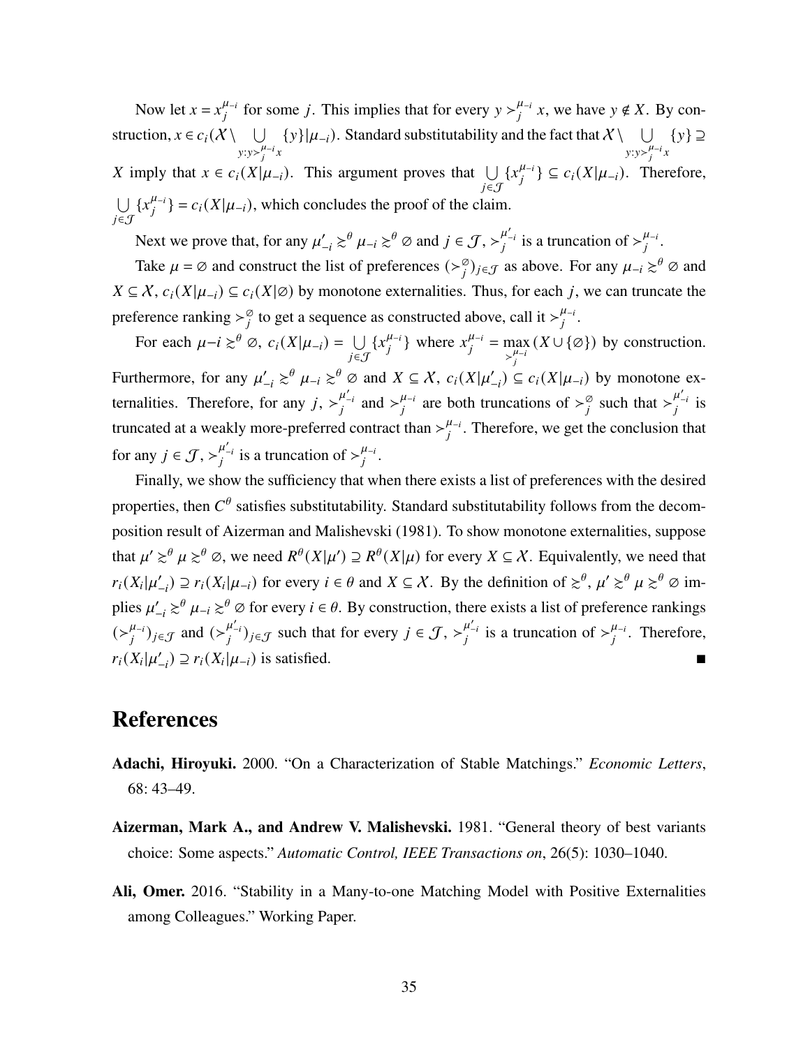Now let $x = x_j^{\mu_{-i}}$ for some $j$. This implies that for every $y \succ_j^{\mu_{-i}} x$, we have $y \notin X$. By construction, $x \in c_i(\mathcal{X} \setminus \bigcup_{y: y \succ_j^{\mu_{-i}} x} \{y\} | \mu_{-i})$. Standard substitutability and the fact that $\mathcal{X} \setminus \bigcup_{y: y \succ_j^{\mu_{-i}} x} \{y\} \supseteq X$ imply that $x \in c_i(X|\mu_{-i})$. This argument proves that $\bigcup_{j \in \mathcal{J}} \{x_j^{\mu_{-i}}\} \subseteq c_i(X|\mu_{-i})$. Therefore, $\bigcup_{j \in \mathcal{J}} \{x_j^{\mu_{-i}}\} = c_i(X|\mu_{-i})$, which concludes the proof of the claim.

Next we prove that, for any $\mu'_{-i} \succsim^\theta \mu_{-i} \succsim^\theta \varnothing$ and $j \in \mathcal{J}$, $\succ_j^{\mu'_{-i}}$ is a truncation of $\succ_j^{\mu_{-i}}$.

Take $\mu = \varnothing$ and construct the list of preferences $(\succ_j^{\varnothing})_{j \in \mathcal{J}}$ as above. For any $\mu_{-i} \succsim^\theta \varnothing$ and $X \subseteq \mathcal{X}$, $c_i(X|\mu_{-i}) \subseteq c_i(X|\varnothing)$ by monotone externalities. Thus, for each $j$, we can truncate the preference ranking $\succ_j^{\varnothing}$ to get a sequence as constructed above, call it $\succ_j^{\mu_{-i}}$.

For each $\mu{-}i \succsim^\theta \varnothing$, $c_i(X|\mu_{-i}) = \bigcup_{j \in \mathcal{J}} \{x_j^{\mu_{-i}}\}$ where $x_j^{\mu_{-i}} = \max_{\succ_j^{\mu_{-i}}} (X \cup \{\varnothing\})$ by construction. Furthermore, for any $\mu'_{-i} \succsim^\theta \mu_{-i} \succsim^\theta \varnothing$ and $X \subseteq \mathcal{X}$, $c_i(X|\mu'_{-i}) \subseteq c_i(X|\mu_{-i})$ by monotone externalities. Therefore, for any $j$, $\succ_j^{\mu'_{-i}}$ and $\succ_j^{\mu_{-i}}$ are both truncations of $\succ_j^{\varnothing}$ such that $\succ_j^{\mu'_{-i}}$ is truncated at a weakly more-preferred contract than $\succ_j^{\mu_{-i}}$. Therefore, we get the conclusion that for any $j \in \mathcal{J}$, $\succ_j^{\mu'_{-i}}$ is a truncation of $\succ_j^{\mu_{-i}}$.

Finally, we show the sufficiency that when there exists a list of preferences with the desired properties, then $C^\theta$ satisfies substitutability. Standard substitutability follows from the decomposition result of Aizerman and Malishevski (1981). To show monotone externalities, suppose that $\mu' \succsim^\theta \mu \succsim^\theta \varnothing$, we need $R^\theta(X|\mu') \supseteq R^\theta(X|\mu)$ for every $X \subseteq \mathcal{X}$. Equivalently, we need that $r_i(X_i|\mu'_{-i}) \supseteq r_i(X_i|\mu_{-i})$ for every $i \in \theta$ and $X \subseteq \mathcal{X}$. By the definition of $\succsim^\theta$, $\mu' \succsim^\theta \mu \succsim^\theta \varnothing$ implies $\mu'_{-i} \succsim^\theta \mu_{-i} \succsim^\theta \varnothing$ for every $i \in \theta$. By construction, there exists a list of preference rankings $(\succ_j^{\mu_{-i}})_{j \in \mathcal{J}}$ and $(\succ_j^{\mu'_{-i}})_{j \in \mathcal{J}}$ such that for every $j \in \mathcal{J}$, $\succ_j^{\mu'_{-i}}$ is a truncation of $\succ_j^{\mu_{-i}}$. Therefore, $r_i(X_i|\mu'_{-i}) \supseteq r_i(X_i|\mu_{-i})$ is satisfied. ■

# References

**Adachi, Hiroyuki.** 2000. "On a Characterization of Stable Matchings." *Economic Letters*, 68: 43–49.

**Aizerman, Mark A., and Andrew V. Malishevski.** 1981. "General theory of best variants choice: Some aspects." *Automatic Control, IEEE Transactions on*, 26(5): 1030–1040.

**Ali, Omer.** 2016. "Stability in a Many-to-one Matching Model with Positive Externalities among Colleagues." Working Paper.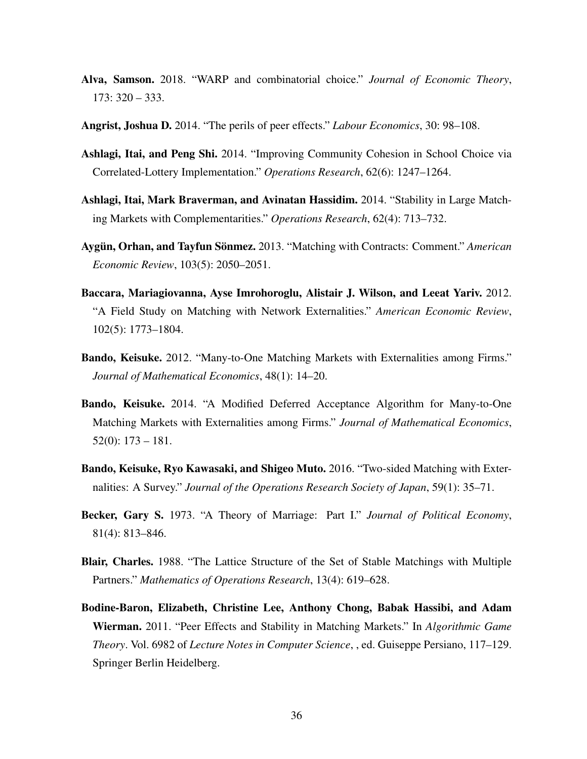**Alva, Samson.** 2018. "WARP and combinatorial choice." *Journal of Economic Theory*, 173: 320 – 333.

**Angrist, Joshua D.** 2014. "The perils of peer effects." *Labour Economics*, 30: 98–108.

**Ashlagi, Itai, and Peng Shi.** 2014. "Improving Community Cohesion in School Choice via Correlated-Lottery Implementation." *Operations Research*, 62(6): 1247–1264.

**Ashlagi, Itai, Mark Braverman, and Avinatan Hassidim.** 2014. "Stability in Large Matching Markets with Complementarities." *Operations Research*, 62(4): 713–732.

**Aygün, Orhan, and Tayfun Sönmez.** 2013. "Matching with Contracts: Comment." *American Economic Review*, 103(5): 2050–2051.

**Baccara, Mariagiovanna, Ayse Imrohoroglu, Alistair J. Wilson, and Leeat Yariv.** 2012. "A Field Study on Matching with Network Externalities." *American Economic Review*, 102(5): 1773–1804.

**Bando, Keisuke.** 2012. "Many-to-One Matching Markets with Externalities among Firms." *Journal of Mathematical Economics*, 48(1): 14–20.

**Bando, Keisuke.** 2014. "A Modified Deferred Acceptance Algorithm for Many-to-One Matching Markets with Externalities among Firms." *Journal of Mathematical Economics*, 52(0): 173 – 181.

**Bando, Keisuke, Ryo Kawasaki, and Shigeo Muto.** 2016. "Two-sided Matching with Externalities: A Survey." *Journal of the Operations Research Society of Japan*, 59(1): 35–71.

**Becker, Gary S.** 1973. "A Theory of Marriage: Part I." *Journal of Political Economy*, 81(4): 813–846.

**Blair, Charles.** 1988. "The Lattice Structure of the Set of Stable Matchings with Multiple Partners." *Mathematics of Operations Research*, 13(4): 619–628.

**Bodine-Baron, Elizabeth, Christine Lee, Anthony Chong, Babak Hassibi, and Adam Wierman.** 2011. "Peer Effects and Stability in Matching Markets." In *Algorithmic Game Theory*. Vol. 6982 of *Lecture Notes in Computer Science*, , ed. Guiseppe Persiano, 117–129. Springer Berlin Heidelberg.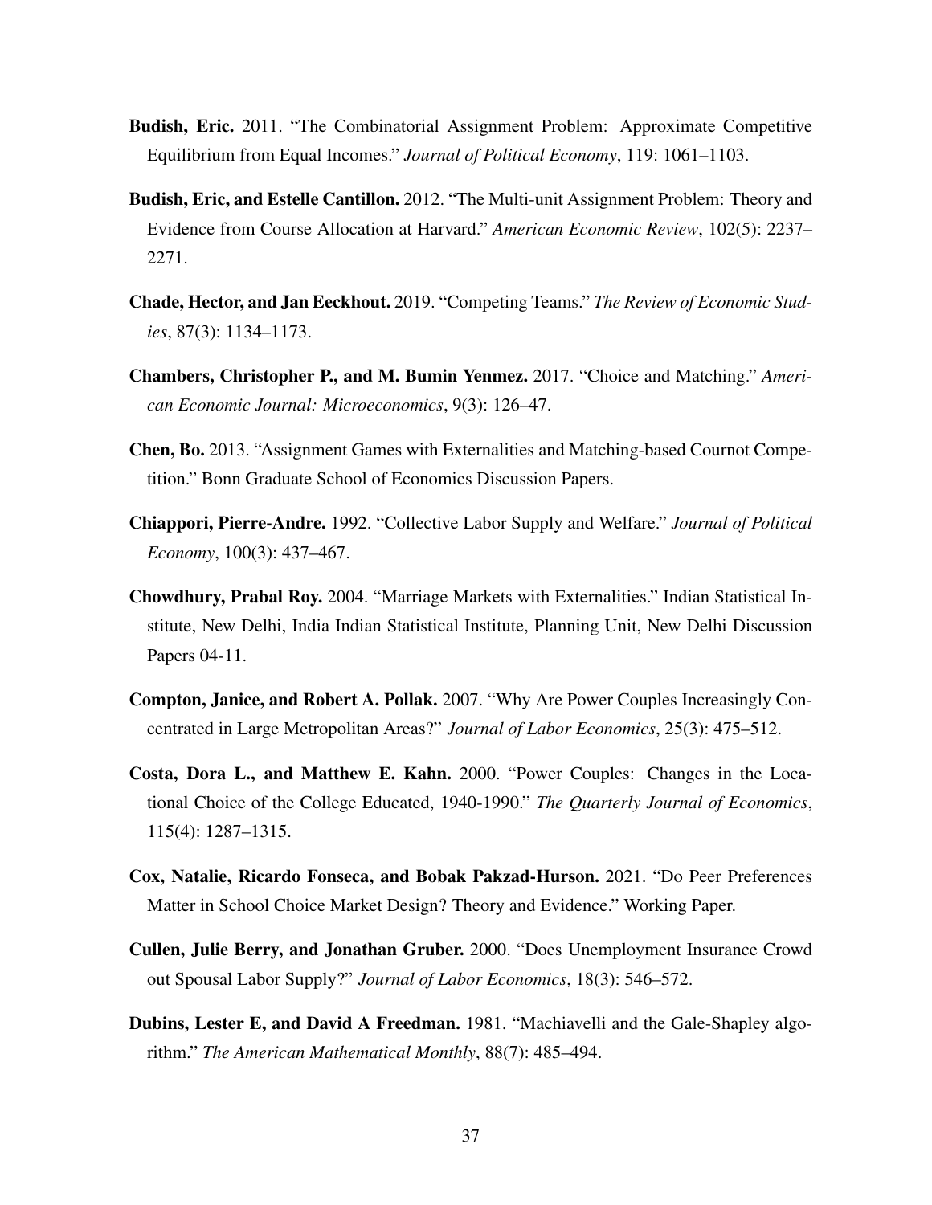**Budish, Eric.** 2011. "The Combinatorial Assignment Problem: Approximate Competitive Equilibrium from Equal Incomes." *Journal of Political Economy*, 119: 1061–1103.

**Budish, Eric, and Estelle Cantillon.** 2012. "The Multi-unit Assignment Problem: Theory and Evidence from Course Allocation at Harvard." *American Economic Review*, 102(5): 2237–2271.

**Chade, Hector, and Jan Eeckhout.** 2019. "Competing Teams." *The Review of Economic Studies*, 87(3): 1134–1173.

**Chambers, Christopher P., and M. Bumin Yenmez.** 2017. "Choice and Matching." *American Economic Journal: Microeconomics*, 9(3): 126–47.

**Chen, Bo.** 2013. "Assignment Games with Externalities and Matching-based Cournot Competition." Bonn Graduate School of Economics Discussion Papers.

**Chiappori, Pierre-Andre.** 1992. "Collective Labor Supply and Welfare." *Journal of Political Economy*, 100(3): 437–467.

**Chowdhury, Prabal Roy.** 2004. "Marriage Markets with Externalities." Indian Statistical Institute, New Delhi, India Indian Statistical Institute, Planning Unit, New Delhi Discussion Papers 04-11.

**Compton, Janice, and Robert A. Pollak.** 2007. "Why Are Power Couples Increasingly Concentrated in Large Metropolitan Areas?" *Journal of Labor Economics*, 25(3): 475–512.

**Costa, Dora L., and Matthew E. Kahn.** 2000. "Power Couples: Changes in the Locational Choice of the College Educated, 1940-1990." *The Quarterly Journal of Economics*, 115(4): 1287–1315.

**Cox, Natalie, Ricardo Fonseca, and Bobak Pakzad-Hurson.** 2021. "Do Peer Preferences Matter in School Choice Market Design? Theory and Evidence." Working Paper.

**Cullen, Julie Berry, and Jonathan Gruber.** 2000. "Does Unemployment Insurance Crowd out Spousal Labor Supply?" *Journal of Labor Economics*, 18(3): 546–572.

**Dubins, Lester E, and David A Freedman.** 1981. "Machiavelli and the Gale-Shapley algorithm." *The American Mathematical Monthly*, 88(7): 485–494.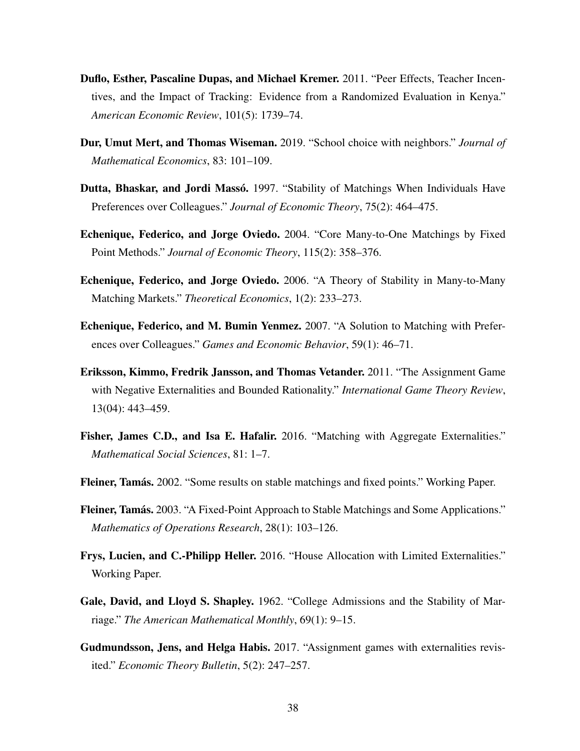**Duflo, Esther, Pascaline Dupas, and Michael Kremer.** 2011. "Peer Effects, Teacher Incentives, and the Impact of Tracking: Evidence from a Randomized Evaluation in Kenya." *American Economic Review*, 101(5): 1739–74.

**Dur, Umut Mert, and Thomas Wiseman.** 2019. "School choice with neighbors." *Journal of Mathematical Economics*, 83: 101–109.

**Dutta, Bhaskar, and Jordi Massó.** 1997. "Stability of Matchings When Individuals Have Preferences over Colleagues." *Journal of Economic Theory*, 75(2): 464–475.

**Echenique, Federico, and Jorge Oviedo.** 2004. "Core Many-to-One Matchings by Fixed Point Methods." *Journal of Economic Theory*, 115(2): 358–376.

**Echenique, Federico, and Jorge Oviedo.** 2006. "A Theory of Stability in Many-to-Many Matching Markets." *Theoretical Economics*, 1(2): 233–273.

**Echenique, Federico, and M. Bumin Yenmez.** 2007. "A Solution to Matching with Preferences over Colleagues." *Games and Economic Behavior*, 59(1): 46–71.

**Eriksson, Kimmo, Fredrik Jansson, and Thomas Vetander.** 2011. "The Assignment Game with Negative Externalities and Bounded Rationality." *International Game Theory Review*, 13(04): 443–459.

**Fisher, James C.D., and Isa E. Hafalir.** 2016. "Matching with Aggregate Externalities." *Mathematical Social Sciences*, 81: 1–7.

**Fleiner, Tamás.** 2002. "Some results on stable matchings and fixed points." Working Paper.

**Fleiner, Tamás.** 2003. "A Fixed-Point Approach to Stable Matchings and Some Applications." *Mathematics of Operations Research*, 28(1): 103–126.

**Frys, Lucien, and C.-Philipp Heller.** 2016. "House Allocation with Limited Externalities." Working Paper.

**Gale, David, and Lloyd S. Shapley.** 1962. "College Admissions and the Stability of Marriage." *The American Mathematical Monthly*, 69(1): 9–15.

**Gudmundsson, Jens, and Helga Habis.** 2017. "Assignment games with externalities revisited." *Economic Theory Bulletin*, 5(2): 247–257.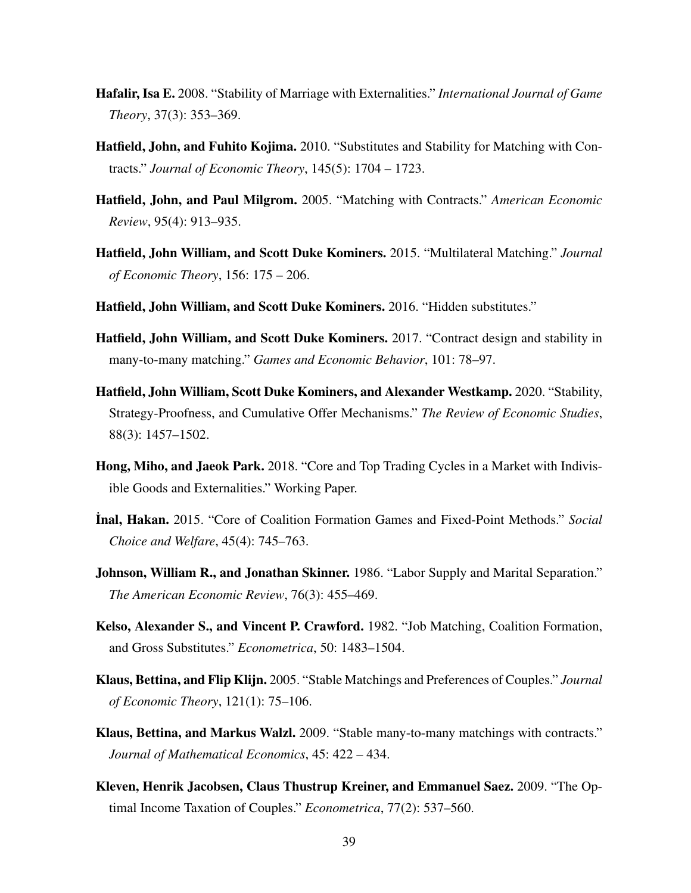**Hafalir, Isa E.** 2008. "Stability of Marriage with Externalities." *International Journal of Game Theory*, 37(3): 353–369.

**Hatfield, John, and Fuhito Kojima.** 2010. "Substitutes and Stability for Matching with Contracts." *Journal of Economic Theory*, 145(5): 1704 – 1723.

**Hatfield, John, and Paul Milgrom.** 2005. "Matching with Contracts." *American Economic Review*, 95(4): 913–935.

**Hatfield, John William, and Scott Duke Kominers.** 2015. "Multilateral Matching." *Journal of Economic Theory*, 156: 175 – 206.

**Hatfield, John William, and Scott Duke Kominers.** 2016. "Hidden substitutes."

**Hatfield, John William, and Scott Duke Kominers.** 2017. "Contract design and stability in many-to-many matching." *Games and Economic Behavior*, 101: 78–97.

**Hatfield, John William, Scott Duke Kominers, and Alexander Westkamp.** 2020. "Stability, Strategy-Proofness, and Cumulative Offer Mechanisms." *The Review of Economic Studies*, 88(3): 1457–1502.

**Hong, Miho, and Jaeok Park.** 2018. "Core and Top Trading Cycles in a Market with Indivisible Goods and Externalities." Working Paper.

**İnal, Hakan.** 2015. "Core of Coalition Formation Games and Fixed-Point Methods." *Social Choice and Welfare*, 45(4): 745–763.

**Johnson, William R., and Jonathan Skinner.** 1986. "Labor Supply and Marital Separation." *The American Economic Review*, 76(3): 455–469.

**Kelso, Alexander S., and Vincent P. Crawford.** 1982. "Job Matching, Coalition Formation, and Gross Substitutes." *Econometrica*, 50: 1483–1504.

**Klaus, Bettina, and Flip Klijn.** 2005. "Stable Matchings and Preferences of Couples." *Journal of Economic Theory*, 121(1): 75–106.

**Klaus, Bettina, and Markus Walzl.** 2009. "Stable many-to-many matchings with contracts." *Journal of Mathematical Economics*, 45: 422 – 434.

**Kleven, Henrik Jacobsen, Claus Thustrup Kreiner, and Emmanuel Saez.** 2009. "The Optimal Income Taxation of Couples." *Econometrica*, 77(2): 537–560.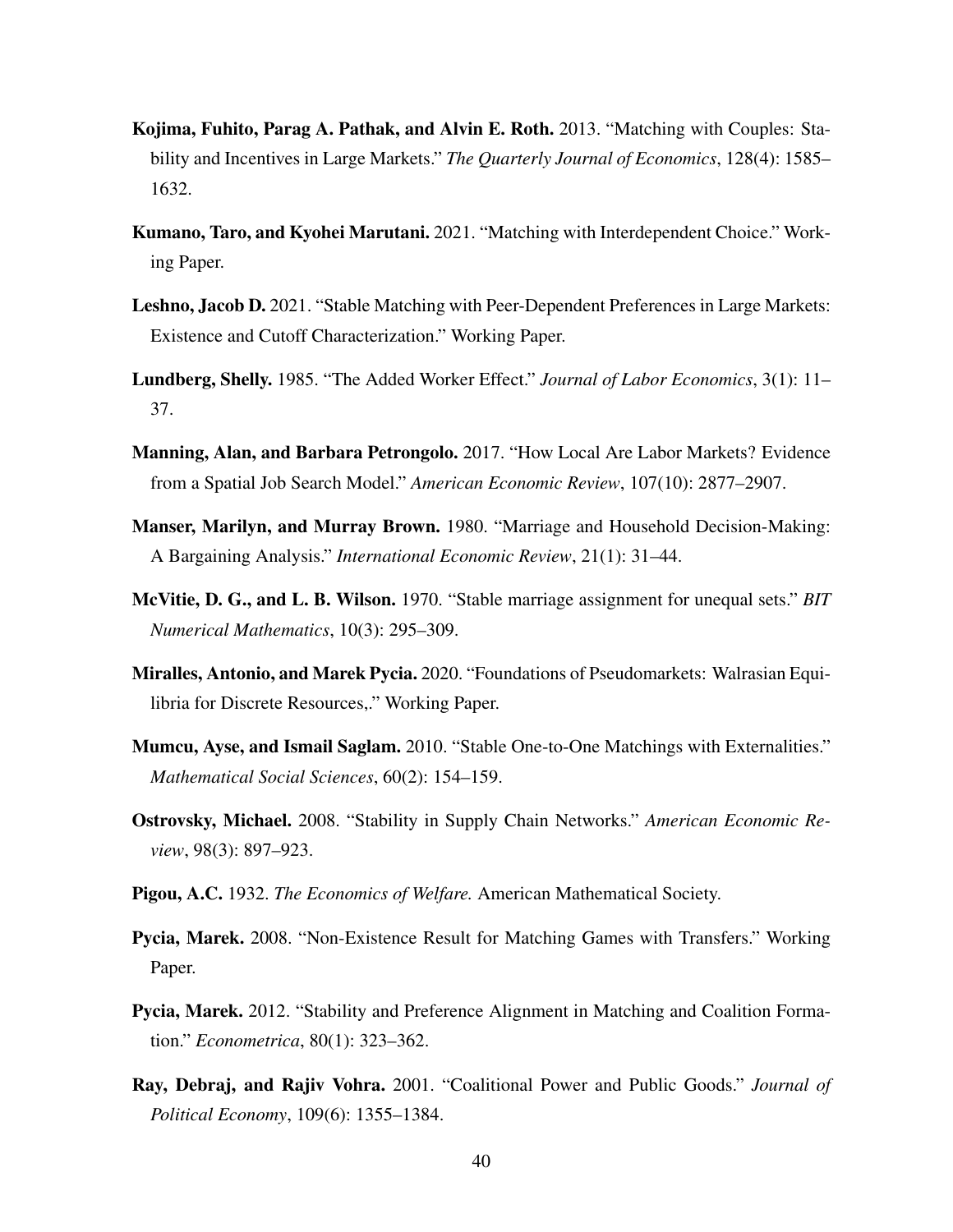**Kojima, Fuhito, Parag A. Pathak, and Alvin E. Roth.** 2013. "Matching with Couples: Stability and Incentives in Large Markets." *The Quarterly Journal of Economics*, 128(4): 1585–1632.

**Kumano, Taro, and Kyohei Marutani.** 2021. "Matching with Interdependent Choice." Working Paper.

**Leshno, Jacob D.** 2021. "Stable Matching with Peer-Dependent Preferences in Large Markets: Existence and Cutoff Characterization." Working Paper.

**Lundberg, Shelly.** 1985. "The Added Worker Effect." *Journal of Labor Economics*, 3(1): 11–37.

**Manning, Alan, and Barbara Petrongolo.** 2017. "How Local Are Labor Markets? Evidence from a Spatial Job Search Model." *American Economic Review*, 107(10): 2877–2907.

**Manser, Marilyn, and Murray Brown.** 1980. "Marriage and Household Decision-Making: A Bargaining Analysis." *International Economic Review*, 21(1): 31–44.

**McVitie, D. G., and L. B. Wilson.** 1970. "Stable marriage assignment for unequal sets." *BIT Numerical Mathematics*, 10(3): 295–309.

**Miralles, Antonio, and Marek Pycia.** 2020. "Foundations of Pseudomarkets: Walrasian Equilibria for Discrete Resources,." Working Paper.

**Mumcu, Ayse, and Ismail Saglam.** 2010. "Stable One-to-One Matchings with Externalities." *Mathematical Social Sciences*, 60(2): 154–159.

**Ostrovsky, Michael.** 2008. "Stability in Supply Chain Networks." *American Economic Review*, 98(3): 897–923.

**Pigou, A.C.** 1932. *The Economics of Welfare.* American Mathematical Society.

**Pycia, Marek.** 2008. "Non-Existence Result for Matching Games with Transfers." Working Paper.

**Pycia, Marek.** 2012. "Stability and Preference Alignment in Matching and Coalition Formation." *Econometrica*, 80(1): 323–362.

**Ray, Debraj, and Rajiv Vohra.** 2001. "Coalitional Power and Public Goods." *Journal of Political Economy*, 109(6): 1355–1384.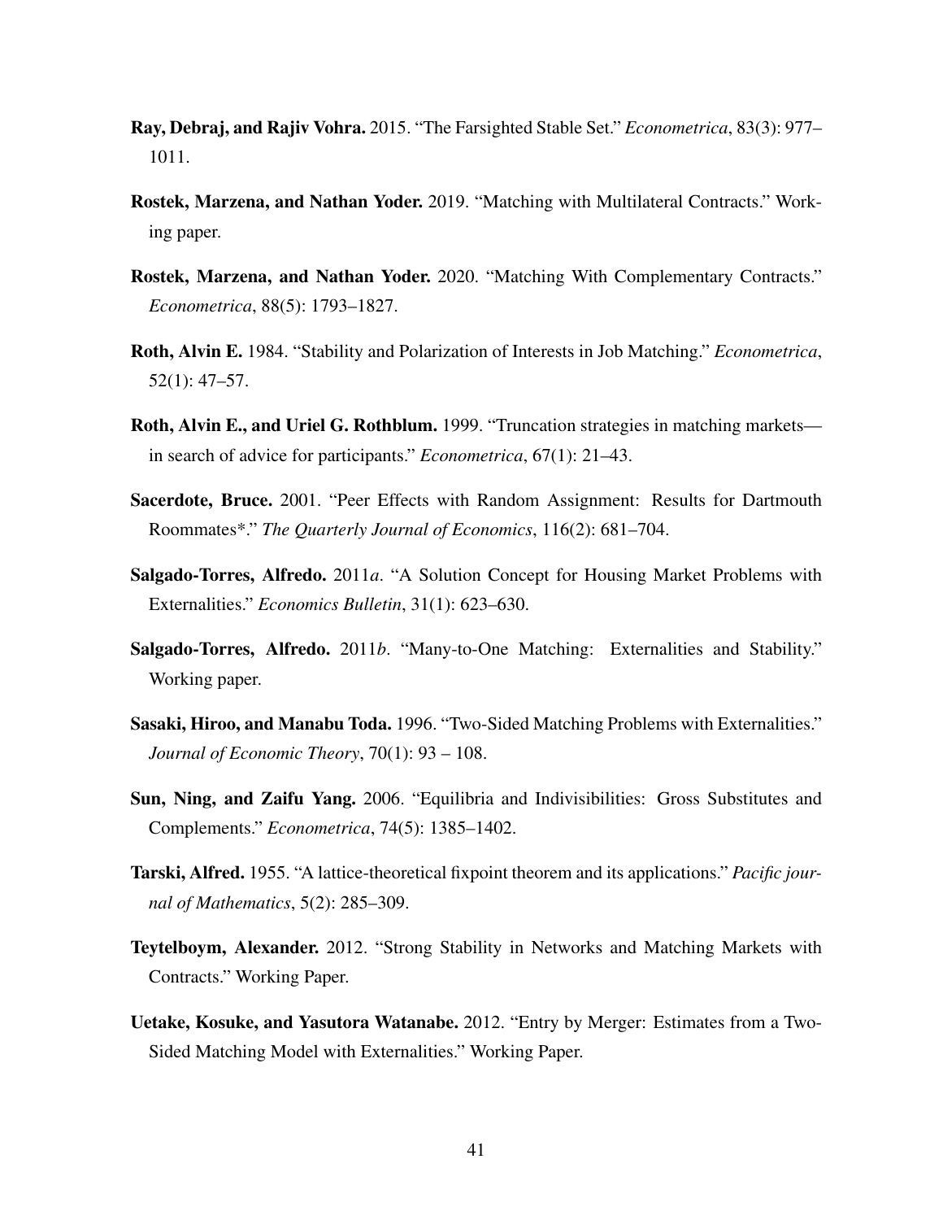**Ray, Debraj, and Rajiv Vohra.** 2015. "The Farsighted Stable Set." *Econometrica*, 83(3): 977–1011.

**Rostek, Marzena, and Nathan Yoder.** 2019. "Matching with Multilateral Contracts." Working paper.

**Rostek, Marzena, and Nathan Yoder.** 2020. "Matching With Complementary Contracts." *Econometrica*, 88(5): 1793–1827.

**Roth, Alvin E.** 1984. "Stability and Polarization of Interests in Job Matching." *Econometrica*, 52(1): 47–57.

**Roth, Alvin E., and Uriel G. Rothblum.** 1999. "Truncation strategies in matching markets—in search of advice for participants." *Econometrica*, 67(1): 21–43.

**Sacerdote, Bruce.** 2001. "Peer Effects with Random Assignment: Results for Dartmouth Roommates*." *The Quarterly Journal of Economics*, 116(2): 681–704.

**Salgado-Torres, Alfredo.** 2011*a*. "A Solution Concept for Housing Market Problems with Externalities." *Economics Bulletin*, 31(1): 623–630.

**Salgado-Torres, Alfredo.** 2011*b*. "Many-to-One Matching: Externalities and Stability." Working paper.

**Sasaki, Hiroo, and Manabu Toda.** 1996. "Two-Sided Matching Problems with Externalities." *Journal of Economic Theory*, 70(1): 93 – 108.

**Sun, Ning, and Zaifu Yang.** 2006. "Equilibria and Indivisibilities: Gross Substitutes and Complements." *Econometrica*, 74(5): 1385–1402.

**Tarski, Alfred.** 1955. "A lattice-theoretical fixpoint theorem and its applications." *Pacific journal of Mathematics*, 5(2): 285–309.

**Teytelboym, Alexander.** 2012. "Strong Stability in Networks and Matching Markets with Contracts." Working Paper.

**Uetake, Kosuke, and Yasutora Watanabe.** 2012. "Entry by Merger: Estimates from a Two-Sided Matching Model with Externalities." Working Paper.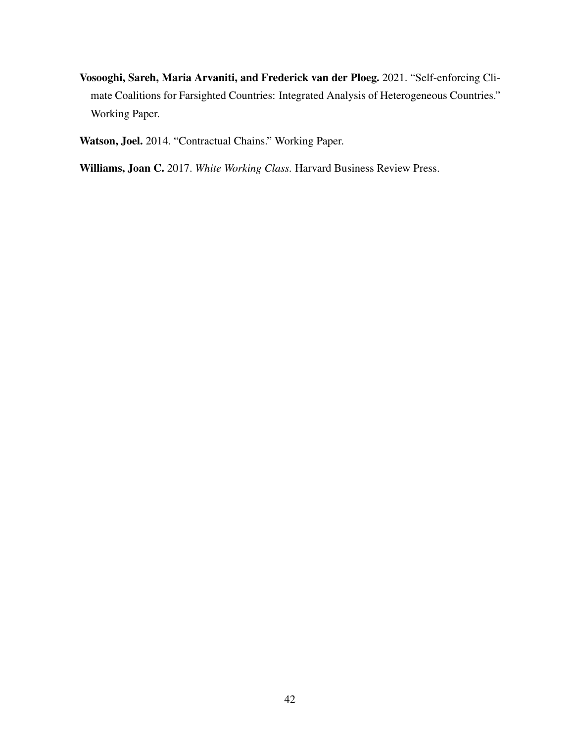**Vosooghi, Sareh, Maria Arvaniti, and Frederick van der Ploeg.** 2021. "Self-enforcing Climate Coalitions for Farsighted Countries: Integrated Analysis of Heterogeneous Countries." Working Paper.

**Watson, Joel.** 2014. "Contractual Chains." Working Paper.

**Williams, Joan C.** 2017. *White Working Class.* Harvard Business Review Press.